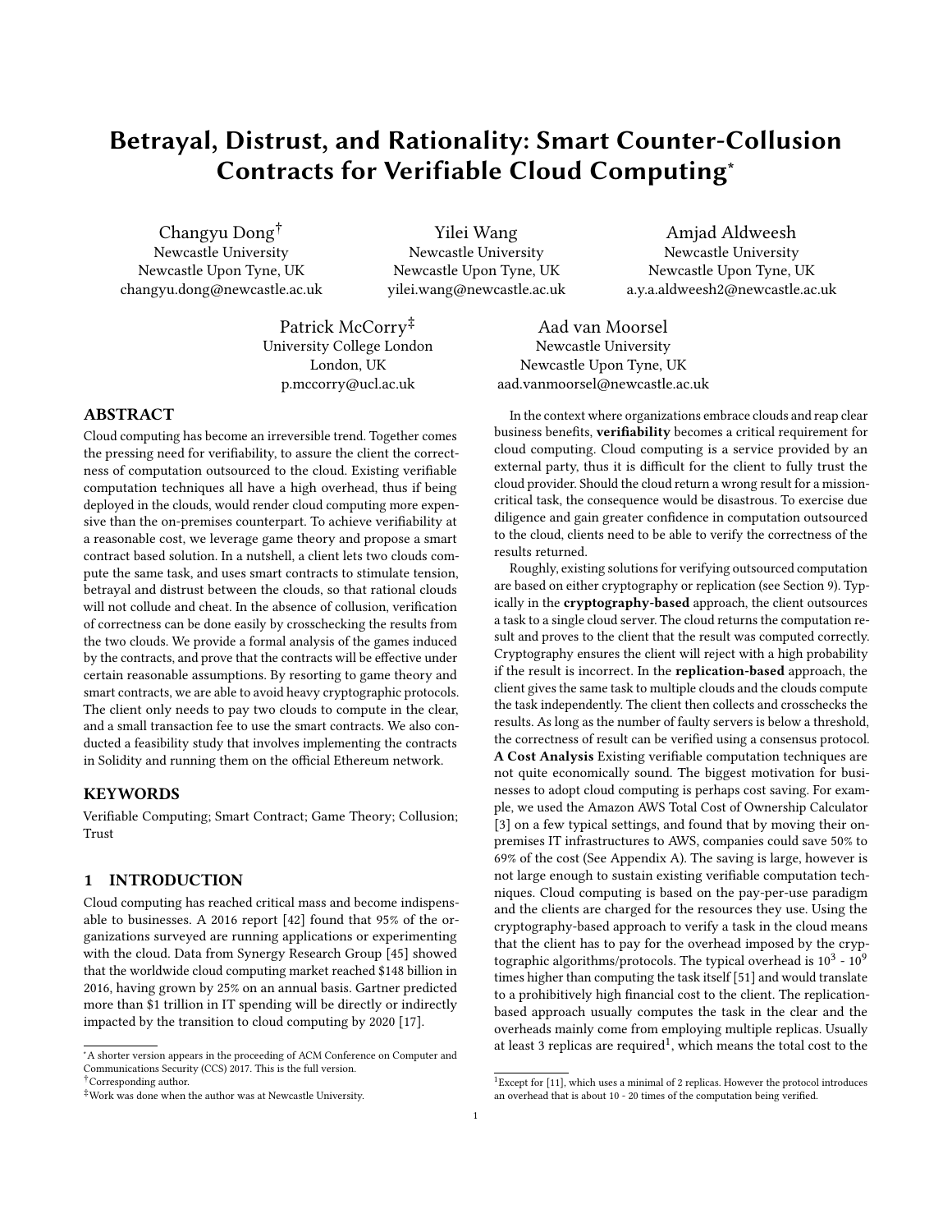# Betrayal, Distrust, and Rationality: Smart Counter-Collusion Contracts for Verifiable Cloud Computing[*]

Changyu Dong[†]
Newcastle University
Newcastle Upon Tyne, UK
changyu.dong@newcastle.ac.uk

Yilei Wang
Newcastle University
Newcastle Upon Tyne, UK
yilei.wang@newcastle.ac.uk

Amjad Aldweesh
Newcastle University
Newcastle Upon Tyne, UK
a.y.a.aldweesh2@newcastle.ac.uk

Patrick McCorry[‡]
University College London
London, UK
p.mccorry@ucl.ac.uk

Aad van Moorsel
Newcastle University
Newcastle Upon Tyne, UK
aad.vanmoorsel@newcastle.ac.uk

## ABSTRACT

Cloud computing has become an irreversible trend. Together comes the pressing need for verifiability, to assure the client the correctness of computation outsourced to the cloud. Existing verifiable computation techniques all have a high overhead, thus if being deployed in the clouds, would render cloud computing more expensive than the on-premises counterpart. To achieve verifiability at a reasonable cost, we leverage game theory and propose a smart contract based solution. In a nutshell, a client lets two clouds compute the same task, and uses smart contracts to stimulate tension, betrayal and distrust between the clouds, so that rational clouds will not collude and cheat. In the absence of collusion, verification of correctness can be done easily by crosschecking the results from the two clouds. We provide a formal analysis of the games induced by the contracts, and prove that the contracts will be effective under certain reasonable assumptions. By resorting to game theory and smart contracts, we are able to avoid heavy cryptographic protocols. The client only needs to pay two clouds to compute in the clear, and a small transaction fee to use the smart contracts. We also conducted a feasibility study that involves implementing the contracts in Solidity and running them on the official Ethereum network.

## KEYWORDS

Verifiable Computing; Smart Contract; Game Theory; Collusion; Trust

## 1 INTRODUCTION

Cloud computing has reached critical mass and become indispensable to businesses. A 2016 report [42] found that 95% of the organizations surveyed are running applications or experimenting with the cloud. Data from Synergy Research Group [45] showed that the worldwide cloud computing market reached $148 billion in 2016, having grown by 25% on an annual basis. Gartner predicted more than $1 trillion in IT spending will be directly or indirectly impacted by the transition to cloud computing by 2020 [17].

In the context where organizations embrace clouds and reap clear business benefits, **verifiability** becomes a critical requirement for cloud computing. Cloud computing is a service provided by an external party, thus it is difficult for the client to fully trust the cloud provider. Should the cloud return a wrong result for a mission-critical task, the consequence would be disastrous. To exercise due diligence and gain greater confidence in computation outsourced to the cloud, clients need to be able to verify the correctness of the results returned.

Roughly, existing solutions for verifying outsourced computation are based on either cryptography or replication (see Section 9). Typically in the **cryptography-based** approach, the client outsources a task to a single cloud server. The cloud returns the computation result and proves to the client that the result was computed correctly. Cryptography ensures the client will reject with a high probability if the result is incorrect. In the **replication-based** approach, the client gives the same task to multiple clouds and the clouds compute the task independently. The client then collects and crosschecks the results. As long as the number of faulty servers is below a threshold, the correctness of result can be verified using a consensus protocol.

**A Cost Analysis** Existing verifiable computation techniques are not quite economically sound. The biggest motivation for businesses to adopt cloud computing is perhaps cost saving. For example, we used the Amazon AWS Total Cost of Ownership Calculator [3] on a few typical settings, and found that by moving their on-premises IT infrastructures to AWS, companies could save 50% to 69% of the cost (See Appendix A). The saving is large, however is not large enough to sustain existing verifiable computation techniques. Cloud computing is based on the pay-per-use paradigm and the clients are charged for the resources they use. Using the cryptography-based approach to verify a task in the cloud means that the client has to pay for the overhead imposed by the cryptographic algorithms/protocols. The typical overhead is $10^3$ - $10^9$ times higher than computing the task itself [51] and would translate to a prohibitively high financial cost to the client. The replication-based approach usually computes the task in the clear and the overheads mainly come from employing multiple replicas. Usually at least 3 replicas are required[1], which means the total cost to the

---

[*]A shorter version appears in the proceeding of ACM Conference on Computer and Communications Security (CCS) 2017. This is the full version.

[†]Corresponding author.

[‡]Work was done when the author was at Newcastle University.

[1]Except for [11], which uses a minimal of 2 replicas. However the protocol introduces an overhead that is about 10 - 20 times of the computation being verified.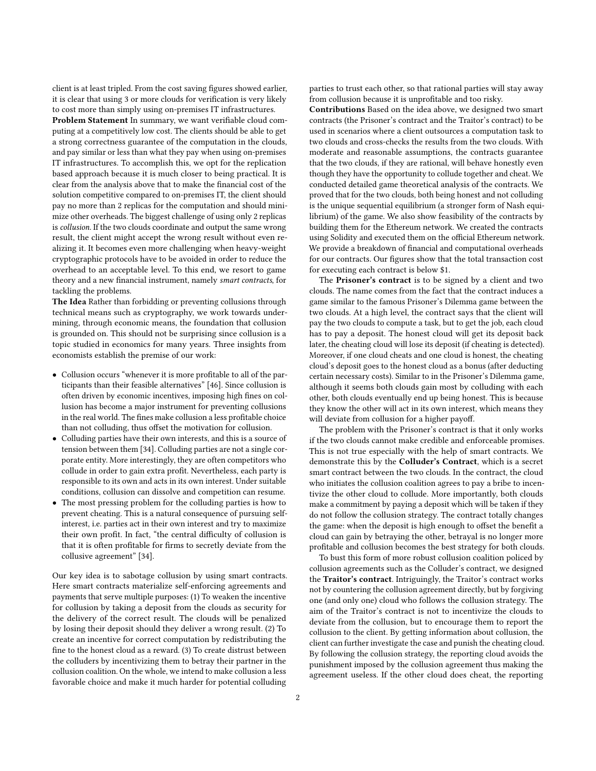client is at least tripled. From the cost saving figures showed earlier, it is clear that using 3 or more clouds for verification is very likely to cost more than simply using on-premises IT infrastructures.

**Problem Statement** In summary, we want verifiable cloud computing at a competitively low cost. The clients should be able to get a strong correctness guarantee of the computation in the clouds, and pay similar or less than what they pay when using on-premises IT infrastructures. To accomplish this, we opt for the replication based approach because it is much closer to being practical. It is clear from the analysis above that to make the financial cost of the solution competitive compared to on-premises IT, the client should pay no more than 2 replicas for the computation and should minimize other overheads. The biggest challenge of using only 2 replicas is *collusion*. If the two clouds coordinate and output the same wrong result, the client might accept the wrong result without even realizing it. It becomes even more challenging when heavy-weight cryptographic protocols have to be avoided in order to reduce the overhead to an acceptable level. To this end, we resort to game theory and a new financial instrument, namely *smart contracts*, for tackling the problems.

**The Idea** Rather than forbidding or preventing collusions through technical means such as cryptography, we work towards undermining, through economic means, the foundation that collusion is grounded on. This should not be surprising since collusion is a topic studied in economics for many years. Three insights from economists establish the premise of our work:

- Collusion occurs "whenever it is more profitable to all of the participants than their feasible alternatives" [46]. Since collusion is often driven by economic incentives, imposing high fines on collusion has become a major instrument for preventing collusions in the real world. The fines make collusion a less profitable choice than not colluding, thus offset the motivation for collusion.
- Colluding parties have their own interests, and this is a source of tension between them [34]. Colluding parties are not a single corporate entity. More interestingly, they are often competitors who collude in order to gain extra profit. Nevertheless, each party is responsible to its own and acts in its own interest. Under suitable conditions, collusion can dissolve and competition can resume.
- The most pressing problem for the colluding parties is how to prevent cheating. This is a natural consequence of pursuing self-interest, i.e. parties act in their own interest and try to maximize their own profit. In fact, "the central difficulty of collusion is that it is often profitable for firms to secretly deviate from the collusive agreement" [34].

Our key idea is to sabotage collusion by using smart contracts. Here smart contracts materialize self-enforcing agreements and payments that serve multiple purposes: (1) To weaken the incentive for collusion by taking a deposit from the clouds as security for the delivery of the correct result. The clouds will be penalized by losing their deposit should they deliver a wrong result. (2) To create an incentive for correct computation by redistributing the fine to the honest cloud as a reward. (3) To create distrust between the colluders by incentivizing them to betray their partner in the collusion coalition. On the whole, we intend to make collusion a less favorable choice and make it much harder for potential colluding parties to trust each other, so that rational parties will stay away from collusion because it is unprofitable and too risky.

**Contributions** Based on the idea above, we designed two smart contracts (the Prisoner's contract and the Traitor's contract) to be used in scenarios where a client outsources a computation task to two clouds and cross-checks the results from the two clouds. With moderate and reasonable assumptions, the contracts guarantee that the two clouds, if they are rational, will behave honestly even though they have the opportunity to collude together and cheat. We conducted detailed game theoretical analysis of the contracts. We proved that for the two clouds, both being honest and not colluding is the unique sequential equilibrium (a stronger form of Nash equilibrium) of the game. We also show feasibility of the contracts by building them for the Ethereum network. We created the contracts using Solidity and executed them on the official Ethereum network. We provide a breakdown of financial and computational overheads for our contracts. Our figures show that the total transaction cost for executing each contract is below $1.

The **Prisoner's contract** is to be signed by a client and two clouds. The name comes from the fact that the contract induces a game similar to the famous Prisoner's Dilemma game between the two clouds. At a high level, the contract says that the client will pay the two clouds to compute a task, but to get the job, each cloud has to pay a deposit. The honest cloud will get its deposit back later, the cheating cloud will lose its deposit (if cheating is detected). Moreover, if one cloud cheats and one cloud is honest, the cheating cloud's deposit goes to the honest cloud as a bonus (after deducting certain necessary costs). Similar to in the Prisoner's Dilemma game, although it seems both clouds gain most by colluding with each other, both clouds eventually end up being honest. This is because they know the other will act in its own interest, which means they will deviate from collusion for a higher payoff.

The problem with the Prisoner's contract is that it only works if the two clouds cannot make credible and enforceable promises. This is not true especially with the help of smart contracts. We demonstrate this by the **Colluder's Contract**, which is a secret smart contract between the two clouds. In the contract, the cloud who initiates the collusion coalition agrees to pay a bribe to incentivize the other cloud to collude. More importantly, both clouds make a commitment by paying a deposit which will be taken if they do not follow the collusion strategy. The contract totally changes the game: when the deposit is high enough to offset the benefit a cloud can gain by betraying the other, betrayal is no longer more profitable and collusion becomes the best strategy for both clouds.

To bust this form of more robust collusion coalition policed by collusion agreements such as the Colluder's contract, we designed the **Traitor's contract**. Intriguingly, the Traitor's contract works not by countering the collusion agreement directly, but by forgiving one (and only one) cloud who follows the collusion strategy. The aim of the Traitor's contract is not to incentivize the clouds to deviate from the collusion, but to encourage them to report the collusion to the client. By getting information about collusion, the client can further investigate the case and punish the cheating cloud. By following the collusion strategy, the reporting cloud avoids the punishment imposed by the collusion agreement thus making the agreement useless. If the other cloud does cheat, the reporting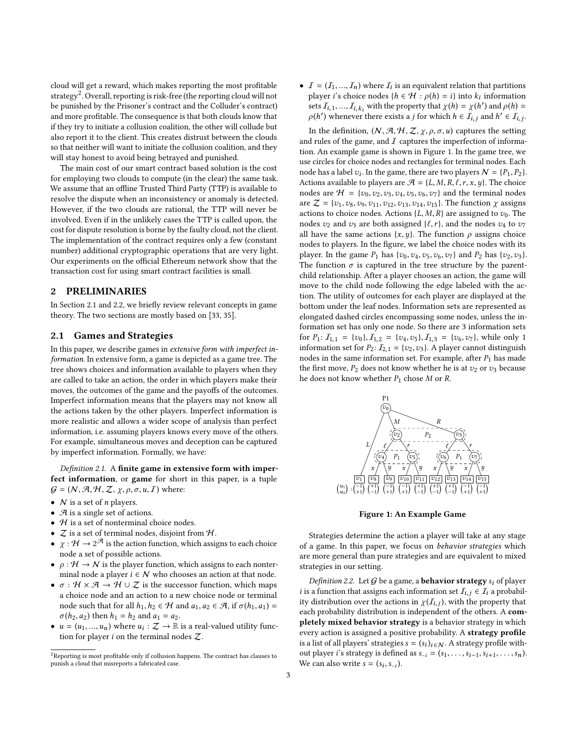cloud will get a reward, which makes reporting the most profitable strategy[2]. Overall, reporting is risk-free (the reporting cloud will not be punished by the Prisoner's contract and the Colluder's contract) and more profitable. The consequence is that both clouds know that if they try to initiate a collusion coalition, the other will collude but also report it to the client. This creates distrust between the clouds so that neither will want to initiate the collusion coalition, and they will stay honest to avoid being betrayed and punished.

The main cost of our smart contract based solution is the cost for employing two clouds to compute (in the clear) the same task. We assume that an offline Trusted Third Party (TTP) is available to resolve the dispute when an inconsistency or anomaly is detected. However, if the two clouds are rational, the TTP will never be involved. Even if in the unlikely cases the TTP is called upon, the cost for dispute resolution is borne by the faulty cloud, not the client. The implementation of the contract requires only a few (constant number) additional cryptographic operations that are very light. Our experiments on the official Ethereum network show that the transaction cost for using smart contract facilities is small.

## 2 PRELIMINARIES

In Section 2.1 and 2.2, we briefly review relevant concepts in game theory. The two sections are mostly based on [33, 35].

### 2.1 Games and Strategies

In this paper, we describe games in *extensive form with imperfect information*. In extensive form, a game is depicted as a game tree. The tree shows choices and information available to players when they are called to take an action, the order in which players make their moves, the outcomes of the game and the payoffs of the outcomes. Imperfect information means that the players may not know all the actions taken by the other players. Imperfect information is more realistic and allows a wider scope of analysis than perfect information, i.e. assuming players knows every move of the others. For example, simultaneous moves and deception can be captured by imperfect information. Formally, we have:

*Definition 2.1.* A **finite game in extensive form with imperfect information**, or **game** for short in this paper, is a tuple $\mathcal{G} = (\mathcal{N}, \mathcal{A}, \mathcal{H}, \mathcal{Z}, \chi, \rho, \sigma, u, \mathcal{I})$ where:

- $\mathcal{N}$ is a set of $n$ players.
- $\mathcal{A}$ is a single set of actions.
- $\mathcal{H}$ is a set of nonterminal choice nodes.
- $\mathcal{Z}$ is a set of terminal nodes, disjoint from $\mathcal{H}$.
- $\chi : \mathcal{H} \to 2^{\mathcal{A}}$ is the action function, which assigns to each choice node a set of possible actions.
- $\rho : \mathcal{H} \to \mathcal{N}$ is the player function, which assigns to each nonterminal node a player $i \in \mathcal{N}$ who chooses an action at that node.
- $\sigma : \mathcal{H} \times \mathcal{A} \to \mathcal{H} \cup \mathcal{Z}$ is the successor function, which maps a choice node and an action to a new choice node or terminal node such that for all $h_1, h_2 \in \mathcal{H}$ and $a_1, a_2 \in \mathcal{A}$, if $\sigma(h_1, a_1) = \sigma(h_2, a_2)$ then $h_1 = h_2$ and $a_1 = a_2$.
- $u = (u_1, ..., u_n)$ where $u_i : \mathcal{Z} \to \mathbb{R}$ is a real-valued utility function for player $i$ on the terminal nodes $\mathcal{Z}$.
- $\mathcal{I} = (\mathcal{I}_1, ..., \mathcal{I}_n)$ where $\mathcal{I}_i$ is an equivalent relation that partitions player $i$'s choice nodes $\{h \in \mathcal{H} : \rho(h) = i\}$ into $k_i$ information sets $\mathcal{I}_{i,1}, ..., \mathcal{I}_{i,k_i}$ with the property that $\chi(h) = \chi(h')$ and $\rho(h) = \rho(h')$ whenever there exists a $j$ for which $h \in \mathcal{I}_{i,j}$ and $h' \in \mathcal{I}_{i,j}$.

In the definition, $(\mathcal{N}, \mathcal{A}, \mathcal{H}, \mathcal{Z}, \chi, \rho, \sigma, u)$ captures the setting and rules of the game, and $\mathcal{I}$ captures the imperfection of information. An example game is shown in Figure 1. In the game tree, we use circles for choice nodes and rectangles for terminal nodes. Each node has a label $v_i$. In the game, there are two players $\mathcal{N} = \{P_1, P_2\}$. Actions available to players are $\mathcal{A} = \{L, M, R, \ell, r, x, y\}$. The choice nodes are $\mathcal{H} = \{v_0, v_2, v_3, v_4, v_5, v_6, v_7\}$ and the terminal nodes are $\mathcal{Z} = \{v_1, v_8, v_9, v_{11}, v_{12}, v_{13}, v_{14}, v_{15}\}$. The function $\chi$ assigns actions to choice nodes. Actions $\{L, M, R\}$ are assigned to $v_0$. The nodes $v_2$ and $v_3$ are both assigned $\{\ell, r\}$, and the nodes $v_4$ to $v_7$ all have the same actions $\{x, y\}$. The function $\rho$ assigns choice nodes to players. In the figure, we label the choice nodes with its player. In the game $P_1$ has $\{v_0, v_4, v_5, v_6, v_7\}$ and $P_2$ has $\{v_2, v_3\}$. The function $\sigma$ is captured in the tree structure by the parent-child relationship. After a player chooses an action, the game will move to the child node following the edge labeled with the action. The utility of outcomes for each player are displayed at the bottom under the leaf nodes. Information sets are represented as elongated dashed circles encompassing some nodes, unless the information set has only one node. So there are 3 information sets for $P_1$: $\mathcal{I}_{1,1} = \{v_0\}, \mathcal{I}_{1,2} = \{v_4, v_5\}, \mathcal{I}_{1,3} = \{v_6, v_7\}$, while only 1 information set for $P_2$: $\mathcal{I}_{2,1} = \{v_2, v_3\}$. A player cannot distinguish nodes in the same information set. For example, after $P_1$ has made the first move, $P_2$ does not know whether he is at $v_2$ or $v_3$ because he does not know whether $P_1$ chose $M$ or $R$.

**Figure 1: An Example Game**

Strategies determine the action a player will take at any stage of a game. In this paper, we focus on *behavior strategies* which are more general than pure strategies and are equivalent to mixed strategies in our setting.

*Definition 2.2.* Let $\mathcal{G}$ be a game, a **behavior strategy** $s_i$ of player $i$ is a function that assigns each information set $\mathcal{I}_{i,j} \in \mathcal{I}_i$ a probability distribution over the actions in $\chi(\mathcal{I}_{i,j})$, with the property that each probability distribution is independent of the others. A **completely mixed behavior strategy** is a behavior strategy in which every action is assigned a positive probability. A **strategy profile** is a list of all players' strategies $s = (s_i)_{i \in \mathcal{N}}$. A strategy profile without player $i$'s strategy is defined as $s_{-i} = (s_1, \ldots, s_{i-1}, s_{i+1}, \ldots, s_n)$. We can also write $s = (s_i, s_{-i})$.

[2] Reporting is most profitable only if collusion happens. The contract has clauses to punish a cloud that misreports a fabricated case.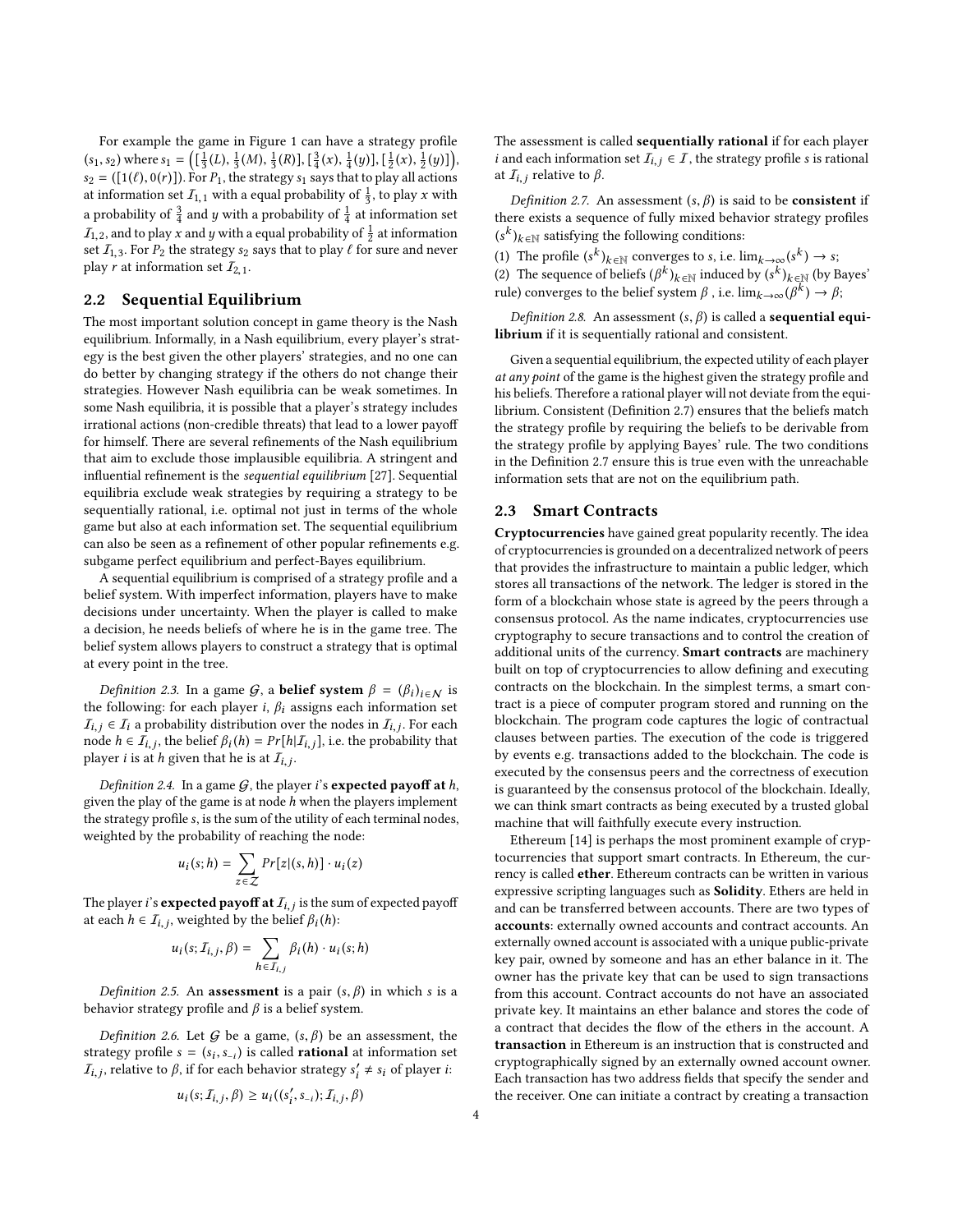For example the game in Figure 1 can have a strategy profile $(s_1, s_2)$ where $s_1 = \left([\frac{1}{3}(L), \frac{1}{3}(M), \frac{1}{3}(R)], [\frac{3}{4}(x), \frac{1}{4}(y)], [\frac{1}{2}(x), \frac{1}{2}(y)]\right)$, $s_2 = ([1(\ell), 0(r)])$. For $P_1$, the strategy $s_1$ says that to play all actions at information set $\mathcal{I}_{1,1}$ with a equal probability of $\frac{1}{3}$, to play $x$ with a probability of $\frac{3}{4}$ and $y$ with a probability of $\frac{1}{4}$ at information set $\mathcal{I}_{1,2}$, and to play $x$ and $y$ with a equal probability of $\frac{1}{2}$ at information set $\mathcal{I}_{1,3}$. For $P_2$ the strategy $s_2$ says that to play $\ell$ for sure and never play $r$ at information set $\mathcal{I}_{2,1}$.

## 2.2 Sequential Equilibrium

The most important solution concept in game theory is the Nash equilibrium. Informally, in a Nash equilibrium, every player's strategy is the best given the other players' strategies, and no one can do better by changing strategy if the others do not change their strategies. However Nash equilibria can be weak sometimes. In some Nash equilibria, it is possible that a player's strategy includes irrational actions (non-credible threats) that lead to a lower payoff for himself. There are several refinements of the Nash equilibrium that aim to exclude those implausible equilibria. A stringent and influential refinement is the *sequential equilibrium* [27]. Sequential equilibria exclude weak strategies by requiring a strategy to be sequentially rational, i.e. optimal not just in terms of the whole game but also at each information set. The sequential equilibrium can also be seen as a refinement of other popular refinements e.g. subgame perfect equilibrium and perfect-Bayes equilibrium.

A sequential equilibrium is comprised of a strategy profile and a belief system. With imperfect information, players have to make decisions under uncertainty. When the player is called to make a decision, he needs beliefs of where he is in the game tree. The belief system allows players to construct a strategy that is optimal at every point in the tree.

*Definition 2.3.* In a game $\mathcal{G}$, a **belief system** $\beta = (\beta_i)_{i \in \mathcal{N}}$ is the following: for each player $i$, $\beta_i$ assigns each information set $\mathcal{I}_{i,j} \in \mathcal{I}_i$ a probability distribution over the nodes in $\mathcal{I}_{i,j}$. For each node $h \in \mathcal{I}_{i,j}$, the belief $\beta_i(h) = Pr[h|\mathcal{I}_{i,j}]$, i.e. the probability that player $i$ is at $h$ given that he is at $\mathcal{I}_{i,j}$.

*Definition 2.4.* In a game $\mathcal{G}$, the player $i$'s **expected payoff at** $h$, given the play of the game is at node $h$ when the players implement the strategy profile $s$, is the sum of the utility of each terminal nodes, weighted by the probability of reaching the node:

$$u_i(s; h) = \sum_{z \in \mathcal{Z}} Pr[z|(s, h)] \cdot u_i(z)$$

The player $i$'s **expected payoff at** $\mathcal{I}_{i,j}$ is the sum of expected payoff at each $h \in \mathcal{I}_{i,j}$, weighted by the belief $\beta_i(h)$:

$$u_i(s; \mathcal{I}_{i,j}, \beta) = \sum_{h \in \mathcal{I}_{i,j}} \beta_i(h) \cdot u_i(s; h)$$

*Definition 2.5.* An **assessment** is a pair $(s, \beta)$ in which $s$ is a behavior strategy profile and $\beta$ is a belief system.

*Definition 2.6.* Let $\mathcal{G}$ be a game, $(s, \beta)$ be an assessment, the strategy profile $s = (s_i, s_{-i})$ is called **rational** at information set $\mathcal{I}_{i,j}$, relative to $\beta$, if for each behavior strategy $s_i' \neq s_i$ of player $i$:

$$u_i(s; \mathcal{I}_{i,j}, \beta) \geq u_i((s_i', s_{-i}); \mathcal{I}_{i,j}, \beta)$$

The assessment is called **sequentially rational** if for each player $i$ and each information set $\mathcal{I}_{i,j} \in \mathcal{I}$, the strategy profile $s$ is rational at $\mathcal{I}_{i,j}$ relative to $\beta$.

*Definition 2.7.* An assessment $(s, \beta)$ is said to be **consistent** if there exists a sequence of fully mixed behavior strategy profiles $(s^k)_{k \in \mathbb{N}}$ satisfying the following conditions:

(1) The profile $(s^k)_{k \in \mathbb{N}}$ converges to $s$, i.e. $\lim_{k \to \infty}(s^k) \to s$;
(2) The sequence of beliefs $(\beta^k)_{k \in \mathbb{N}}$ induced by $(s^k)_{k \in \mathbb{N}}$ (by Bayes' rule) converges to the belief system $\beta$ , i.e. $\lim_{k \to \infty}(\beta^k) \to \beta$;

*Definition 2.8.* An assessment $(s, \beta)$ is called a **sequential equilibrium** if it is sequentially rational and consistent.

Given a sequential equilibrium, the expected utility of each player *at any point* of the game is the highest given the strategy profile and his beliefs. Therefore a rational player will not deviate from the equilibrium. Consistent (Definition 2.7) ensures that the beliefs match the strategy profile by requiring the beliefs to be derivable from the strategy profile by applying Bayes' rule. The two conditions in the Definition 2.7 ensure this is true even with the unreachable information sets that are not on the equilibrium path.

## 2.3 Smart Contracts

**Cryptocurrencies** have gained great popularity recently. The idea of cryptocurrencies is grounded on a decentralized network of peers that provides the infrastructure to maintain a public ledger, which stores all transactions of the network. The ledger is stored in the form of a blockchain whose state is agreed by the peers through a consensus protocol. As the name indicates, cryptocurrencies use cryptography to secure transactions and to control the creation of additional units of the currency. **Smart contracts** are machinery built on top of cryptocurrencies to allow defining and executing contracts on the blockchain. In the simplest terms, a smart contract is a piece of computer program stored and running on the blockchain. The program code captures the logic of contractual clauses between parties. The execution of the code is triggered by events e.g. transactions added to the blockchain. The code is executed by the consensus peers and the correctness of execution is guaranteed by the consensus protocol of the blockchain. Ideally, we can think smart contracts as being executed by a trusted global machine that will faithfully execute every instruction.

Ethereum [14] is perhaps the most prominent example of cryptocurrencies that support smart contracts. In Ethereum, the currency is called **ether**. Ethereum contracts can be written in various expressive scripting languages such as **Solidity**. Ethers are held in and can be transferred between accounts. There are two types of **accounts**: externally owned accounts and contract accounts. An externally owned account is associated with a unique public-private key pair, owned by someone and has an ether balance in it. The owner has the private key that can be used to sign transactions from this account. Contract accounts do not have an associated private key. It maintains an ether balance and stores the code of a contract that decides the flow of the ethers in the account. A **transaction** in Ethereum is an instruction that is constructed and cryptographically signed by an externally owned account owner. Each transaction has two address fields that specify the sender and the receiver. One can initiate a contract by creating a transaction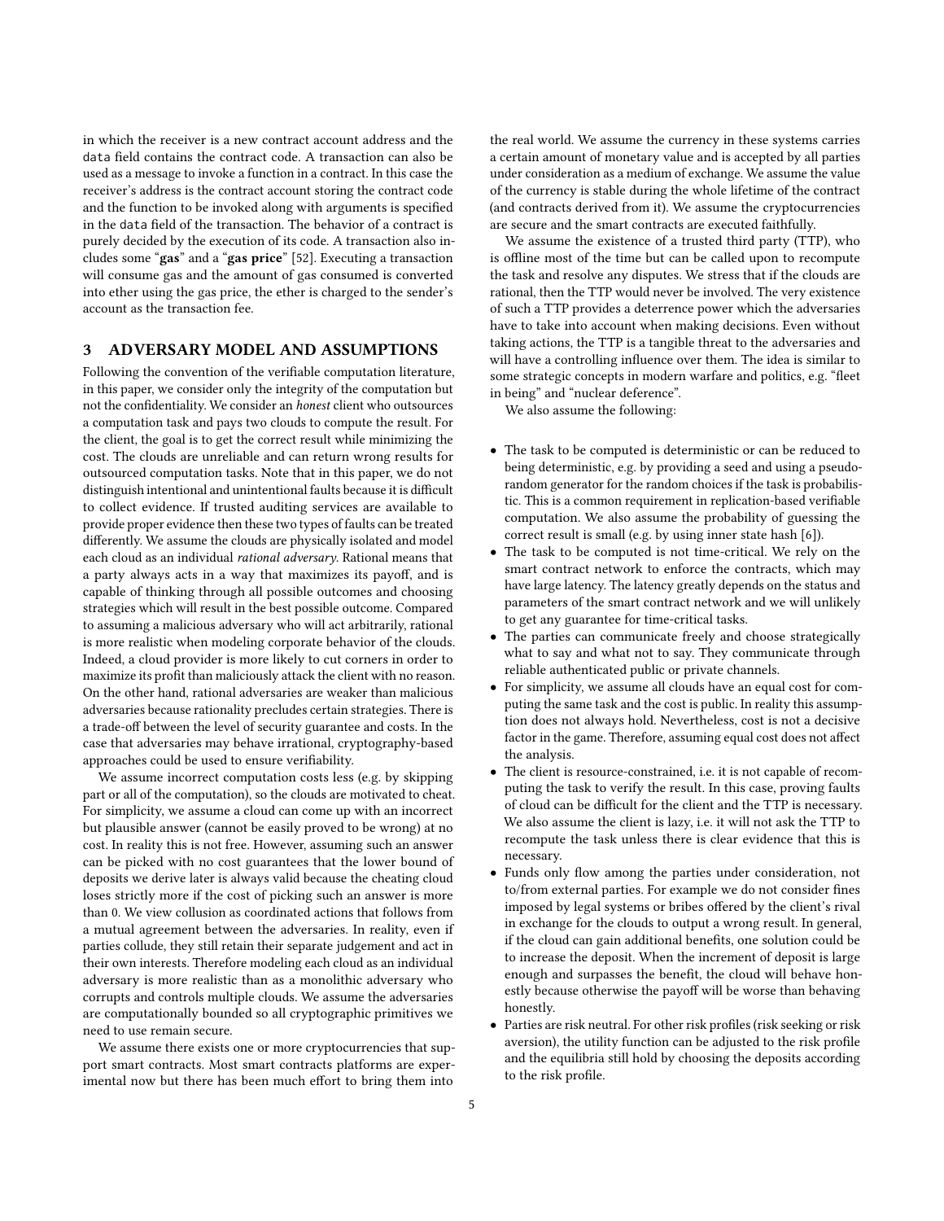in which the receiver is a new contract account address and the data field contains the contract code. A transaction can also be used as a message to invoke a function in a contract. In this case the receiver's address is the contract account storing the contract code and the function to be invoked along with arguments is specified in the data field of the transaction. The behavior of a contract is purely decided by the execution of its code. A transaction also includes some "**gas**" and a "**gas price**" [52]. Executing a transaction will consume gas and the amount of gas consumed is converted into ether using the gas price, the ether is charged to the sender's account as the transaction fee.

## 3 ADVERSARY MODEL AND ASSUMPTIONS

Following the convention of the verifiable computation literature, in this paper, we consider only the integrity of the computation but not the confidentiality. We consider an *honest* client who outsources a computation task and pays two clouds to compute the result. For the client, the goal is to get the correct result while minimizing the cost. The clouds are unreliable and can return wrong results for outsourced computation tasks. Note that in this paper, we do not distinguish intentional and unintentional faults because it is difficult to collect evidence. If trusted auditing services are available to provide proper evidence then these two types of faults can be treated differently. We assume the clouds are physically isolated and model each cloud as an individual *rational adversary*. Rational means that a party always acts in a way that maximizes its payoff, and is capable of thinking through all possible outcomes and choosing strategies which will result in the best possible outcome. Compared to assuming a malicious adversary who will act arbitrarily, rational is more realistic when modeling corporate behavior of the clouds. Indeed, a cloud provider is more likely to cut corners in order to maximize its profit than maliciously attack the client with no reason. On the other hand, rational adversaries are weaker than malicious adversaries because rationality precludes certain strategies. There is a trade-off between the level of security guarantee and costs. In the case that adversaries may behave irrational, cryptography-based approaches could be used to ensure verifiability.

We assume incorrect computation costs less (e.g. by skipping part or all of the computation), so the clouds are motivated to cheat. For simplicity, we assume a cloud can come up with an incorrect but plausible answer (cannot be easily proved to be wrong) at no cost. In reality this is not free. However, assuming such an answer can be picked with no cost guarantees that the lower bound of deposits we derive later is always valid because the cheating cloud loses strictly more if the cost of picking such an answer is more than 0. We view collusion as coordinated actions that follows from a mutual agreement between the adversaries. In reality, even if parties collude, they still retain their separate judgement and act in their own interests. Therefore modeling each cloud as an individual adversary is more realistic than as a monolithic adversary who corrupts and controls multiple clouds. We assume the adversaries are computationally bounded so all cryptographic primitives we need to use remain secure.

We assume there exists one or more cryptocurrencies that support smart contracts. Most smart contracts platforms are experimental now but there has been much effort to bring them into the real world. We assume the currency in these systems carries a certain amount of monetary value and is accepted by all parties under consideration as a medium of exchange. We assume the value of the currency is stable during the whole lifetime of the contract (and contracts derived from it). We assume the cryptocurrencies are secure and the smart contracts are executed faithfully.

We assume the existence of a trusted third party (TTP), who is offline most of the time but can be called upon to recompute the task and resolve any disputes. We stress that if the clouds are rational, then the TTP would never be involved. The very existence of such a TTP provides a deterrence power which the adversaries have to take into account when making decisions. Even without taking actions, the TTP is a tangible threat to the adversaries and will have a controlling influence over them. The idea is similar to some strategic concepts in modern warfare and politics, e.g. "fleet in being" and "nuclear deference".

We also assume the following:

- The task to be computed is deterministic or can be reduced to being deterministic, e.g. by providing a seed and using a pseudo-random generator for the random choices if the task is probabilistic. This is a common requirement in replication-based verifiable computation. We also assume the probability of guessing the correct result is small (e.g. by using inner state hash [6]).
- The task to be computed is not time-critical. We rely on the smart contract network to enforce the contracts, which may have large latency. The latency greatly depends on the status and parameters of the smart contract network and we will unlikely to get any guarantee for time-critical tasks.
- The parties can communicate freely and choose strategically what to say and what not to say. They communicate through reliable authenticated public or private channels.
- For simplicity, we assume all clouds have an equal cost for computing the same task and the cost is public. In reality this assumption does not always hold. Nevertheless, cost is not a decisive factor in the game. Therefore, assuming equal cost does not affect the analysis.
- The client is resource-constrained, i.e. it is not capable of recomputing the task to verify the result. In this case, proving faults of cloud can be difficult for the client and the TTP is necessary. We also assume the client is lazy, i.e. it will not ask the TTP to recompute the task unless there is clear evidence that this is necessary.
- Funds only flow among the parties under consideration, not to/from external parties. For example we do not consider fines imposed by legal systems or bribes offered by the client's rival in exchange for the clouds to output a wrong result. In general, if the cloud can gain additional benefits, one solution could be to increase the deposit. When the increment of deposit is large enough and surpasses the benefit, the cloud will behave honestly because otherwise the payoff will be worse than behaving honestly.
- Parties are risk neutral. For other risk profiles (risk seeking or risk aversion), the utility function can be adjusted to the risk profile and the equilibria still hold by choosing the deposits according to the risk profile.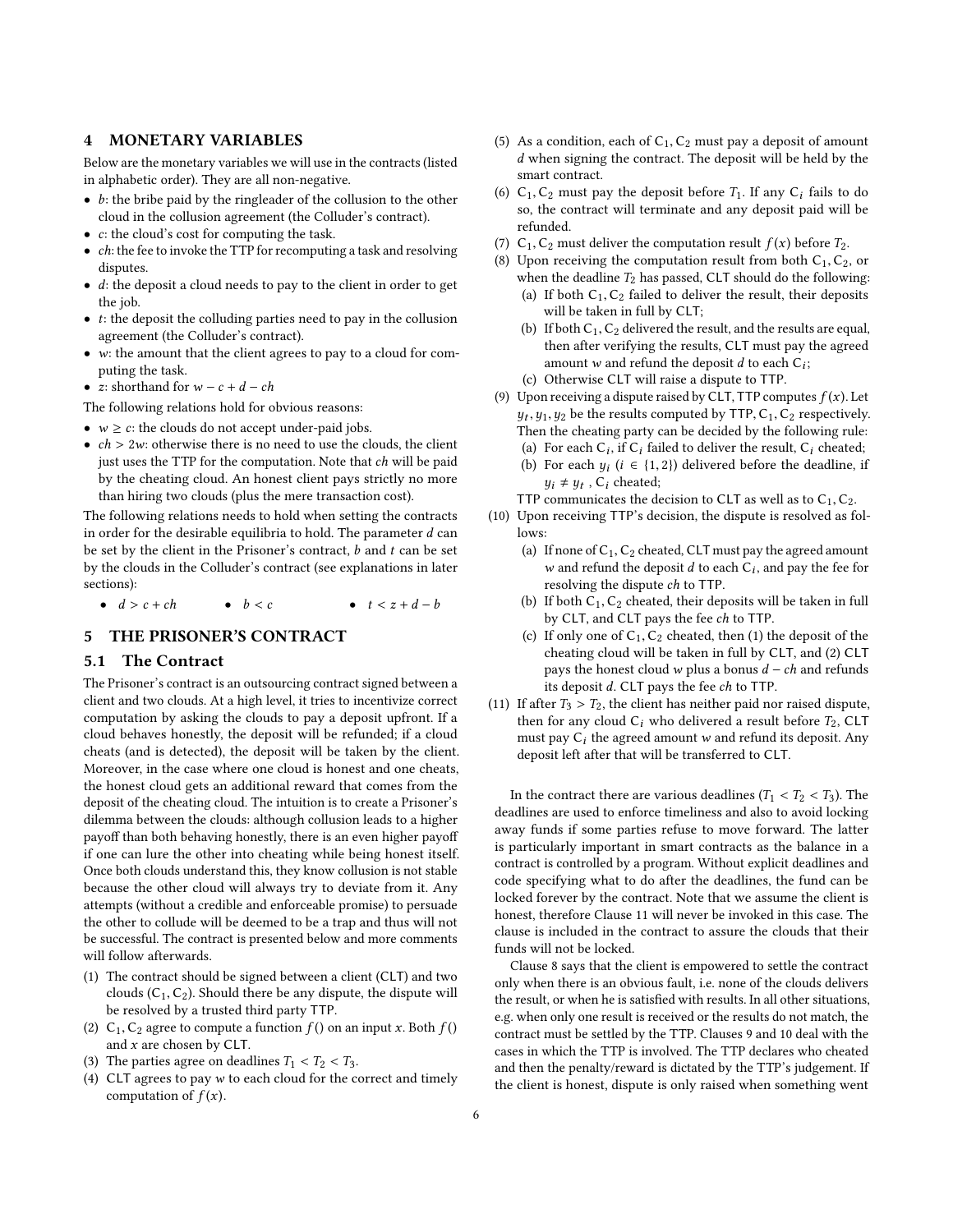## 4 MONETARY VARIABLES

Below are the monetary variables we will use in the contracts (listed in alphabetic order). They are all non-negative.

- $b$: the bribe paid by the ringleader of the collusion to the other cloud in the collusion agreement (the Colluder's contract).
- $c$: the cloud's cost for computing the task.
- $ch$: the fee to invoke the TTP for recomputing a task and resolving disputes.
- $d$: the deposit a cloud needs to pay to the client in order to get the job.
- $t$: the deposit the colluding parties need to pay in the collusion agreement (the Colluder's contract).
- $w$: the amount that the client agrees to pay to a cloud for computing the task.
- $z$: shorthand for $w - c + d - ch$

The following relations hold for obvious reasons:

- $w \geq c$: the clouds do not accept under-paid jobs.
- $ch > 2w$: otherwise there is no need to use the clouds, the client just uses the TTP for the computation. Note that $ch$ will be paid by the cheating cloud. An honest client pays strictly no more than hiring two clouds (plus the mere transaction cost).

The following relations needs to hold when setting the contracts in order for the desirable equilibria to hold. The parameter $d$ can be set by the client in the Prisoner's contract, $b$ and $t$ can be set by the clouds in the Colluder's contract (see explanations in later sections):

- $d > c + ch$
- $b < c$
- $t < z + d - b$

## 5 THE PRISONER'S CONTRACT

### 5.1 The Contract

The Prisoner's contract is an outsourcing contract signed between a client and two clouds. At a high level, it tries to incentivize correct computation by asking the clouds to pay a deposit upfront. If a cloud behaves honestly, the deposit will be refunded; if a cloud cheats (and is detected), the deposit will be taken by the client. Moreover, in the case where one cloud is honest and one cheats, the honest cloud gets an additional reward that comes from the deposit of the cheating cloud. The intuition is to create a Prisoner's dilemma between the clouds: although collusion leads to a higher payoff than both behaving honestly, there is an even higher payoff if one can lure the other into cheating while being honest itself. Once both clouds understand this, they know collusion is not stable because the other cloud will always try to deviate from it. Any attempts (without a credible and enforceable promise) to persuade the other to collude will be deemed to be a trap and thus will not be successful. The contract is presented below and more comments will follow afterwards.

1. The contract should be signed between a client (CLT) and two clouds ($C_1, C_2$). Should there be any dispute, the dispute will be resolved by a trusted third party TTP.
2. $C_1, C_2$ agree to compute a function $f()$ on an input $x$. Both $f()$ and $x$ are chosen by CLT.
3. The parties agree on deadlines $T_1 < T_2 < T_3$.
4. CLT agrees to pay $w$ to each cloud for the correct and timely computation of $f(x)$.
5. As a condition, each of $C_1, C_2$ must pay a deposit of amount $d$ when signing the contract. The deposit will be held by the smart contract.
6. $C_1, C_2$ must pay the deposit before $T_1$. If any $C_i$ fails to do so, the contract will terminate and any deposit paid will be refunded.
7. $C_1, C_2$ must deliver the computation result $f(x)$ before $T_2$.
8. Upon receiving the computation result from both $C_1, C_2$, or when the deadline $T_2$ has passed, CLT should do the following:
   (a) If both $C_1, C_2$ failed to deliver the result, their deposits will be taken in full by CLT;
   (b) If both $C_1, C_2$ delivered the result, and the results are equal, then after verifying the results, CLT must pay the agreed amount $w$ and refund the deposit $d$ to each $C_i$;
   (c) Otherwise CLT will raise a dispute to TTP.
9. Upon receiving a dispute raised by CLT, TTP computes $f(x)$. Let $y_t, y_1, y_2$ be the results computed by TTP, $C_1, C_2$ respectively. Then the cheating party can be decided by the following rule:
   (a) For each $C_i$, if $C_i$ failed to deliver the result, $C_i$ cheated;
   (b) For each $y_i$ ($i \in \{1, 2\}$) delivered before the deadline, if $y_i \neq y_t$, $C_i$ cheated;

   TTP communicates the decision to CLT as well as to $C_1, C_2$.
10. Upon receiving TTP's decision, the dispute is resolved as follows:
    (a) If none of $C_1, C_2$ cheated, CLT must pay the agreed amount $w$ and refund the deposit $d$ to each $C_i$, and pay the fee for resolving the dispute $ch$ to TTP.
    (b) If both $C_1, C_2$ cheated, their deposits will be taken in full by CLT, and CLT pays the fee $ch$ to TTP.
    (c) If only one of $C_1, C_2$ cheated, then (1) the deposit of the cheating cloud will be taken in full by CLT, and (2) CLT pays the honest cloud $w$ plus a bonus $d - ch$ and refunds its deposit $d$. CLT pays the fee $ch$ to TTP.
11. If after $T_3 > T_2$, the client has neither paid nor raised dispute, then for any cloud $C_i$ who delivered a result before $T_2$, CLT must pay $C_i$ the agreed amount $w$ and refund its deposit. Any deposit left after that will be transferred to CLT.

In the contract there are various deadlines ($T_1 < T_2 < T_3$). The deadlines are used to enforce timeliness and also to avoid locking away funds if some parties refuse to move forward. The latter is particularly important in smart contracts as the balance in a contract is controlled by a program. Without explicit deadlines and code specifying what to do after the deadlines, the fund can be locked forever by the contract. Note that we assume the client is honest, therefore Clause 11 will never be invoked in this case. The clause is included in the contract to assure the clouds that their funds will not be locked.

Clause 8 says that the client is empowered to settle the contract only when there is an obvious fault, i.e. none of the clouds delivers the result, or when he is satisfied with results. In all other situations, e.g. when only one result is received or the results do not match, the contract must be settled by the TTP. Clauses 9 and 10 deal with the cases in which the TTP is involved. The TTP declares who cheated and then the penalty/reward is dictated by the TTP's judgement. If the client is honest, dispute is only raised when something went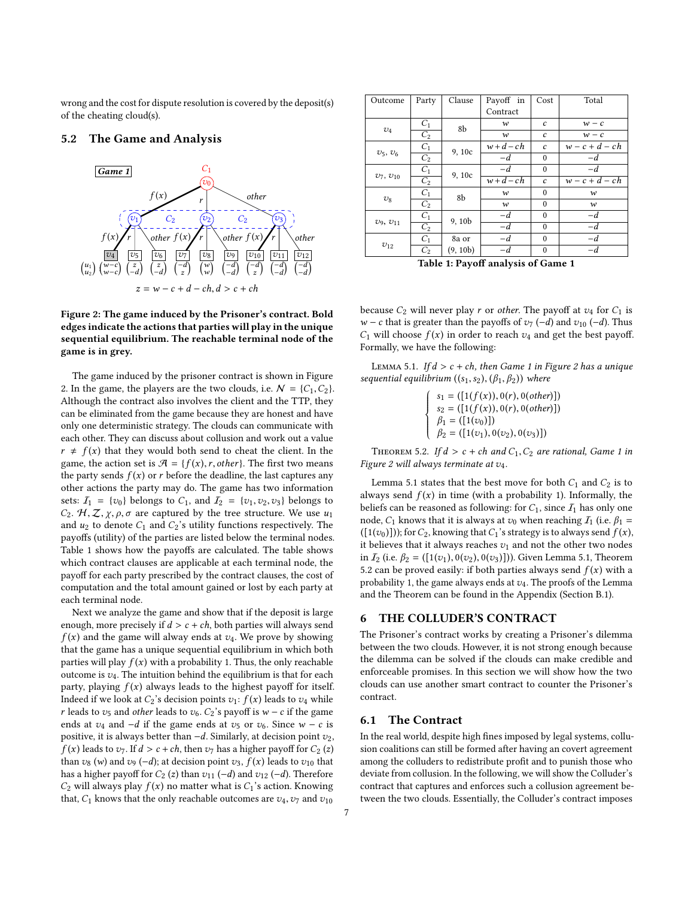wrong and the cost for dispute resolution is covered by the deposit(s) of the cheating cloud(s).

## 5.2 The Game and Analysis

Figure 2: The game induced by the Prisoner's contract. Bold edges indicate the actions that parties will play in the unique sequential equilibrium. The reachable terminal node of the game is in grey.

The game induced by the prisoner contract is shown in Figure 2. In the game, the players are the two clouds, i.e. $\mathcal{N} = \{C_1, C_2\}$. Although the contract also involves the client and the TTP, they can be eliminated from the game because they are honest and have only one deterministic strategy. The clouds can communicate with each other. They can discuss about collusion and work out a value $r \neq f(x)$ that they would both send to cheat the client. In the game, the action set is $\mathcal{A} = \{f(x), r, other\}$. The first two means the party sends $f(x)$ or $r$ before the deadline, the last captures any other actions the party may do. The game has two information sets: $\mathcal{I}_1 = \{v_0\}$ belongs to $C_1$, and $\mathcal{I}_2 = \{v_1, v_2, v_3\}$ belongs to $C_2$. $\mathcal{H}, \mathcal{Z}, \chi, \rho, \sigma$ are captured by the tree structure. We use $u_1$ and $u_2$ to denote $C_1$ and $C_2$'s utility functions respectively. The payoffs (utility) of the parties are listed below the terminal nodes. Table 1 shows how the payoffs are calculated. The table shows which contract clauses are applicable at each terminal node, the payoff for each party prescribed by the contract clauses, the cost of computation and the total amount gained or lost by each party at each terminal node.

Next we analyze the game and show that if the deposit is large enough, more precisely if $d > c + ch$, both parties will always send $f(x)$ and the game will alway ends at $v_4$. We prove by showing that the game has a unique sequential equilibrium in which both parties will play $f(x)$ with a probability 1. Thus, the only reachable outcome is $v_4$. The intuition behind the equilibrium is that for each party, playing $f(x)$ always leads to the highest payoff for itself. Indeed if we look at $C_2$'s decision points $v_1$: $f(x)$ leads to $v_4$ while $r$ leads to $v_5$ and *other* leads to $v_6$. $C_2$'s payoff is $w - c$ if the game ends at $v_4$ and $-d$ if the game ends at $v_5$ or $v_6$. Since $w - c$ is positive, it is always better than $-d$. Similarly, at decision point $v_2$, $f(x)$ leads to $v_7$. If $d > c + ch$, then $v_7$ has a higher payoff for $C_2$ ($z$) than $v_8$ ($w$) and $v_9$ ($-d$); at decision point $v_3$, $f(x)$ leads to $v_{10}$ that has a higher payoff for $C_2$ ($z$) than $v_{11}$ ($-d$) and $v_{12}$ ($-d$). Therefore $C_2$ will always play $f(x)$ no matter what is $C_1$'s action. Knowing that, $C_1$ knows that the only reachable outcomes are $v_4$, $v_7$ and $v_{10}$

| Outcome | Party | Clause | Payoff in Contract | Cost | Total |
|---|---|---|---|---|---|
| $v_4$ | $C_1$ | 8b | $w$ | $c$ | $w - c$ |
| | $C_2$ | | $w$ | $c$ | $w - c$ |
| $v_5$, $v_6$ | $C_1$ | 9, 10c | $w + d - ch$ | $c$ | $w - c + d - ch$ |
| | $C_2$ | | $-d$ | 0 | $-d$ |
| $v_7$, $v_{10}$ | $C_1$ | 9, 10c | $-d$ | 0 | $-d$ |
| | $C_2$ | | $w + d - ch$ | $c$ | $w - c + d - ch$ |
| $v_8$ | $C_1$ | 8b | $w$ | 0 | $w$ |
| | $C_2$ | | $w$ | 0 | $w$ |
| $v_9$, $v_{11}$ | $C_1$ | 9, 10b | $-d$ | 0 | $-d$ |
| | $C_2$ | | $-d$ | 0 | $-d$ |
| $v_{12}$ | $C_1$ | 8a or | $-d$ | 0 | $-d$ |
| | $C_2$ | (9, 10b) | $-d$ | 0 | $-d$ |

**Table 1: Payoff analysis of Game 1**

because $C_2$ will never play $r$ or *other*. The payoff at $v_4$ for $C_1$ is $w - c$ that is greater than the payoffs of $v_7$ ($-d$) and $v_{10}$ ($-d$). Thus $C_1$ will choose $f(x)$ in order to reach $v_4$ and get the best payoff. Formally, we have the following:

Lemma 5.1. *If $d > c + ch$, then Game 1 in Figure 2 has a unique sequential equilibrium $((s_1, s_2), (\beta_1, \beta_2))$ where*

$$\begin{cases} s_1 = ([1(f(x)), 0(r), 0(other)]) \\ s_2 = ([1(f(x)), 0(r), 0(other)]) \\ \beta_1 = ([1(v_0)]) \\ \beta_2 = ([1(v_1), 0(v_2), 0(v_3)]) \end{cases}$$

Theorem 5.2. *If $d > c + ch$ and $C_1, C_2$ are rational, Game 1 in Figure 2 will always terminate at $v_4$.*

Lemma 5.1 states that the best move for both $C_1$ and $C_2$ is to always send $f(x)$ in time (with a probability 1). Informally, the beliefs can be reasoned as following: for $C_1$, since $\mathcal{I}_1$ has only one node, $C_1$ knows that it is always at $v_0$ when reaching $\mathcal{I}_1$ (i.e. $\beta_1 = ([1(v_0)])$); for $C_2$, knowing that $C_1$'s strategy is to always send $f(x)$, it believes that it always reaches $v_1$ and not the other two nodes in $\mathcal{I}_2$ (i.e. $\beta_2 = ([1(v_1), 0(v_2), 0(v_3)])$). Given Lemma 5.1, Theorem 5.2 can be proved easily: if both parties always send $f(x)$ with a probability 1, the game always ends at $v_4$. The proofs of the Lemma and the Theorem can be found in the Appendix (Section B.1).

# 6 THE COLLUDER'S CONTRACT

The Prisoner's contract works by creating a Prisoner's dilemma between the two clouds. However, it is not strong enough because the dilemma can be solved if the clouds can make credible and enforceable promises. In this section we will show how the two clouds can use another smart contract to counter the Prisoner's contract.

## 6.1 The Contract

In the real world, despite high fines imposed by legal systems, collusion coalitions can still be formed after having an covert agreement among the colluders to redistribute profit and to punish those who deviate from collusion. In the following, we will show the Colluder's contract that captures and enforces such a collusion agreement between the two clouds. Essentially, the Colluder's contract imposes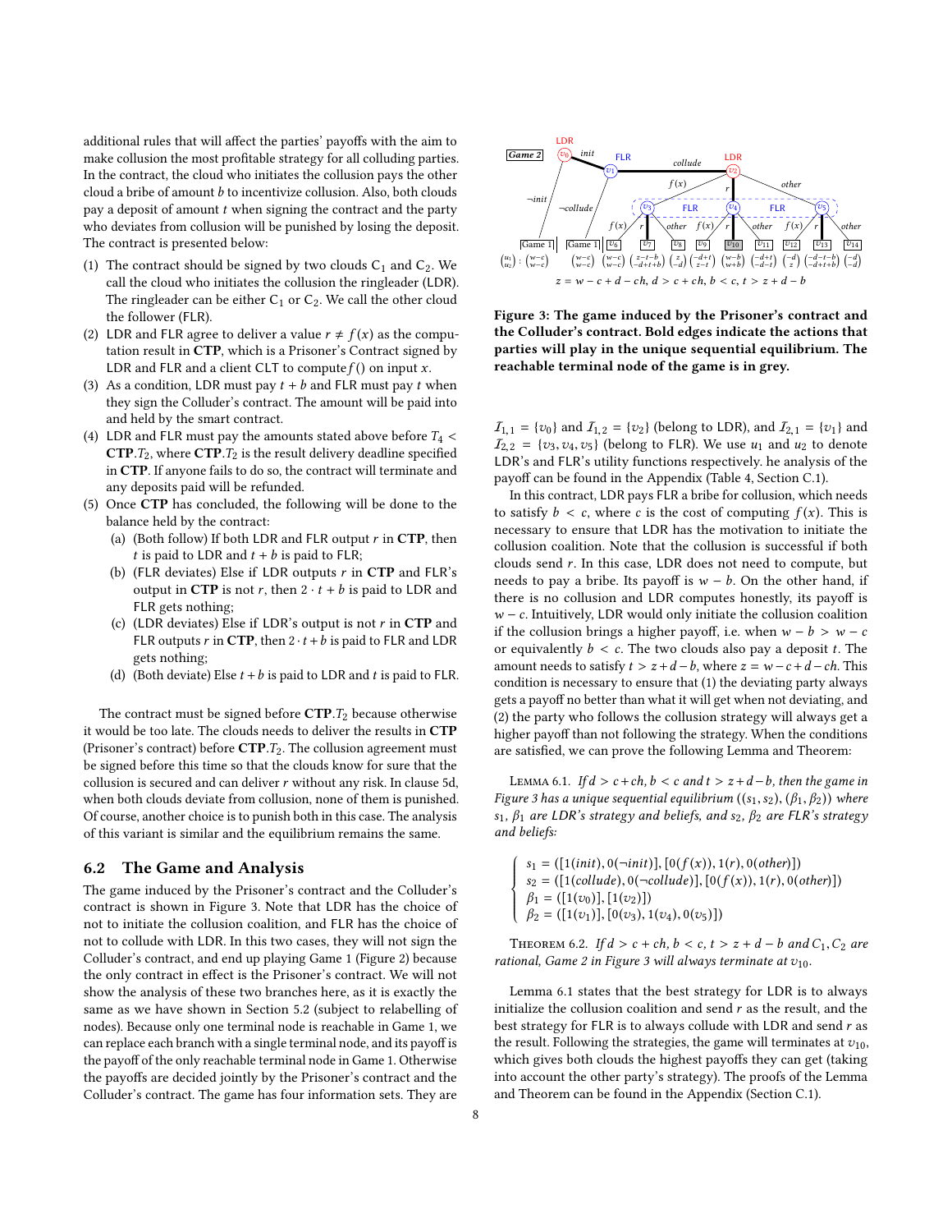additional rules that will affect the parties' payoffs with the aim to make collusion the most profitable strategy for all colluding parties. In the contract, the cloud who initiates the collusion pays the other cloud a bribe of amount $b$ to incentivize collusion. Also, both clouds pay a deposit of amount $t$ when signing the contract and the party who deviates from collusion will be punished by losing the deposit. The contract is presented below:

(1) The contract should be signed by two clouds $C_1$ and $C_2$. We call the cloud who initiates the collusion the ringleader (LDR). The ringleader can be either $C_1$ or $C_2$. We call the other cloud the follower (FLR).
(2) LDR and FLR agree to deliver a value $r \neq f(x)$ as the computation result in **CTP**, which is a Prisoner's Contract signed by LDR and FLR and a client CLT to compute $f()$ on input $x$.
(3) As a condition, LDR must pay $t + b$ and FLR must pay $t$ when they sign the Colluder's contract. The amount will be paid into and held by the smart contract.
(4) LDR and FLR must pay the amounts stated above before $T_4 <$ **CTP**.$T_2$, where **CTP**.$T_2$ is the result delivery deadline specified in **CTP**. If anyone fails to do so, the contract will terminate and any deposits paid will be refunded.
(5) Once **CTP** has concluded, the following will be done to the balance held by the contract:
   (a) (Both follow) If both LDR and FLR output $r$ in **CTP**, then $t$ is paid to LDR and $t + b$ is paid to FLR;
   (b) (FLR deviates) Else if LDR outputs $r$ in **CTP** and FLR's output in **CTP** is not $r$, then $2 \cdot t + b$ is paid to LDR and FLR gets nothing;
   (c) (LDR deviates) Else if LDR's output is not $r$ in **CTP** and FLR outputs $r$ in **CTP**, then $2 \cdot t + b$ is paid to FLR and LDR gets nothing;
   (d) (Both deviate) Else $t + b$ is paid to LDR and $t$ is paid to FLR.

The contract must be signed before **CTP**.$T_2$ because otherwise it would be too late. The clouds needs to deliver the results in **CTP** (Prisoner's contract) before **CTP**.$T_2$. The collusion agreement must be signed before this time so that the clouds know for sure that the collusion is secured and can deliver $r$ without any risk. In clause 5d, when both clouds deviate from collusion, none of them is punished. Of course, another choice is to punish both in this case. The analysis of this variant is similar and the equilibrium remains the same.

## 6.2 The Game and Analysis

The game induced by the Prisoner's contract and the Colluder's contract is shown in Figure 3. Note that LDR has the choice of not to initiate the collusion coalition, and FLR has the choice of not to collude with LDR. In this two cases, they will not sign the Colluder's contract, and end up playing Game 1 (Figure 2) because the only contract in effect is the Prisoner's contract. We will not show the analysis of these two branches here, as it is exactly the same as we have shown in Section 5.2 (subject to relabelling of nodes). Because only one terminal node is reachable in Game 1, we can replace each branch with a single terminal node, and its payoff is the payoff of the only reachable terminal node in Game 1. Otherwise the payoffs are decided jointly by the Prisoner's contract and the Colluder's contract. The game has four information sets. They are

$z = w - c + d - ch,\ d > c + ch,\ b < c,\ t > z + d - b$

**Figure 3: The game induced by the Prisoner's contract and the Colluder's contract. Bold edges indicate the actions that parties will play in the unique sequential equilibrium. The reachable terminal node of the game is in grey.**

$\mathcal{I}_{1,1} = \{v_0\}$ and $\mathcal{I}_{1,2} = \{v_2\}$ (belong to LDR), and $\mathcal{I}_{2,1} = \{v_1\}$ and $\mathcal{I}_{2,2} = \{v_3, v_4, v_5\}$ (belong to FLR). We use $u_1$ and $u_2$ to denote LDR's and FLR's utility functions respectively. he analysis of the payoff can be found in the Appendix (Table 4, Section C.1).

In this contract, LDR pays FLR a bribe for collusion, which needs to satisfy $b < c$, where $c$ is the cost of computing $f(x)$. This is necessary to ensure that LDR has the motivation to initiate the collusion coalition. Note that the collusion is successful if both clouds send $r$. In this case, LDR does not need to compute, but needs to pay a bribe. Its payoff is $w - b$. On the other hand, if there is no collusion and LDR computes honestly, its payoff is $w - c$. Intuitively, LDR would only initiate the collusion coalition if the collusion brings a higher payoff, i.e. when $w - b > w - c$ or equivalently $b < c$. The two clouds also pay a deposit $t$. The amount needs to satisfy $t > z + d - b$, where $z = w - c + d - ch$. This condition is necessary to ensure that (1) the deviating party always gets a payoff no better than what it will get when not deviating, and (2) the party who follows the collusion strategy will always get a higher payoff than not following the strategy. When the conditions are satisfied, we can prove the following Lemma and Theorem:

Lemma 6.1. *If $d > c + ch$, $b < c$ and $t > z + d - b$, then the game in Figure 3 has a unique sequential equilibrium $((s_1, s_2), (\beta_1, \beta_2))$ where $s_1$, $\beta_1$ are LDR's strategy and beliefs, and $s_2$, $\beta_2$ are FLR's strategy and beliefs:*

$$\begin{cases} s_1 = ([1(init), 0(\neg init)], [0(f(x)), 1(r), 0(other)]) \\ s_2 = ([1(collude), 0(\neg collude)], [0(f(x)), 1(r), 0(other)]) \\ \beta_1 = ([1(v_0)], [1(v_2)]) \\ \beta_2 = ([1(v_1)], [0(v_3), 1(v_4), 0(v_5)]) \end{cases}$$

Theorem 6.2. *If $d > c + ch$, $b < c$, $t > z + d - b$ and $C_1, C_2$ are rational, Game 2 in Figure 3 will always terminate at $v_{10}$.*

Lemma 6.1 states that the best strategy for LDR is to always initialize the collusion coalition and send $r$ as the result, and the best strategy for FLR is to always collude with LDR and send $r$ as the result. Following the strategies, the game will terminates at $v_{10}$, which gives both clouds the highest payoffs they can get (taking into account the other party's strategy). The proofs of the Lemma and Theorem can be found in the Appendix (Section C.1).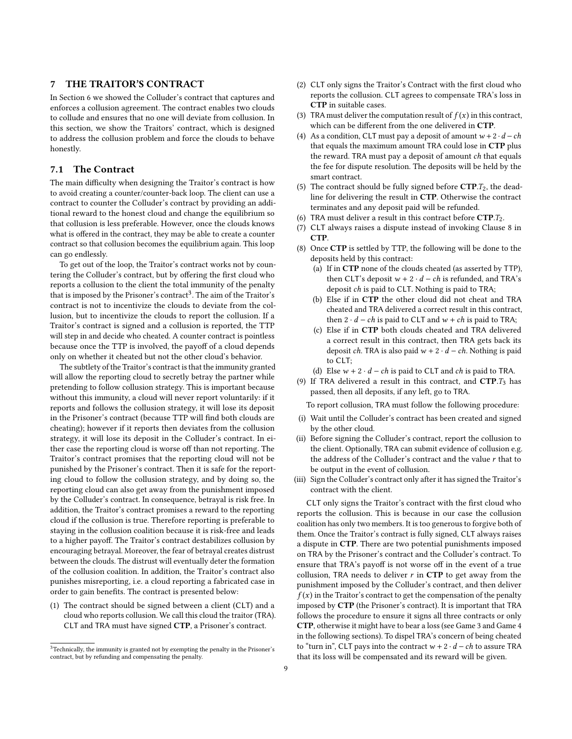## 7 THE TRAITOR'S CONTRACT

In Section 6 we showed the Colluder's contract that captures and enforces a collusion agreement. The contract enables two clouds to collude and ensures that no one will deviate from collusion. In this section, we show the Traitors' contract, which is designed to address the collusion problem and force the clouds to behave honestly.

### 7.1 The Contract

The main difficulty when designing the Traitor's contract is how to avoid creating a counter/counter-back loop. The client can use a contract to counter the Colluder's contract by providing an additional reward to the honest cloud and change the equilibrium so that collusion is less preferable. However, once the clouds knows what is offered in the contract, they may be able to create a counter contract so that collusion becomes the equilibrium again. This loop can go endlessly.

To get out of the loop, the Traitor's contract works not by countering the Colluder's contract, but by offering the first cloud who reports a collusion to the client the total immunity of the penalty that is imposed by the Prisoner's contract[3]. The aim of the Traitor's contract is not to incentivize the clouds to deviate from the collusion, but to incentivize the clouds to report the collusion. If a Traitor's contract is signed and a collusion is reported, the TTP will step in and decide who cheated. A counter contract is pointless because once the TTP is involved, the payoff of a cloud depends only on whether it cheated but not the other cloud's behavior.

The subtlety of the Traitor's contract is that the immunity granted will allow the reporting cloud to secretly betray the partner while pretending to follow collusion strategy. This is important because without this immunity, a cloud will never report voluntarily: if it reports and follows the collusion strategy, it will lose its deposit in the Prisoner's contract (because TTP will find both clouds are cheating); however if it reports then deviates from the collusion strategy, it will lose its deposit in the Colluder's contract. In either case the reporting cloud is worse off than not reporting. The Traitor's contract promises that the reporting cloud will not be punished by the Prisoner's contract. Then it is safe for the reporting cloud to follow the collusion strategy, and by doing so, the reporting cloud can also get away from the punishment imposed by the Colluder's contract. In consequence, betrayal is risk free. In addition, the Traitor's contract promises a reward to the reporting cloud if the collusion is true. Therefore reporting is preferable to staying in the collusion coalition because it is risk-free and leads to a higher payoff. The Traitor's contract destabilizes collusion by encouraging betrayal. Moreover, the fear of betrayal creates distrust between the clouds. The distrust will eventually deter the formation of the collusion coalition. In addition, the Traitor's contract also punishes misreporting, i.e. a cloud reporting a fabricated case in order to gain benefits. The contract is presented below:

1. The contract should be signed between a client (CLT) and a cloud who reports collusion. We call this cloud the traitor (TRA). CLT and TRA must have signed **CTP**, a Prisoner's contract.
2. CLT only signs the Traitor's Contract with the first cloud who reports the collusion. CLT agrees to compensate TRA's loss in **CTP** in suitable cases.
3. TRA must deliver the computation result of $f(x)$ in this contract, which can be different from the one delivered in **CTP**.
4. As a condition, CLT must pay a deposit of amount $w + 2 \cdot d - ch$ that equals the maximum amount TRA could lose in **CTP** plus the reward. TRA must pay a deposit of amount $ch$ that equals the fee for dispute resolution. The deposits will be held by the smart contract.
5. The contract should be fully signed before **CTP**.$T_2$, the deadline for delivering the result in **CTP**. Otherwise the contract terminates and any deposit paid will be refunded.
6. TRA must deliver a result in this contract before **CTP**.$T_2$.
7. CLT always raises a dispute instead of invoking Clause 8 in **CTP**.
8. Once **CTP** is settled by TTP, the following will be done to the deposits held by this contract:
   - (a) If in **CTP** none of the clouds cheated (as asserted by TTP), then CLT's deposit $w + 2 \cdot d - ch$ is refunded, and TRA's deposit $ch$ is paid to CLT. Nothing is paid to TRA;
   - (b) Else if in **CTP** the other cloud did not cheat and TRA cheated and TRA delivered a correct result in this contract, then $2 \cdot d - ch$ is paid to CLT and $w + ch$ is paid to TRA;
   - (c) Else if in **CTP** both clouds cheated and TRA delivered a correct result in this contract, then TRA gets back its deposit $ch$. TRA is also paid $w + 2 \cdot d - ch$. Nothing is paid to CLT;
   - (d) Else $w + 2 \cdot d - ch$ is paid to CLT and $ch$ is paid to TRA.
9. If TRA delivered a result in this contract, and **CTP**.$T_3$ has passed, then all deposits, if any left, go to TRA.

To report collusion, TRA must follow the following procedure:

- (i) Wait until the Colluder's contract has been created and signed by the other cloud.
- (ii) Before signing the Colluder's contract, report the collusion to the client. Optionally, TRA can submit evidence of collusion e.g. the address of the Colluder's contract and the value $r$ that to be output in the event of collusion.
- (iii) Sign the Colluder's contract only after it has signed the Traitor's contract with the client.

CLT only signs the Traitor's contract with the first cloud who reports the collusion. This is because in our case the collusion coalition has only two members. It is too generous to forgive both of them. Once the Traitor's contract is fully signed, CLT always raises a dispute in **CTP**. There are two potential punishments imposed on TRA by the Prisoner's contract and the Colluder's contract. To ensure that TRA's payoff is not worse off in the event of a true collusion, TRA needs to deliver $r$ in **CTP** to get away from the punishment imposed by the Colluder's contract, and then deliver $f(x)$ in the Traitor's contract to get the compensation of the penalty imposed by **CTP** (the Prisoner's contract). It is important that TRA follows the procedure to ensure it signs all three contracts or only **CTP**, otherwise it might have to bear a loss (see Game 3 and Game 4 in the following sections). To dispel TRA's concern of being cheated to "turn in", CLT pays into the contract $w + 2 \cdot d - ch$ to assure TRA that its loss will be compensated and its reward will be given.

[3] Technically, the immunity is granted not by exempting the penalty in the Prisoner's contract, but by refunding and compensating the penalty.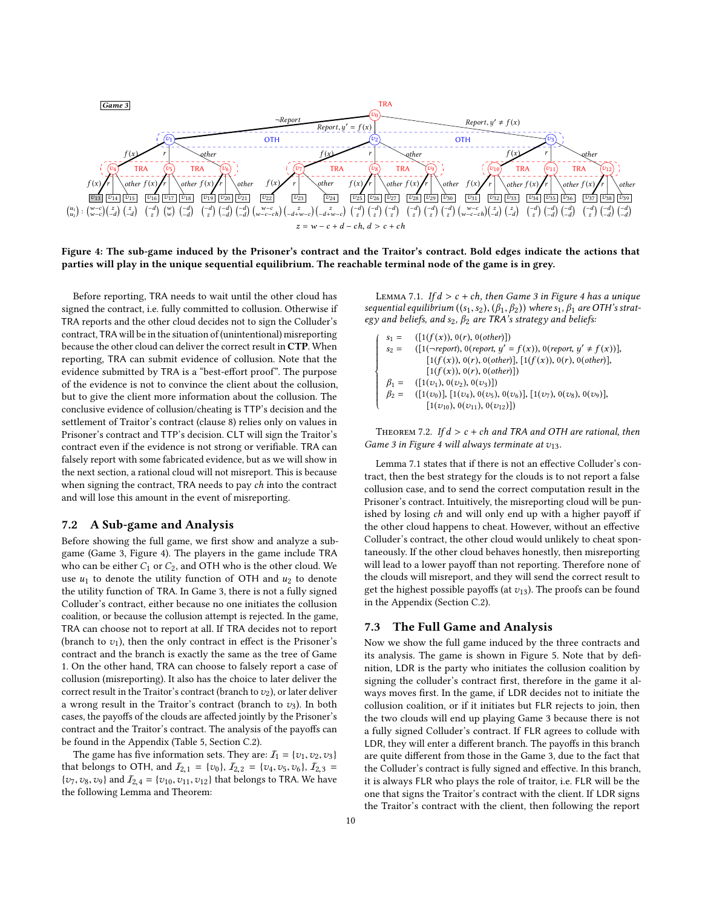**Figure 4: The sub-game induced by the Prisoner's contract and the Traitor's contract. Bold edges indicate the actions that parties will play in the unique sequential equilibrium. The reachable terminal node of the game is in grey.**

Before reporting, TRA needs to wait until the other cloud has signed the contract, i.e. fully committed to collusion. Otherwise if TRA reports and the other cloud decides not to sign the Colluder's contract, TRA will be in the situation of (unintentional) misreporting because the other cloud can deliver the correct result in **CTP**. When reporting, TRA can submit evidence of collusion. Note that the evidence submitted by TRA is a "best-effort proof". The purpose of the evidence is not to convince the client about the collusion, but to give the client more information about the collusion. The conclusive evidence of collusion/cheating is TTP's decision and the settlement of Traitor's contract (clause 8) relies only on values in Prisoner's contract and TTP's decision. CLT will sign the Traitor's contract even if the evidence is not strong or verifiable. TRA can falsely report with some fabricated evidence, but as we will show in the next section, a rational cloud will not misreport. This is because when signing the contract, TRA needs to pay $ch$ into the contract and will lose this amount in the event of misreporting.

## 7.2 A Sub-game and Analysis

Before showing the full game, we first show and analyze a sub-game (Game 3, Figure 4). The players in the game include TRA who can be either $C_1$ or $C_2$, and OTH who is the other cloud. We use $u_1$ to denote the utility function of OTH and $u_2$ to denote the utility function of TRA. In Game 3, there is not a fully signed Colluder's contract, either because no one initiates the collusion coalition, or because the collusion attempt is rejected. In the game, TRA can choose not to report at all. If TRA decides not to report (branch to $v_1$), then the only contract in effect is the Prisoner's contract and the branch is exactly the same as the tree of Game 1. On the other hand, TRA can choose to falsely report a case of collusion (misreporting). It also has the choice to later deliver the correct result in the Traitor's contract (branch to $v_2$), or later deliver a wrong result in the Traitor's contract (branch to $v_3$). In both cases, the payoffs of the clouds are affected jointly by the Prisoner's contract and the Traitor's contract. The analysis of the payoffs can be found in the Appendix (Table 5, Section C.2).

The game has five information sets. They are: $\mathcal{I}_1 = \{v_1, v_2, v_3\}$ that belongs to OTH, and $\mathcal{I}_{2,1} = \{v_0\}$, $\mathcal{I}_{2,2} = \{v_4, v_5, v_6\}$, $\mathcal{I}_{2,3} = \{v_7, v_8, v_9\}$ and $\mathcal{I}_{2,4} = \{v_{10}, v_{11}, v_{12}\}$ that belongs to TRA. We have the following Lemma and Theorem:

Lemma 7.1. *If $d > c + ch$, then Game 3 in Figure 4 has a unique sequential equilibrium $((s_1, s_2), (\beta_1, \beta_2))$ where $s_1, \beta_1$ are OTH's strategy and beliefs, and $s_2, \beta_2$ are TRA's strategy and beliefs:*

$$
\begin{cases}
s_1 = & ([1(f(x)), 0(r), 0(other)]) \\
s_2 = & ([1(\neg report), 0(report, y' = f(x)), 0(report, y' \neq f(x))], \\
& [1(f(x)), 0(r), 0(other)], [1(f(x)), 0(r), 0(other)], \\
& [1(f(x)), 0(r), 0(other)]) \\
\beta_1 = & ([1(v_1), 0(v_2), 0(v_3)]) \\
\beta_2 = & ([1(v_0)], [1(v_4), 0(v_5), 0(v_6)], [1(v_7), 0(v_8), 0(v_9)], \\
& [1(v_{10}), 0(v_{11}), 0(v_{12})])
\end{cases}
$$

Theorem 7.2. *If $d > c + ch$ and TRA and OTH are rational, then Game 3 in Figure 4 will always terminate at $v_{13}$.*

Lemma 7.1 states that if there is not an effective Colluder's contract, then the best strategy for the clouds is to not report a false collusion case, and to send the correct computation result in the Prisoner's contract. Intuitively, the misreporting cloud will be punished by losing $ch$ and will only end up with a higher payoff if the other cloud happens to cheat. However, without an effective Colluder's contract, the other cloud would unlikely to cheat spontaneously. If the other cloud behaves honestly, then misreporting will lead to a lower payoff than not reporting. Therefore none of the clouds will misreport, and they will send the correct result to get the highest possible payoffs (at $v_{13}$). The proofs can be found in the Appendix (Section C.2).

## 7.3 The Full Game and Analysis

Now we show the full game induced by the three contracts and its analysis. The game is shown in Figure 5. Note that by definition, LDR is the party who initiates the collusion coalition by signing the colluder's contract first, therefore in the game it always moves first. In the game, if LDR decides not to initiate the collusion coalition, or if it initiates but FLR rejects to join, then the two clouds will end up playing Game 3 because there is not a fully signed Colluder's contract. If FLR agrees to collude with LDR, they will enter a different branch. The payoffs in this branch are quite different from those in the Game 3, due to the fact that the Colluder's contract is fully signed and effective. In this branch, it is always FLR who plays the role of traitor, i.e. FLR will be the one that signs the Traitor's contract with the client. If LDR signs the Traitor's contract with the client, then following the report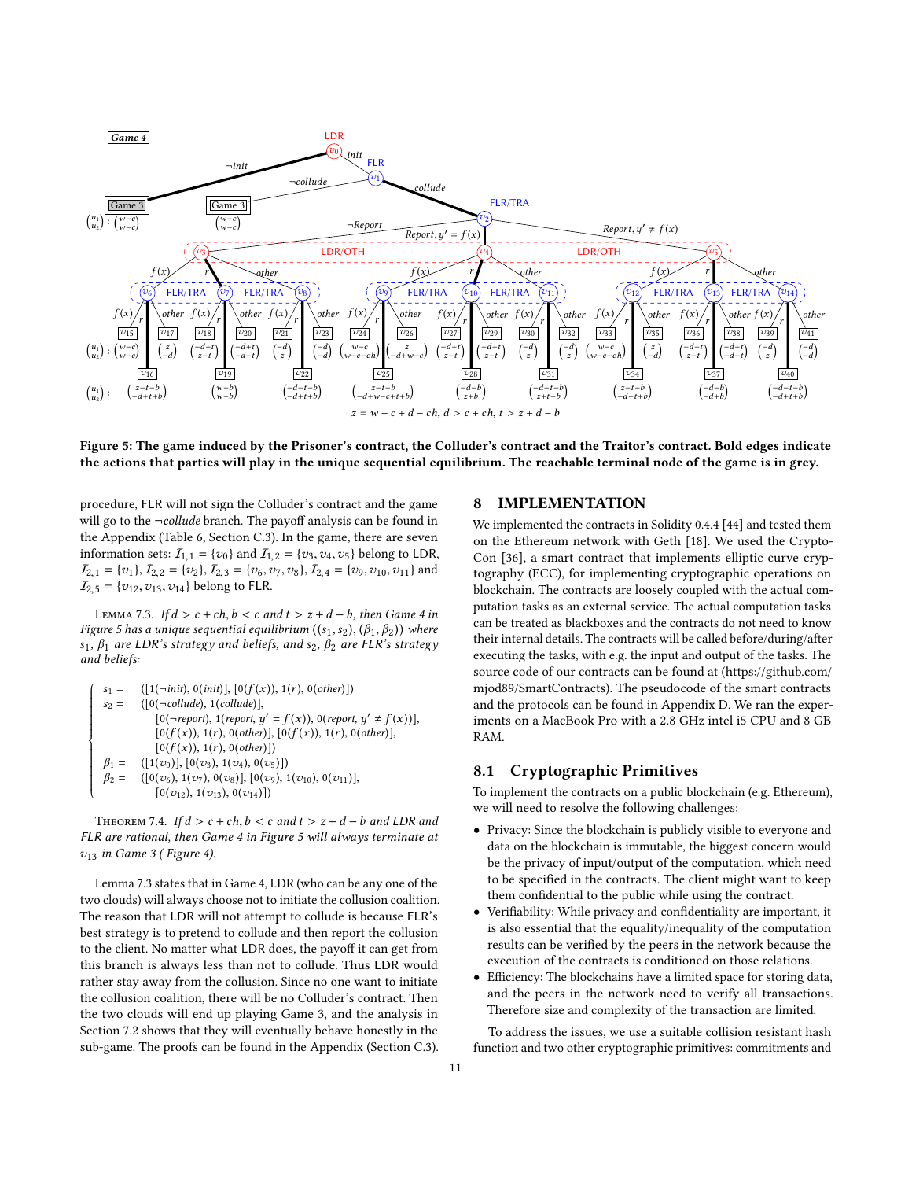Figure 5: The game induced by the Prisoner's contract, the Colluder's contract and the Traitor's contract. Bold edges indicate the actions that parties will play in the unique sequential equilibrium. The reachable terminal node of the game is in grey.

procedure, FLR will not sign the Colluder's contract and the game will go to the $\neg collude$ branch. The payoff analysis can be found in the Appendix (Table 6, Section C.3). In the game, there are seven information sets: $\mathcal{I}_{1,1} = \{v_0\}$ and $\mathcal{I}_{1,2} = \{v_3, v_4, v_5\}$ belong to LDR, $\mathcal{I}_{2,1} = \{v_1\}, \mathcal{I}_{2,2} = \{v_2\}, \mathcal{I}_{2,3} = \{v_6, v_7, v_8\}, \mathcal{I}_{2,4} = \{v_9, v_{10}, v_{11}\}$ and $\mathcal{I}_{2,5} = \{v_{12}, v_{13}, v_{14}\}$ belong to FLR.

Lemma 7.3. *If $d > c + ch$, $b < c$ and $t > z + d - b$, then Game 4 in Figure 5 has a unique sequential equilibrium $((s_1, s_2), (\beta_1, \beta_2))$ where $s_1$, $\beta_1$ are LDR's strategy and beliefs, and $s_2$, $\beta_2$ are FLR's strategy and beliefs:*

$$
\begin{cases}
s_1 = & ([1(\neg init), 0(init)], [0(f(x)), 1(r), 0(other)]) \\
s_2 = & ([0(\neg collude), 1(collude)], \\
& [0(\neg report), 1(report, y' = f(x)), 0(report, y' \neq f(x))], \\
& [0(f(x)), 1(r), 0(other)], [0(f(x)), 1(r), 0(other)], \\
& [0(f(x)), 1(r), 0(other)]) \\
\beta_1 = & ([1(v_0)], [0(v_3), 1(v_4), 0(v_5)]) \\
\beta_2 = & ([0(v_6), 1(v_7), 0(v_8)], [0(v_9), 1(v_{10}), 0(v_{11})], \\
& [0(v_{12}), 1(v_{13}), 0(v_{14})])
\end{cases}
$$

Theorem 7.4. *If $d > c + ch$, $b < c$ and $t > z + d - b$ and LDR and FLR are rational, then Game 4 in Figure 5 will always terminate at $v_{13}$ in Game 3 ( Figure 4).*

Lemma 7.3 states that in Game 4, LDR (who can be any one of the two clouds) will always choose not to initiate the collusion coalition. The reason that LDR will not attempt to collude is because FLR's best strategy is to pretend to collude and then report the collusion to the client. No matter what LDR does, the payoff it can get from this branch is always less than not to collude. Thus LDR would rather stay away from the collusion. Since no one want to initiate the collusion coalition, there will be no Colluder's contract. Then the two clouds will end up playing Game 3, and the analysis in Section 7.2 shows that they will eventually behave honestly in the sub-game. The proofs can be found in the Appendix (Section C.3).

## 8 IMPLEMENTATION

We implemented the contracts in Solidity 0.4.4 [44] and tested them on the Ethereum network with Geth [18]. We used the Crypto-Con [36], a smart contract that implements elliptic curve cryptography (ECC), for implementing cryptographic operations on blockchain. The contracts are loosely coupled with the actual computation tasks as an external service. The actual computation tasks can be treated as blackboxes and the contracts do not need to know their internal details. The contracts will be called before/during/after executing the tasks, with e.g. the input and output of the tasks. The source code of our contracts can be found at (https://github.com/mjod89/SmartContracts). The pseudocode of the smart contracts and the protocols can be found in Appendix D. We ran the experiments on a MacBook Pro with a 2.8 GHz intel i5 CPU and 8 GB RAM.

### 8.1 Cryptographic Primitives

To implement the contracts on a public blockchain (e.g. Ethereum), we will need to resolve the following challenges:

- Privacy: Since the blockchain is publicly visible to everyone and data on the blockchain is immutable, the biggest concern would be the privacy of input/output of the computation, which need to be specified in the contracts. The client might want to keep them confidential to the public while using the contract.
- Verifiability: While privacy and confidentiality are important, it is also essential that the equality/inequality of the computation results can be verified by the peers in the network because the execution of the contracts is conditioned on those relations.
- Efficiency: The blockchains have a limited space for storing data, and the peers in the network need to verify all transactions. Therefore size and complexity of the transaction are limited.

To address the issues, we use a suitable collision resistant hash function and two other cryptographic primitives: commitments and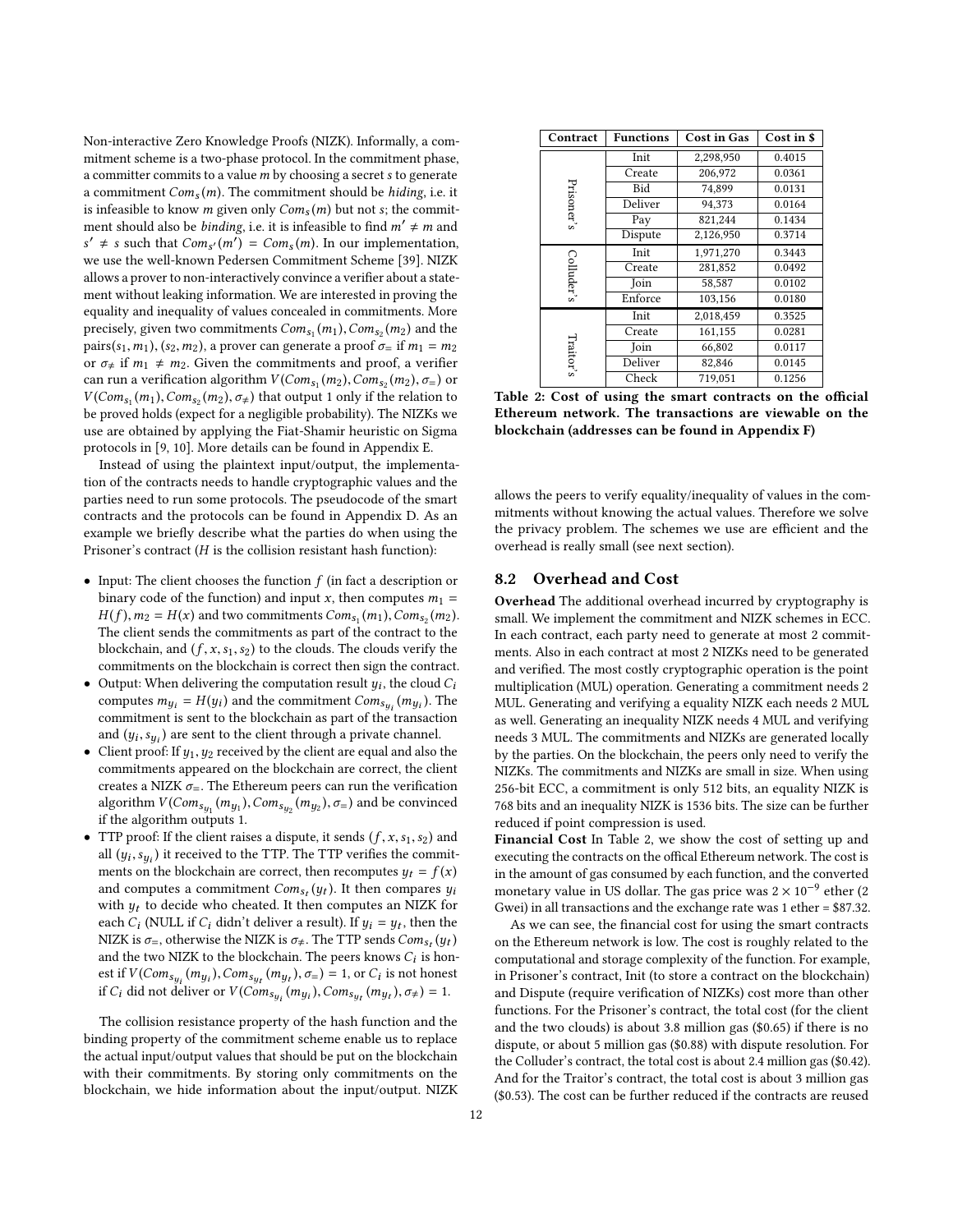Non-interactive Zero Knowledge Proofs (NIZK). Informally, a commitment scheme is a two-phase protocol. In the commitment phase, a committer commits to a value $m$ by choosing a secret $s$ to generate a commitment $Com_s(m)$. The commitment should be *hiding*, i.e. it is infeasible to know $m$ given only $Com_s(m)$ but not $s$; the commitment should also be *binding*, i.e. it is infeasible to find $m' \neq m$ and $s' \neq s$ such that $Com_{s'}(m') = Com_s(m)$. In our implementation, we use the well-known Pedersen Commitment Scheme [39]. NIZK allows a prover to non-interactively convince a verifier about a statement without leaking information. We are interested in proving the equality and inequality of values concealed in commitments. More precisely, given two commitments $Com_{s_1}(m_1), Com_{s_2}(m_2)$ and the pairs$(s_1, m_1), (s_2, m_2)$, a prover can generate a proof $\sigma_=$ if $m_1 = m_2$ or $\sigma_{\neq}$ if $m_1 \neq m_2$. Given the commitments and proof, a verifier can run a verification algorithm $V(Com_{s_1}(m_2), Com_{s_2}(m_2), \sigma_=)$ or $V(Com_{s_1}(m_1), Com_{s_2}(m_2), \sigma_{\neq})$ that output 1 only if the relation to be proved holds (expect for a negligible probability). The NIZKs we use are obtained by applying the Fiat-Shamir heuristic on Sigma protocols in [9, 10]. More details can be found in Appendix E.

Instead of using the plaintext input/output, the implementation of the contracts needs to handle cryptographic values and the parties need to run some protocols. The pseudocode of the smart contracts and the protocols can be found in Appendix D. As an example we briefly describe what the parties do when using the Prisoner's contract ($H$ is the collision resistant hash function):

- Input: The client chooses the function $f$ (in fact a description or binary code of the function) and input $x$, then computes $m_1 = H(f)$, $m_2 = H(x)$ and two commitments $Com_{s_1}(m_1), Com_{s_2}(m_2)$. The client sends the commitments as part of the contract to the blockchain, and $(f, x, s_1, s_2)$ to the clouds. The clouds verify the commitments on the blockchain is correct then sign the contract.
- Output: When delivering the computation result $y_i$, the cloud $C_i$ computes $m_{y_i} = H(y_i)$ and the commitment $Com_{s_{y_i}}(m_{y_i})$. The commitment is sent to the blockchain as part of the transaction and $(y_i, s_{y_i})$ are sent to the client through a private channel.
- Client proof: If $y_1, y_2$ received by the client are equal and also the commitments appeared on the blockchain are correct, the client creates a NIZK $\sigma_=$. The Ethereum peers can run the verification algorithm $V(Com_{s_{y_1}}(m_{y_1}), Com_{s_{y_2}}(m_{y_2}), \sigma_=)$ and be convinced if the algorithm outputs 1.
- TTP proof: If the client raises a dispute, it sends $(f, x, s_1, s_2)$ and all $(y_i, s_{y_i})$ it received to the TTP. The TTP verifies the commitments on the blockchain are correct, then recomputes $y_t = f(x)$ and computes a commitment $Com_{s_t}(y_t)$. It then compares $y_i$ with $y_t$ to decide who cheated. It then computes an NIZK for each $C_i$ (NULL if $C_i$ didn't deliver a result). If $y_i = y_t$, then the NIZK is $\sigma_=$, otherwise the NIZK is $\sigma_{\neq}$. The TTP sends $Com_{s_t}(y_t)$ and the two NIZK to the blockchain. The peers knows $C_i$ is honest if $V(Com_{s_{y_i}}(m_{y_i}), Com_{s_{y_t}}(m_{y_t}), \sigma_=) = 1$, or $C_i$ is not honest if $C_i$ did not deliver or $V(Com_{s_{y_i}}(m_{y_i}), Com_{s_{y_t}}(m_{y_t}), \sigma_{\neq}) = 1$.

The collision resistance property of the hash function and the binding property of the commitment scheme enable us to replace the actual input/output values that should be put on the blockchain with their commitments. By storing only commitments on the blockchain, we hide information about the input/output. NIZK allows the peers to verify equality/inequality of values in the commitments without knowing the actual values. Therefore we solve the privacy problem. The schemes we use are efficient and the overhead is really small (see next section).

| Contract | Functions | Cost in Gas | Cost in $ |
|---|---|---|---|
| Prisoner's | Init | 2,298,950 | 0.4015 |
| | Create | 206,972 | 0.0361 |
| | Bid | 74,899 | 0.0131 |
| | Deliver | 94,373 | 0.0164 |
| | Pay | 821,244 | 0.1434 |
| | Dispute | 2,126,950 | 0.3714 |
| Colluder's | Init | 1,971,270 | 0.3443 |
| | Create | 281,852 | 0.0492 |
| | Join | 58,587 | 0.0102 |
| | Enforce | 103,156 | 0.0180 |
| Traitor's | Init | 2,018,459 | 0.3525 |
| | Create | 161,155 | 0.0281 |
| | Join | 66,802 | 0.0117 |
| | Deliver | 82,846 | 0.0145 |
| | Check | 719,051 | 0.1256 |

**Table 2: Cost of using the smart contracts on the official Ethereum network. The transactions are viewable on the blockchain (addresses can be found in Appendix F)**

## 8.2 Overhead and Cost

**Overhead** The additional overhead incurred by cryptography is small. We implement the commitment and NIZK schemes in ECC. In each contract, each party need to generate at most 2 commitments. Also in each contract at most 2 NIZKs need to be generated and verified. The most costly cryptographic operation is the point multiplication (MUL) operation. Generating a commitment needs 2 MUL. Generating and verifying a equality NIZK each needs 2 MUL as well. Generating an inequality NIZK needs 4 MUL and verifying needs 3 MUL. The commitments and NIZKs are generated locally by the parties. On the blockchain, the peers only need to verify the NIZKs. The commitments and NIZKs are small in size. When using 256-bit ECC, a commitment is only 512 bits, an equality NIZK is 768 bits and an inequality NIZK is 1536 bits. The size can be further reduced if point compression is used.

**Financial Cost** In Table 2, we show the cost of setting up and executing the contracts on the offical Ethereum network. The cost is in the amount of gas consumed by each function, and the converted monetary value in US dollar. The gas price was $2 \times 10^{-9}$ ether (2 Gwei) in all transactions and the exchange rate was 1 ether = $87.32.

As we can see, the financial cost for using the smart contracts on the Ethereum network is low. The cost is roughly related to the computational and storage complexity of the function. For example, in Prisoner's contract, Init (to store a contract on the blockchain) and Dispute (require verification of NIZKs) cost more than other functions. For the Prisoner's contract, the total cost (for the client and the two clouds) is about 3.8 million gas ($0.65) if there is no dispute, or about 5 million gas ($0.88) with dispute resolution. For the Colluder's contract, the total cost is about 2.4 million gas ($0.42). And for the Traitor's contract, the total cost is about 3 million gas ($0.53). The cost can be further reduced if the contracts are reused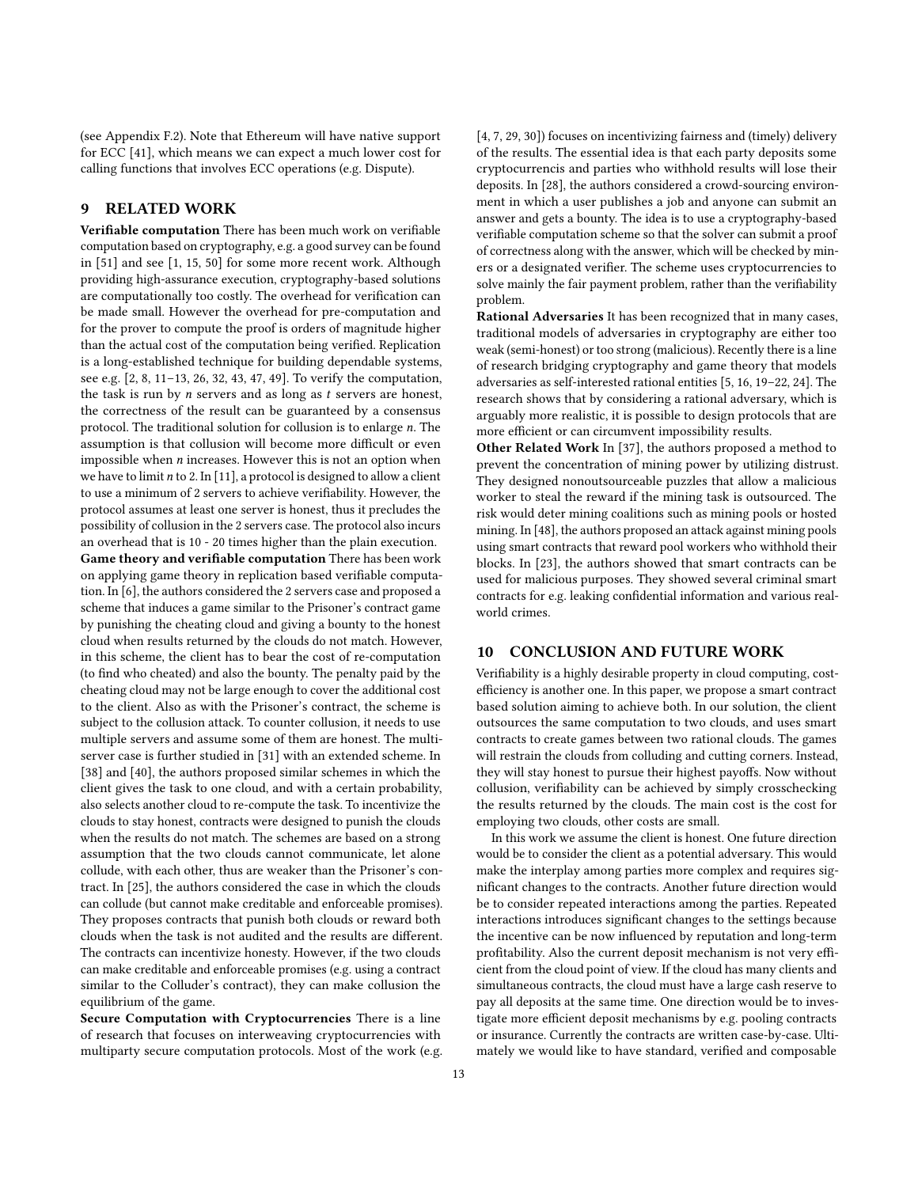(see Appendix F.2). Note that Ethereum will have native support for ECC [41], which means we can expect a much lower cost for calling functions that involves ECC operations (e.g. Dispute).

## 9 RELATED WORK

**Verifiable computation** There has been much work on verifiable computation based on cryptography, e.g. a good survey can be found in [51] and see [1, 15, 50] for some more recent work. Although providing high-assurance execution, cryptography-based solutions are computationally too costly. The overhead for verification can be made small. However the overhead for pre-computation and for the prover to compute the proof is orders of magnitude higher than the actual cost of the computation being verified. Replication is a long-established technique for building dependable systems, see e.g. [2, 8, 11–13, 26, 32, 43, 47, 49]. To verify the computation, the task is run by $n$ servers and as long as $t$ servers are honest, the correctness of the result can be guaranteed by a consensus protocol. The traditional solution for collusion is to enlarge $n$. The assumption is that collusion will become more difficult or even impossible when $n$ increases. However this is not an option when we have to limit $n$ to 2. In [11], a protocol is designed to allow a client to use a minimum of 2 servers to achieve verifiability. However, the protocol assumes at least one server is honest, thus it precludes the possibility of collusion in the 2 servers case. The protocol also incurs an overhead that is 10 - 20 times higher than the plain execution.

**Game theory and verifiable computation** There has been work on applying game theory in replication based verifiable computation. In [6], the authors considered the 2 servers case and proposed a scheme that induces a game similar to the Prisoner's contract game by punishing the cheating cloud and giving a bounty to the honest cloud when results returned by the clouds do not match. However, in this scheme, the client has to bear the cost of re-computation (to find who cheated) and also the bounty. The penalty paid by the cheating cloud may not be large enough to cover the additional cost to the client. Also as with the Prisoner's contract, the scheme is subject to the collusion attack. To counter collusion, it needs to use multiple servers and assume some of them are honest. The multi-server case is further studied in [31] with an extended scheme. In [38] and [40], the authors proposed similar schemes in which the client gives the task to one cloud, and with a certain probability, also selects another cloud to re-compute the task. To incentivize the clouds to stay honest, contracts were designed to punish the clouds when the results do not match. The schemes are based on a strong assumption that the two clouds cannot communicate, let alone collude, with each other, thus are weaker than the Prisoner's contract. In [25], the authors considered the case in which the clouds can collude (but cannot make creditable and enforceable promises). They proposes contracts that punish both clouds or reward both clouds when the task is not audited and the results are different. The contracts can incentivize honesty. However, if the two clouds can make creditable and enforceable promises (e.g. using a contract similar to the Colluder's contract), they can make collusion the equilibrium of the game.

**Secure Computation with Cryptocurrencies** There is a line of research that focuses on interweaving cryptocurrencies with multiparty secure computation protocols. Most of the work (e.g. [4, 7, 29, 30]) focuses on incentivizing fairness and (timely) delivery of the results. The essential idea is that each party deposits some cryptocurrencis and parties who withhold results will lose their deposits. In [28], the authors considered a crowd-sourcing environment in which a user publishes a job and anyone can submit an answer and gets a bounty. The idea is to use a cryptography-based verifiable computation scheme so that the solver can submit a proof of correctness along with the answer, which will be checked by miners or a designated verifier. The scheme uses cryptocurrencies to solve mainly the fair payment problem, rather than the verifiability problem.

**Rational Adversaries** It has been recognized that in many cases, traditional models of adversaries in cryptography are either too weak (semi-honest) or too strong (malicious). Recently there is a line of research bridging cryptography and game theory that models adversaries as self-interested rational entities [5, 16, 19–22, 24]. The research shows that by considering a rational adversary, which is arguably more realistic, it is possible to design protocols that are more efficient or can circumvent impossibility results.

**Other Related Work** In [37], the authors proposed a method to prevent the concentration of mining power by utilizing distrust. They designed nonoutsourceable puzzles that allow a malicious worker to steal the reward if the mining task is outsourced. The risk would deter mining coalitions such as mining pools or hosted mining. In [48], the authors proposed an attack against mining pools using smart contracts that reward pool workers who withhold their blocks. In [23], the authors showed that smart contracts can be used for malicious purposes. They showed several criminal smart contracts for e.g. leaking confidential information and various real-world crimes.

## 10 CONCLUSION AND FUTURE WORK

Verifiability is a highly desirable property in cloud computing, cost-efficiency is another one. In this paper, we propose a smart contract based solution aiming to achieve both. In our solution, the client outsources the same computation to two clouds, and uses smart contracts to create games between two rational clouds. The games will restrain the clouds from colluding and cutting corners. Instead, they will stay honest to pursue their highest payoffs. Now without collusion, verifiability can be achieved by simply crosschecking the results returned by the clouds. The main cost is the cost for employing two clouds, other costs are small.

In this work we assume the client is honest. One future direction would be to consider the client as a potential adversary. This would make the interplay among parties more complex and requires significant changes to the contracts. Another future direction would be to consider repeated interactions among the parties. Repeated interactions introduces significant changes to the settings because the incentive can be now influenced by reputation and long-term profitability. Also the current deposit mechanism is not very efficient from the cloud point of view. If the cloud has many clients and simultaneous contracts, the cloud must have a large cash reserve to pay all deposits at the same time. One direction would be to investigate more efficient deposit mechanisms by e.g. pooling contracts or insurance. Currently the contracts are written case-by-case. Ultimately we would like to have standard, verified and composable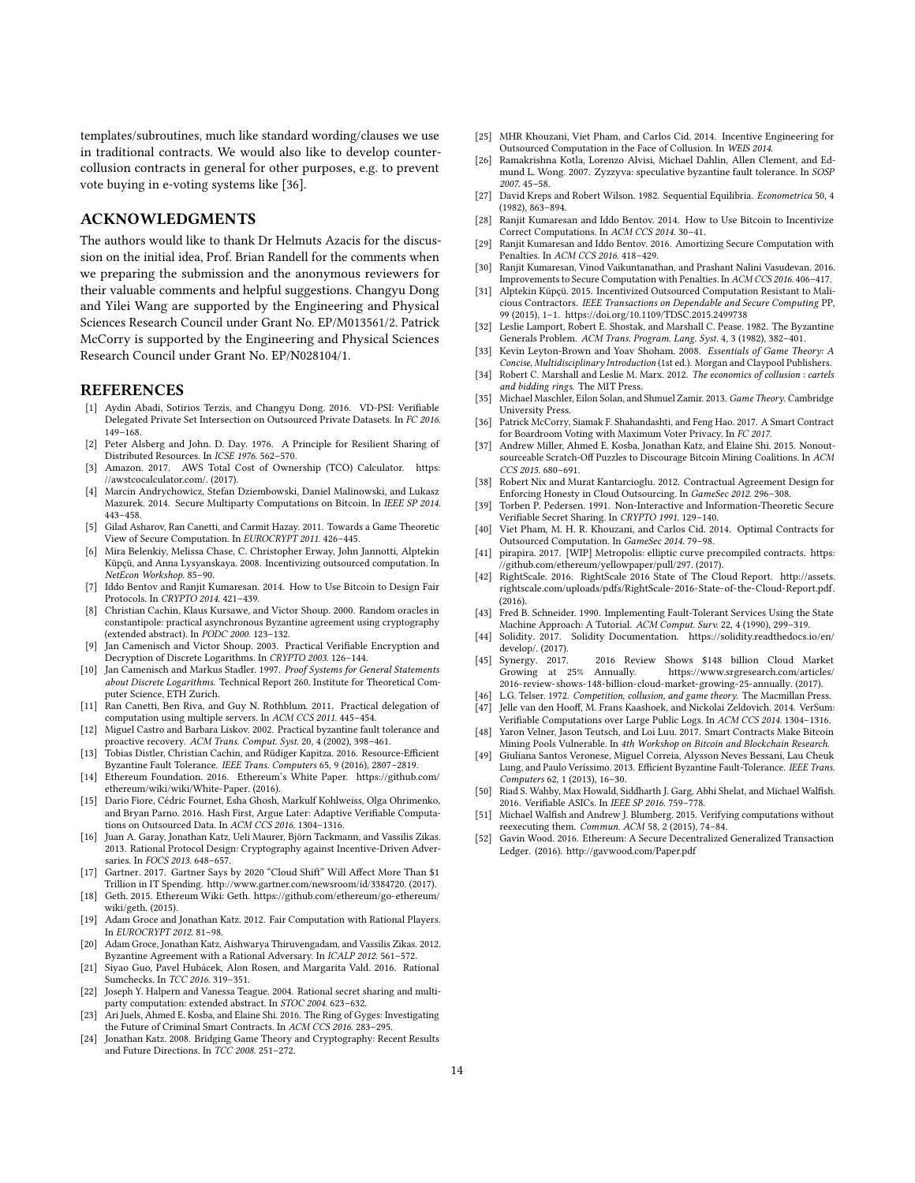templates/subroutines, much like standard wording/clauses we use in traditional contracts. We would also like to develop counter-collusion contracts in general for other purposes, e.g. to prevent vote buying in e-voting systems like [36].

## ACKNOWLEDGMENTS

The authors would like to thank Dr Helmuts Azacis for the discussion on the initial idea, Prof. Brian Randell for the comments when we preparing the submission and the anonymous reviewers for their valuable comments and helpful suggestions. Changyu Dong and Yilei Wang are supported by the Engineering and Physical Sciences Research Council under Grant No. EP/M013561/2. Patrick McCorry is supported by the Engineering and Physical Sciences Research Council under Grant No. EP/N028104/1.

## REFERENCES

[1] Aydin Abadi, Sotirios Terzis, and Changyu Dong. 2016. VD-PSI: Verifiable Delegated Private Set Intersection on Outsourced Private Datasets. In *FC 2016*. 149–168.

[2] Peter Alsberg and John. D. Day. 1976. A Principle for Resilient Sharing of Distributed Resources. In *ICSE 1976*. 562–570.

[3] Amazon. 2017. AWS Total Cost of Ownership (TCO) Calculator. https://awstcocalculator.com/. (2017).

[4] Marcin Andrychowicz, Stefan Dziembowski, Daniel Malinowski, and Lukasz Mazurek. 2014. Secure Multiparty Computations on Bitcoin. In *IEEE SP 2014*. 443–458.

[5] Gilad Asharov, Ran Canetti, and Carmit Hazay. 2011. Towards a Game Theoretic View of Secure Computation. In *EUROCRYPT 2011*. 426–445.

[6] Mira Belenkiy, Melissa Chase, C. Christopher Erway, John Jannotti, Alptekin Küpçü, and Anna Lysyanskaya. 2008. Incentivizing outsourced computation. In *NetEcon Workshop*. 85–90.

[7] Iddo Bentov and Ranjit Kumaresan. 2014. How to Use Bitcoin to Design Fair Protocols. In *CRYPTO 2014*. 421–439.

[8] Christian Cachin, Klaus Kursawe, and Victor Shoup. 2000. Random oracles in constantipole: practical asynchronous Byzantine agreement using cryptography (extended abstract). In *PODC 2000*. 123–132.

[9] Jan Camenisch and Victor Shoup. 2003. Practical Verifiable Encryption and Decryption of Discrete Logarithms. In *CRYPTO 2003*. 126–144.

[10] Jan Camenisch and Markus Stadler. 1997. *Proof Systems for General Statements about Discrete Logarithms*. Technical Report 260. Institute for Theoretical Computer Science, ETH Zurich.

[11] Ran Canetti, Ben Riva, and Guy N. Rothblum. 2011. Practical delegation of computation using multiple servers. In *ACM CCS 2011*. 445–454.

[12] Miguel Castro and Barbara Liskov. 2002. Practical byzantine fault tolerance and proactive recovery. *ACM Trans. Comput. Syst.* 20, 4 (2002), 398–461.

[13] Tobias Distler, Christian Cachin, and Rüdiger Kapitza. 2016. Resource-Efficient Byzantine Fault Tolerance. *IEEE Trans. Computers* 65, 9 (2016), 2807–2819.

[14] Ethereum Foundation. 2016. Ethereum's White Paper. https://github.com/ethereum/wiki/wiki/White-Paper. (2016).

[15] Dario Fiore, Cédric Fournet, Esha Ghosh, Markulf Kohlweiss, Olga Ohrimenko, and Bryan Parno. 2016. Hash First, Argue Later: Adaptive Verifiable Computations on Outsourced Data. In *ACM CCS 2016*. 1304–1316.

[16] Juan A. Garay, Jonathan Katz, Ueli Maurer, Björn Tackmann, and Vassilis Zikas. 2013. Rational Protocol Design: Cryptography against Incentive-Driven Adversaries. In *FOCS 2013*. 648–657.

[17] Gartner. 2017. Gartner Says by 2020 "Cloud Shift" Will Affect More Than $1 Trillion in IT Spending. http://www.gartner.com/newsroom/id/3384720. (2017).

[18] Geth. 2015. Ethereum Wiki: Geth. https://github.com/ethereum/go-ethereum/wiki/geth. (2015).

[19] Adam Groce and Jonathan Katz. 2012. Fair Computation with Rational Players. In *EUROCRYPT 2012*. 81–98.

[20] Adam Groce, Jonathan Katz, Aishwarya Thiruvengadam, and Vassilis Zikas. 2012. Byzantine Agreement with a Rational Adversary. In *ICALP 2012*. 561–572.

[21] Siyao Guo, Pavel Hubácek, Alon Rosen, and Margarita Vald. 2016. Rational Sumchecks. In *TCC 2016*. 319–351.

[22] Joseph Y. Halpern and Vanessa Teague. 2004. Rational secret sharing and multiparty computation: extended abstract. In *STOC 2004*. 623–632.

[23] Ari Juels, Ahmed E. Kosba, and Elaine Shi. 2016. The Ring of Gyges: Investigating the Future of Criminal Smart Contracts. In *ACM CCS 2016*. 283–295.

[24] Jonathan Katz. 2008. Bridging Game Theory and Cryptography: Recent Results and Future Directions. In *TCC 2008*. 251–272.

[25] MHR Khouzani, Viet Pham, and Carlos Cid. 2014. Incentive Engineering for Outsourced Computation in the Face of Collusion. In *WEIS 2014*.

[26] Ramakrishna Kotla, Lorenzo Alvisi, Michael Dahlin, Allen Clement, and Edmund L. Wong. 2007. Zyzzyva: speculative byzantine fault tolerance. In *SOSP 2007*. 45–58.

[27] David Kreps and Robert Wilson. 1982. Sequential Equilibria. *Econometrica* 50, 4 (1982), 863–894.

[28] Ranjit Kumaresan and Iddo Bentov. 2014. How to Use Bitcoin to Incentivize Correct Computations. In *ACM CCS 2014*. 30–41.

[29] Ranjit Kumaresan and Iddo Bentov. 2016. Amortizing Secure Computation with Penalties. In *ACM CCS 2016*. 418–429.

[30] Ranjit Kumaresan, Vinod Vaikuntanathan, and Prashant Nalini Vasudevan. 2016. Improvements to Secure Computation with Penalties. In *ACM CCS 2016*. 406–417.

[31] Alptekin Küpçü. 2015. Incentivized Outsourced Computation Resistant to Malicious Contractors. *IEEE Transactions on Dependable and Secure Computing* PP, 99 (2015), 1–1. https://doi.org/10.1109/TDSC.2015.2499738

[32] Leslie Lamport, Robert E. Shostak, and Marshall C. Pease. 1982. The Byzantine Generals Problem. *ACM Trans. Program. Lang. Syst.* 4, 3 (1982), 382–401.

[33] Kevin Leyton-Brown and Yoav Shoham. 2008. *Essentials of Game Theory: A Concise, Multidisciplinary Introduction* (1st ed.). Morgan and Claypool Publishers.

[34] Robert C. Marshall and Leslie M. Marx. 2012. *The economics of collusion : cartels and bidding rings*. The MIT Press.

[35] Michael Maschler, Eilon Solan, and Shmuel Zamir. 2013. *Game Theory*. Cambridge University Press.

[36] Patrick McCorry, Siamak F. Shahandashti, and Feng Hao. 2017. A Smart Contract for Boardroom Voting with Maximum Voter Privacy. In *FC 2017*.

[37] Andrew Miller, Ahmed E. Kosba, Jonathan Katz, and Elaine Shi. 2015. Nonoutsourceable Scratch-Off Puzzles to Discourage Bitcoin Mining Coalitions. In *ACM CCS 2015*. 680–691.

[38] Robert Nix and Murat Kantarcioglu. 2012. Contractual Agreement Design for Enforcing Honesty in Cloud Outsourcing. In *GameSec 2012*. 296–308.

[39] Torben P. Pedersen. 1991. Non-Interactive and Information-Theoretic Secure Verifiable Secret Sharing. In *CRYPTO 1991*. 129–140.

[40] Viet Pham, M. H. R. Khouzani, and Carlos Cid. 2014. Optimal Contracts for Outsourced Computation. In *GameSec 2014*. 79–98.

[41] pirapira. 2017. [WIP] Metropolis: elliptic curve precompiled contracts. https://github.com/ethereum/yellowpaper/pull/297. (2017).

[42] RightScale. 2016. RightScale 2016 State of The Cloud Report. http://assets.rightscale.com/uploads/pdfs/RightScale-2016-State-of-the-Cloud-Report.pdf. (2016).

[43] Fred B. Schneider. 1990. Implementing Fault-Tolerant Services Using the State Machine Approach: A Tutorial. *ACM Comput. Surv.* 22, 4 (1990), 299–319.

[44] Solidity. 2017. Solidity Documentation. https://solidity.readthedocs.io/en/develop/. (2017).

[45] Synergy. 2017. 2016 Review Shows $148 billion Cloud Market Growing at 25% Annually. https://www.srgresearch.com/articles/2016-review-shows-148-billion-cloud-market-growing-25-annually. (2017).

[46] L.G. Telser. 1972. *Competition, collusion, and game theory*. The Macmillan Press.

[47] Jelle van den Hooff, M. Frans Kaashoek, and Nickolai Zeldovich. 2014. VerSum: Verifiable Computations over Large Public Logs. In *ACM CCS 2014*. 1304–1316.

[48] Yaron Velner, Jason Teutsch, and Loi Luu. 2017. Smart Contracts Make Bitcoin Mining Pools Vulnerable. In *4th Workshop on Bitcoin and Blockchain Research*.

[49] Giuliana Santos Veronese, Miguel Correia, Alysson Neves Bessani, Lau Cheuk Lung, and Paulo Veríssimo. 2013. Efficient Byzantine Fault-Tolerance. *IEEE Trans. Computers* 62, 1 (2013), 16–30.

[50] Riad S. Wahby, Max Howald, Siddharth J. Garg, Abhi Shelat, and Michael Walfish. 2016. Verifiable ASICs. In *IEEE SP 2016*. 759–778.

[51] Michael Walfish and Andrew J. Blumberg. 2015. Verifying computations without reexecuting them. *Commun. ACM* 58, 2 (2015), 74–84.

[52] Gavin Wood. 2016. Ethereum: A Secure Decentralized Generalized Transaction Ledger. (2016). http://gavwood.com/Paper.pdf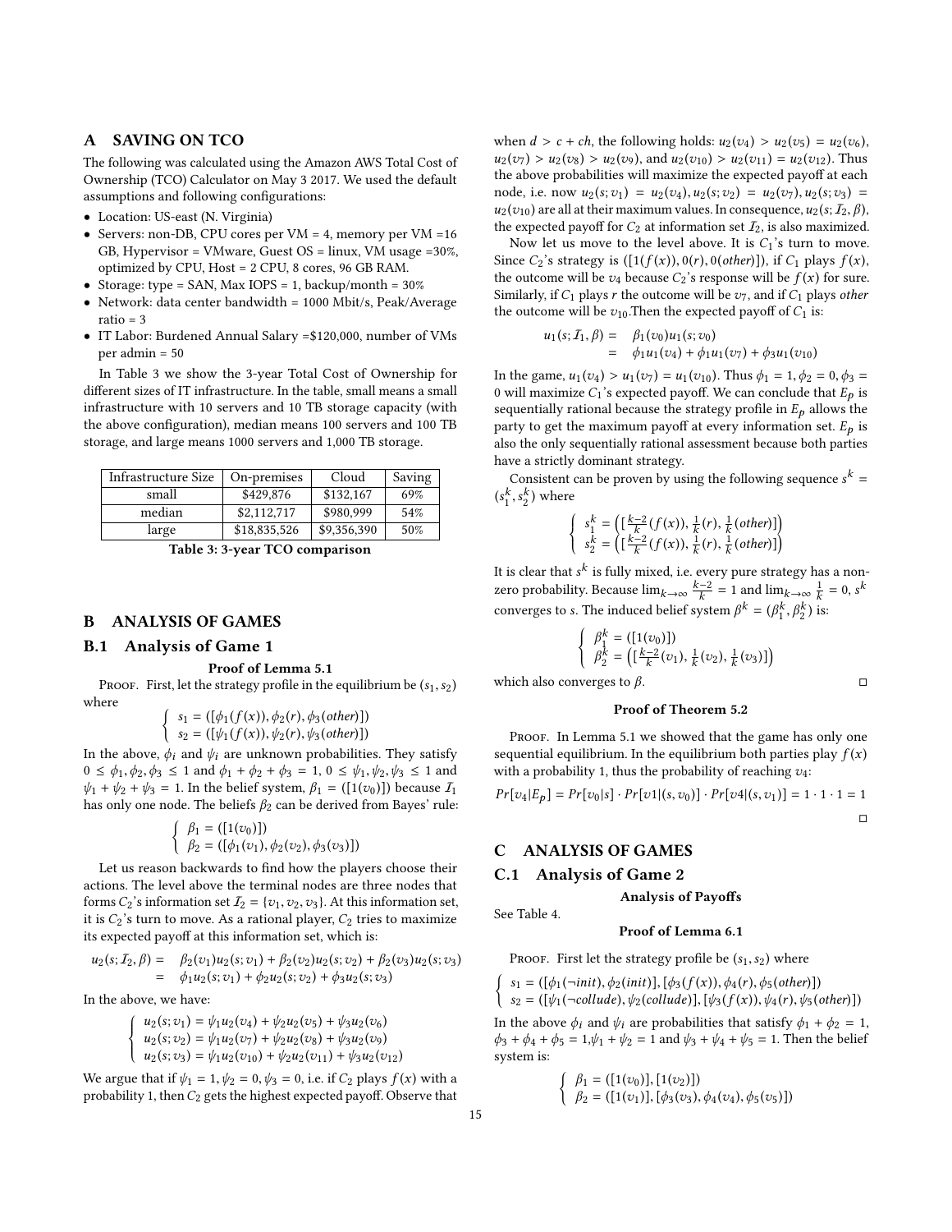## A SAVING ON TCO

The following was calculated using the Amazon AWS Total Cost of Ownership (TCO) Calculator on May 3 2017. We used the default assumptions and following configurations:

- Location: US-east (N. Virginia)
- Servers: non-DB, CPU cores per VM = 4, memory per VM =16 GB, Hypervisor = VMware, Guest OS = linux, VM usage =30%, optimized by CPU, Host = 2 CPU, 8 cores, 96 GB RAM.
- Storage: type = SAN, Max IOPS = 1, backup/month = 30%
- Network: data center bandwidth = 1000 Mbit/s, Peak/Average ratio = 3
- IT Labor: Burdened Annual Salary =$120,000, number of VMs per admin = 50

In Table 3 we show the 3-year Total Cost of Ownership for different sizes of IT infrastructure. In the table, small means a small infrastructure with 10 servers and 10 TB storage capacity (with the above configuration), median means 100 servers and 100 TB storage, and large means 1000 servers and 1,000 TB storage.

| Infrastructure Size | On-premises | Cloud | Saving |
|---|---|---|---|
| small | $429,876 | $132,167 | 69% |
| median | $2,112,717 | $980,999 | 54% |
| large | $18,835,526 | $9,356,390 | 50% |

**Table 3: 3-year TCO comparison**

## B ANALYSIS OF GAMES

### B.1 Analysis of Game 1

**Proof of Lemma 5.1**

*Proof.* First, let the strategy profile in the equilibrium be $(s_1, s_2)$ where

$$\begin{cases} s_1 = ([\phi_1(f(x)), \phi_2(r), \phi_3(other)]) \\ s_2 = ([\psi_1(f(x)), \psi_2(r), \psi_3(other)]) \end{cases}$$

In the above, $\phi_i$ and $\psi_i$ are unknown probabilities. They satisfy $0 \leq \phi_1, \phi_2, \phi_3 \leq 1$ and $\phi_1 + \phi_2 + \phi_3 = 1$, $0 \leq \psi_1, \psi_2, \psi_3 \leq 1$ and $\psi_1 + \psi_2 + \psi_3 = 1$. In the belief system, $\beta_1 = ([1(v_0)])$ because $\mathcal{I}_1$ has only one node. The beliefs $\beta_2$ can be derived from Bayes' rule:

$$\begin{cases} \beta_1 = ([1(v_0)]) \\ \beta_2 = ([\phi_1(v_1), \phi_2(v_2), \phi_3(v_3)]) \end{cases}$$

Let us reason backwards to find how the players choose their actions. The level above the terminal nodes are three nodes that forms $C_2$'s information set $\mathcal{I}_2 = \{v_1, v_2, v_3\}$. At this information set, it is $C_2$'s turn to move. As a rational player, $C_2$ tries to maximize its expected payoff at this information set, which is:

$$\begin{aligned} u_2(s; \mathcal{I}_2, \beta) &= \beta_2(v_1)u_2(s; v_1) + \beta_2(v_2)u_2(s; v_2) + \beta_2(v_3)u_2(s; v_3) \\ &= \phi_1 u_2(s; v_1) + \phi_2 u_2(s; v_2) + \phi_3 u_2(s; v_3) \end{aligned}$$

In the above, we have:

$$\begin{cases} u_2(s; v_1) = \psi_1 u_2(v_4) + \psi_2 u_2(v_5) + \psi_3 u_2(v_6) \\ u_2(s; v_2) = \psi_1 u_2(v_7) + \psi_2 u_2(v_8) + \psi_3 u_2(v_9) \\ u_2(s; v_3) = \psi_1 u_2(v_{10}) + \psi_2 u_2(v_{11}) + \psi_3 u_2(v_{12}) \end{cases}$$

We argue that if $\psi_1 = 1, \psi_2 = 0, \psi_3 = 0$, i.e. if $C_2$ plays $f(x)$ with a probability 1, then $C_2$ gets the highest expected payoff. Observe that when $d > c + ch$, the following holds: $u_2(v_4) > u_2(v_5) = u_2(v_6)$, $u_2(v_7) > u_2(v_8) > u_2(v_9)$, and $u_2(v_{10}) > u_2(v_{11}) = u_2(v_{12})$. Thus the above probabilities will maximize the expected payoff at each node, i.e. now $u_2(s; v_1) = u_2(v_4), u_2(s; v_2) = u_2(v_7), u_2(s; v_3) = u_2(v_{10})$ are all at their maximum values. In consequence, $u_2(s; \mathcal{I}_2, \beta)$, the expected payoff for $C_2$ at information set $\mathcal{I}_2$, is also maximized.

Now let us move to the level above. It is $C_1$'s turn to move. Since $C_2$'s strategy is $([1(f(x)), 0(r), 0(other)])$, if $C_1$ plays $f(x)$, the outcome will be $v_4$ because $C_2$'s response will be $f(x)$ for sure. Similarly, if $C_1$ plays $r$ the outcome will be $v_7$, and if $C_1$ plays *other* the outcome will be $v_{10}$.Then the expected payoff of $C_1$ is:

$$\begin{aligned} u_1(s; \mathcal{I}_1, \beta) &= \beta_1(v_0)u_1(s; v_0) \\ &= \phi_1 u_1(v_4) + \phi_1 u_1(v_7) + \phi_3 u_1(v_{10}) \end{aligned}$$

In the game, $u_1(v_4) > u_1(v_7) = u_1(v_{10})$. Thus $\phi_1 = 1, \phi_2 = 0, \phi_3 = 0$ will maximize $C_1$'s expected payoff. We can conclude that $E_p$ is sequentially rational because the strategy profile in $E_p$ allows the party to get the maximum payoff at every information set. $E_p$ is also the only sequentially rational assessment because both parties have a strictly dominant strategy.

Consistent can be proven by using the following sequence $s^k = (s_1^k, s_2^k)$ where

$$\begin{cases} s_1^k = \left([\frac{k-2}{k}(f(x)), \frac{1}{k}(r), \frac{1}{k}(other)]\right) \\ s_2^k = \left([\frac{k-2}{k}(f(x)), \frac{1}{k}(r), \frac{1}{k}(other)]\right) \end{cases}$$

It is clear that $s^k$ is fully mixed, i.e. every pure strategy has a non-zero probability. Because $\lim_{k\to\infty} \frac{k-2}{k} = 1$ and $\lim_{k\to\infty} \frac{1}{k} = 0$, $s^k$ converges to $s$. The induced belief system $\beta^k = (\beta_1^k, \beta_2^k)$ is:

$$\begin{cases} \beta_1^k = ([1(v_0)]) \\ \beta_2^k = \left([\frac{k-2}{k}(v_1), \frac{1}{k}(v_2), \frac{1}{k}(v_3)]\right) \end{cases}$$

which also converges to $\beta$. ◻

**Proof of Theorem 5.2**

*Proof.* In Lemma 5.1 we showed that the game has only one sequential equilibrium. In the equilibrium both parties play $f(x)$ with a probability 1, thus the probability of reaching $v_4$:

$$Pr[v_4|E_p] = Pr[v_0|s] \cdot Pr[v1|(s, v_0)] \cdot Pr[v4|(s, v_1)] = 1 \cdot 1 \cdot 1 = 1$$

◻

## C ANALYSIS OF GAMES

### C.1 Analysis of Game 2

**Analysis of Payoffs**

See Table 4.

**Proof of Lemma 6.1**

*Proof.* First let the strategy profile be $(s_1, s_2)$ where

$$\begin{cases} s_1 = ([\phi_1(\neg init), \phi_2(init)], [\phi_3(f(x)), \phi_4(r), \phi_5(other)]) \\ s_2 = ([\psi_1(\neg collude), \psi_2(collude)], [\psi_3(f(x)), \psi_4(r), \psi_5(other)]) \end{cases}$$

In the above $\phi_i$ and $\psi_i$ are probabilities that satisfy $\phi_1 + \phi_2 = 1$, $\phi_3 + \phi_4 + \phi_5 = 1$,$\psi_1 + \psi_2 = 1$ and $\psi_3 + \psi_4 + \psi_5 = 1$. Then the belief system is:

$$\begin{cases} \beta_1 = ([1(v_0)], [1(v_2)]) \\ \beta_2 = ([1(v_1)], [\phi_3(v_3), \phi_4(v_4), \phi_5(v_5)]) \end{cases}$$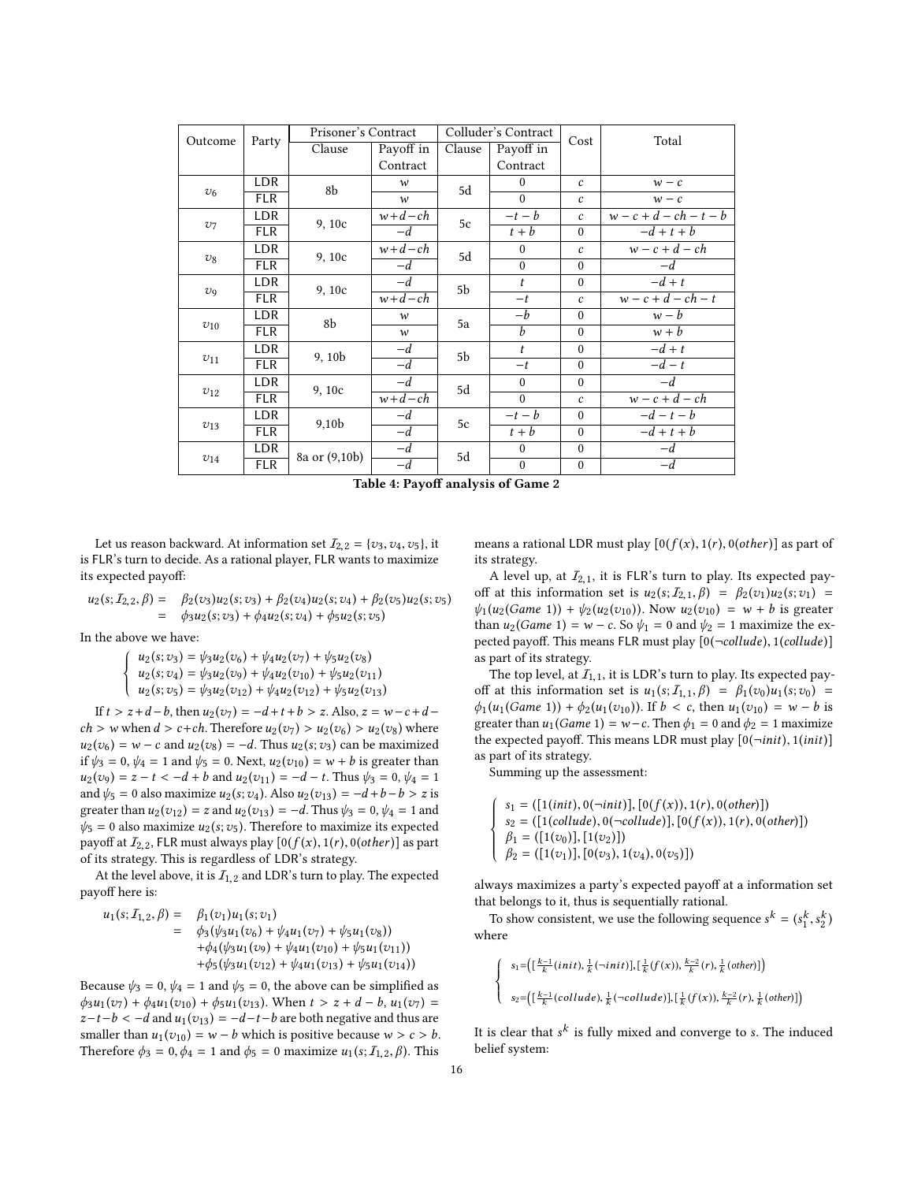| Outcome | Party | Prisoner's Contract | | Colluder's Contract | | Cost | Total |
|---|---|---|---|---|---|---|---|
| | | Clause | Payoff in Contract | Clause | Payoff in Contract | | |
| $v_6$ | LDR | 8b | $w$ | 5d | 0 | $c$ | $w-c$ |
| | FLR | | $w$ | | 0 | $c$ | $w-c$ |
| $v_7$ | LDR | 9, 10c | $w+d-ch$ | 5c | $-t-b$ | $c$ | $w-c+d-ch-t-b$ |
| | FLR | | $-d$ | | $t+b$ | 0 | $-d+t+b$ |
| $v_8$ | LDR | 9, 10c | $w+d-ch$ | 5d | 0 | $c$ | $w-c+d-ch$ |
| | FLR | | $-d$ | | 0 | 0 | $-d$ |
| $v_9$ | LDR | 9, 10c | $-d$ | 5b | $t$ | 0 | $-d+t$ |
| | FLR | | $w+d-ch$ | | $-t$ | $c$ | $w-c+d-ch-t$ |
| $v_{10}$ | LDR | 8b | $w$ | 5a | $-b$ | 0 | $w-b$ |
| | FLR | | $w$ | | $b$ | 0 | $w+b$ |
| $v_{11}$ | LDR | 9, 10b | $-d$ | 5b | $t$ | 0 | $-d+t$ |
| | FLR | | $-d$ | | $-t$ | 0 | $-d-t$ |
| $v_{12}$ | LDR | 9, 10c | $-d$ | 5d | 0 | 0 | $-d$ |
| | FLR | | $w+d-ch$ | | 0 | $c$ | $w-c+d-ch$ |
| $v_{13}$ | LDR | 9,10b | $-d$ | 5c | $-t-b$ | 0 | $-d-t-b$ |
| | FLR | | $-d$ | | $t+b$ | 0 | $-d+t+b$ |
| $v_{14}$ | LDR | 8a or (9,10b) | $-d$ | 5d | 0 | 0 | $-d$ |
| | FLR | | $-d$ | | 0 | 0 | $-d$ |

**Table 4: Payoff analysis of Game 2**

Let us reason backward. At information set $\mathcal{I}_{2,2} = \{v_3, v_4, v_5\}$, it is FLR's turn to decide. As a rational player, FLR wants to maximize its expected payoff:

$$\begin{aligned} u_2(s; \mathcal{I}_{2,2}, \beta) = & \ \beta_2(v_3)u_2(s; v_3) + \beta_2(v_4)u_2(s; v_4) + \beta_2(v_5)u_2(s; v_5) \\ = & \ \phi_3 u_2(s; v_3) + \phi_4 u_2(s; v_4) + \phi_5 u_2(s; v_5) \end{aligned}$$

In the above we have:

$$\begin{cases} u_2(s; v_3) = \psi_3 u_2(v_6) + \psi_4 u_2(v_7) + \psi_5 u_2(v_8) \\ u_2(s; v_4) = \psi_3 u_2(v_9) + \psi_4 u_2(v_{10}) + \psi_5 u_2(v_{11}) \\ u_2(s; v_5) = \psi_3 u_2(v_{12}) + \psi_4 u_2(v_{12}) + \psi_5 u_2(v_{13}) \end{cases}$$

If $t > z + d - b$, then $u_2(v_7) = -d + t + b > z$. Also, $z = w - c + d - ch > w$ when $d > c + ch$. Therefore $u_2(v_7) > u_2(v_6) > u_2(v_8)$ where $u_2(v_6) = w - c$ and $u_2(v_8) = -d$. Thus $u_2(s; v_3)$ can be maximized if $\psi_3 = 0$, $\psi_4 = 1$ and $\psi_5 = 0$. Next, $u_2(v_{10}) = w + b$ is greater than $u_2(v_9) = z - t < -d + b$ and $u_2(v_{11}) = -d - t$. Thus $\psi_3 = 0$, $\psi_4 = 1$ and $\psi_5 = 0$ also maximize $u_2(s; v_4)$. Also $u_2(v_{13}) = -d + b - b > z$ is greater than $u_2(v_{12}) = z$ and $u_2(v_{13}) = -d$. Thus $\psi_3 = 0$, $\psi_4 = 1$ and $\psi_5 = 0$ also maximize $u_2(s; v_5)$. Therefore to maximize its expected payoff at $\mathcal{I}_{2,2}$, FLR must always play $[0(f(x), 1(r), 0(other)]$ as part of its strategy. This is regardless of LDR's strategy.

At the level above, it is $\mathcal{I}_{1,2}$ and LDR's turn to play. The expected payoff here is:

$$\begin{aligned} u_1(s; \mathcal{I}_{1,2}, \beta) = & \ \beta_1(v_1)u_1(s; v_1) \\ = & \ \phi_3(\psi_3 u_1(v_6) + \psi_4 u_1(v_7) + \psi_5 u_1(v_8)) \\ & + \phi_4(\psi_3 u_1(v_9) + \psi_4 u_1(v_{10}) + \psi_5 u_1(v_{11})) \\ & + \phi_5(\psi_3 u_1(v_{12}) + \psi_4 u_1(v_{13}) + \psi_5 u_1(v_{14})) \end{aligned}$$

Because $\psi_3 = 0$, $\psi_4 = 1$ and $\psi_5 = 0$, the above can be simplified as $\phi_3 u_1(v_7) + \phi_4 u_1(v_{10}) + \phi_5 u_1(v_{13})$. When $t > z + d - b$, $u_1(v_7) = z - t - b < -d$ and $u_1(v_{13}) = -d - t - b$ are both negative and thus are smaller than $u_1(v_{10}) = w - b$ which is positive because $w > c > b$. Therefore $\phi_3 = 0$, $\phi_4 = 1$ and $\phi_5 = 0$ maximize $u_1(s; \mathcal{I}_{1,2}, \beta)$. This means a rational LDR must play $[0(f(x), 1(r), 0(other)]$ as part of its strategy.

A level up, at $\mathcal{I}_{2,1}$, it is FLR's turn to play. Its expected payoff at this information set is $u_2(s; \mathcal{I}_{2,1}, \beta) = \beta_2(v_1)u_2(s; v_1) = \psi_1(u_2(Game\ 1)) + \psi_2(u_2(v_{10}))$. Now $u_2(v_{10}) = w + b$ is greater than $u_2(Game\ 1) = w - c$. So $\psi_1 = 0$ and $\psi_2 = 1$ maximize the expected payoff. This means FLR must play $[0(\neg collude), 1(collude)]$ as part of its strategy.

The top level, at $\mathcal{I}_{1,1}$, it is LDR's turn to play. Its expected payoff at this information set is $u_1(s; \mathcal{I}_{1,1}, \beta) = \beta_1(v_0)u_1(s; v_0) = \phi_1(u_1(Game\ 1)) + \phi_2(u_1(v_{10}))$. If $b < c$, then $u_1(v_{10}) = w - b$ is greater than $u_1(Game\ 1) = w - c$. Then $\phi_1 = 0$ and $\phi_2 = 1$ maximize the expected payoff. This means LDR must play $[0(\neg init), 1(init)]$ as part of its strategy.

Summing up the assessment:

$$\begin{cases} s_1 = ([1(init), 0(\neg init)], [0(f(x)), 1(r), 0(other)]) \\ s_2 = ([1(collude), 0(\neg collude)], [0(f(x)), 1(r), 0(other)]) \\ \beta_1 = ([1(v_0)], [1(v_2)]) \\ \beta_2 = ([1(v_1)], [0(v_3), 1(v_4), 0(v_5)]) \end{cases}$$

always maximizes a party's expected payoff at a information set that belongs to it, thus is sequentially rational.

To show consistent, we use the following sequence $s^k = (s_1^k, s_2^k)$ where

$$\begin{cases} s_1 = \left( [\frac{k-1}{k}(init), \frac{1}{k}(\neg init)], [\frac{1}{k}(f(x)), \frac{k-2}{k}(r), \frac{1}{k}(other)] \right) \\ s_2 = \left( [\frac{k-1}{k}(collude), \frac{1}{k}(\neg collude)], [\frac{1}{k}(f(x)), \frac{k-2}{k}(r), \frac{1}{k}(other)] \right) \end{cases}$$

It is clear that $s^k$ is fully mixed and converge to $s$. The induced belief system: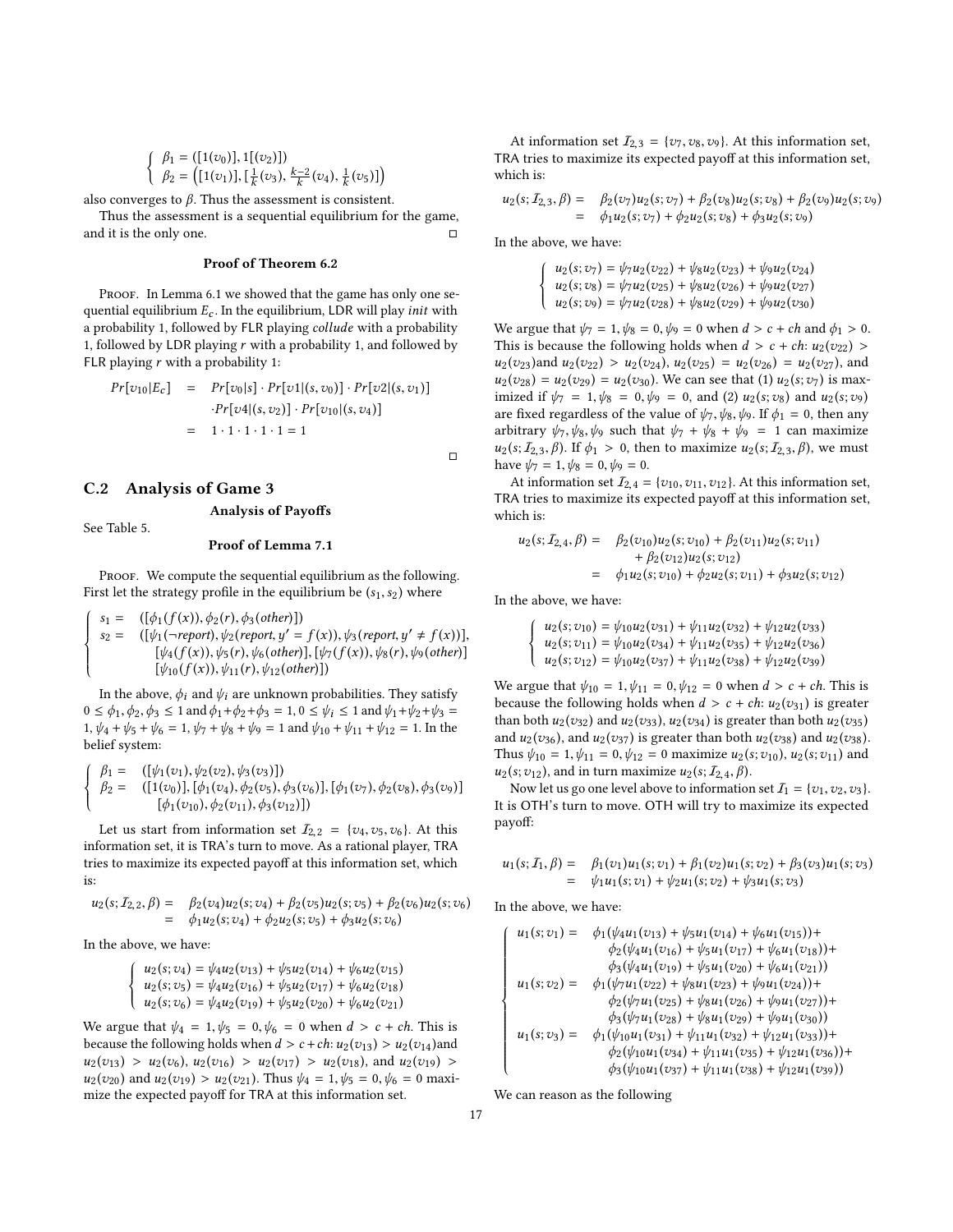$$\begin{cases} \beta_1 = ([1(v_0)], 1[(v_2)]) \\ \beta_2 = \left([1(v_1)], [\frac{1}{k}(v_3), \frac{k-2}{k}(v_4), \frac{1}{k}(v_5)]\right) \end{cases}$$

also converges to $\beta$. Thus the assessment is consistent.

Thus the assessment is a sequential equilibrium for the game, and it is the only one. □

**Proof of Theorem 6.2**

Proof. In Lemma 6.1 we showed that the game has only one sequential equilibrium $E_c$. In the equilibrium, LDR will play *init* with a probability 1, followed by FLR playing *collude* with a probability 1, followed by LDR playing $r$ with a probability 1, and followed by FLR playing $r$ with a probability 1:

$$\begin{aligned} Pr[v_{10}|E_c] &= Pr[v_0|s] \cdot Pr[v1|(s, v_0)] \cdot Pr[v2|(s, v_1)] \\ &\quad \cdot Pr[v4|(s, v_2)] \cdot Pr[v_{10}|(s, v_4)] \\ &= 1 \cdot 1 \cdot 1 \cdot 1 \cdot 1 = 1 \end{aligned}$$

□

## C.2 Analysis of Game 3

**Analysis of Payoffs**

See Table 5.

**Proof of Lemma 7.1**

Proof. We compute the sequential equilibrium as the following. First let the strategy profile in the equilibrium be $(s_1, s_2)$ where

$$\begin{cases} s_1 = & ([\phi_1(f(x)), \phi_2(r), \phi_3(other)]) \\ s_2 = & ([\psi_1(\neg report), \psi_2(report, y' = f(x)), \psi_3(report, y' \neq f(x))], \\ & [\psi_4(f(x)), \psi_5(r), \psi_6(other)], [\psi_7(f(x)), \psi_8(r), \psi_9(other)] \\ & [\psi_{10}(f(x)), \psi_{11}(r), \psi_{12}(other)]) \end{cases}$$

In the above, $\phi_i$ and $\psi_i$ are unknown probabilities. They satisfy $0 \le \phi_1, \phi_2, \phi_3 \le 1$ and $\phi_1 + \phi_2 + \phi_3 = 1$, $0 \le \psi_i \le 1$ and $\psi_1 + \psi_2 + \psi_3 = 1$, $\psi_4 + \psi_5 + \psi_6 = 1$, $\psi_7 + \psi_8 + \psi_9 = 1$ and $\psi_{10} + \psi_{11} + \psi_{12} = 1$. In the belief system:

$$\begin{cases} \beta_1 = & ([\psi_1(v_1), \psi_2(v_2), \psi_3(v_3)]) \\ \beta_2 = & ([1(v_0)], [\phi_1(v_4), \phi_2(v_5), \phi_3(v_6)], [\phi_1(v_7), \phi_2(v_8), \phi_3(v_9)] \\ & [\phi_1(v_{10}), \phi_2(v_{11}), \phi_3(v_{12})]) \end{cases}$$

Let us start from information set $\mathcal{I}_{2,2} = \{v_4, v_5, v_6\}$. At this information set, it is TRA's turn to move. As a rational player, TRA tries to maximize its expected payoff at this information set, which is:

$$\begin{aligned} u_2(s; \mathcal{I}_{2,2}, \beta) &= \beta_2(v_4)u_2(s; v_4) + \beta_2(v_5)u_2(s; v_5) + \beta_2(v_6)u_2(s; v_6) \\ &= \phi_1 u_2(s; v_4) + \phi_2 u_2(s; v_5) + \phi_3 u_2(s; v_6) \end{aligned}$$

In the above, we have:

$$\begin{cases} u_2(s; v_4) = \psi_4 u_2(v_{13}) + \psi_5 u_2(v_{14}) + \psi_6 u_2(v_{15}) \\ u_2(s; v_5) = \psi_4 u_2(v_{16}) + \psi_5 u_2(v_{17}) + \psi_6 u_2(v_{18}) \\ u_2(s; v_6) = \psi_4 u_2(v_{19}) + \psi_5 u_2(v_{20}) + \psi_6 u_2(v_{21}) \end{cases}$$

We argue that $\psi_4 = 1, \psi_5 = 0, \psi_6 = 0$ when $d > c + ch$. This is because the following holds when $d > c + ch$: $u_2(v_{13}) > u_2(v_{14})$ and $u_2(v_{13}) > u_2(v_6)$, $u_2(v_{16}) > u_2(v_{17}) > u_2(v_{18})$, and $u_2(v_{19}) > u_2(v_{20})$ and $u_2(v_{19}) > u_2(v_{21})$. Thus $\psi_4 = 1, \psi_5 = 0, \psi_6 = 0$ maximize the expected payoff for TRA at this information set.

At information set $\mathcal{I}_{2,3} = \{v_7, v_8, v_9\}$. At this information set, TRA tries to maximize its expected payoff at this information set, which is:

$$\begin{aligned} u_2(s; \mathcal{I}_{2,3}, \beta) &= \beta_2(v_7)u_2(s; v_7) + \beta_2(v_8)u_2(s; v_8) + \beta_2(v_9)u_2(s; v_9) \\ &= \phi_1 u_2(s; v_7) + \phi_2 u_2(s; v_8) + \phi_3 u_2(s; v_9) \end{aligned}$$

In the above, we have:

$$\begin{cases} u_2(s; v_7) = \psi_7 u_2(v_{22}) + \psi_8 u_2(v_{23}) + \psi_9 u_2(v_{24}) \\ u_2(s; v_8) = \psi_7 u_2(v_{25}) + \psi_8 u_2(v_{26}) + \psi_9 u_2(v_{27}) \\ u_2(s; v_9) = \psi_7 u_2(v_{28}) + \psi_8 u_2(v_{29}) + \psi_9 u_2(v_{30}) \end{cases}$$

We argue that $\psi_7 = 1, \psi_8 = 0, \psi_9 = 0$ when $d > c + ch$ and $\phi_1 > 0$. This is because the following holds when $d > c + ch$: $u_2(v_{22}) > u_2(v_{23})$ and $u_2(v_{22}) > u_2(v_{24})$, $u_2(v_{25}) = u_2(v_{26}) = u_2(v_{27})$, and $u_2(v_{28}) = u_2(v_{29}) = u_2(v_{30})$. We can see that (1) $u_2(s; v_7)$ is maximized if $\psi_7 = 1, \psi_8 = 0, \psi_9 = 0$, and (2) $u_2(s; v_8)$ and $u_2(s; v_9)$ are fixed regardless of the value of $\psi_7, \psi_8, \psi_9$. If $\phi_1 = 0$, then any arbitrary $\psi_7, \psi_8, \psi_9$ such that $\psi_7 + \psi_8 + \psi_9 = 1$ can maximize $u_2(s; \mathcal{I}_{2,3}, \beta)$. If $\phi_1 > 0$, then to maximize $u_2(s; \mathcal{I}_{2,3}, \beta)$, we must have $\psi_7 = 1, \psi_8 = 0, \psi_9 = 0$.

At information set $\mathcal{I}_{2,4} = \{v_{10}, v_{11}, v_{12}\}$. At this information set, TRA tries to maximize its expected payoff at this information set, which is:

$$\begin{aligned} u_2(s; \mathcal{I}_{2,4}, \beta) &= \beta_2(v_{10})u_2(s; v_{10}) + \beta_2(v_{11})u_2(s; v_{11}) \\ &\quad + \beta_2(v_{12})u_2(s; v_{12}) \\ &= \phi_1 u_2(s; v_{10}) + \phi_2 u_2(s; v_{11}) + \phi_3 u_2(s; v_{12}) \end{aligned}$$

In the above, we have:

$$\begin{cases} u_2(s; v_{10}) = \psi_{10} u_2(v_{31}) + \psi_{11} u_2(v_{32}) + \psi_{12} u_2(v_{33}) \\ u_2(s; v_{11}) = \psi_{10} u_2(v_{34}) + \psi_{11} u_2(v_{35}) + \psi_{12} u_2(v_{36}) \\ u_2(s; v_{12}) = \psi_{10} u_2(v_{37}) + \psi_{11} u_2(v_{38}) + \psi_{12} u_2(v_{39}) \end{cases}$$

We argue that $\psi_{10} = 1, \psi_{11} = 0, \psi_{12} = 0$ when $d > c + ch$. This is because the following holds when $d > c + ch$: $u_2(v_{31})$ is greater than both $u_2(v_{32})$ and $u_2(v_{33})$, $u_2(v_{34})$ is greater than both $u_2(v_{35})$ and $u_2(v_{36})$, and $u_2(v_{37})$ is greater than both $u_2(v_{38})$ and $u_2(v_{39})$. Thus $\psi_{10} = 1, \psi_{11} = 0, \psi_{12} = 0$ maximize $u_2(s; v_{10})$, $u_2(s; v_{11})$ and $u_2(s; v_{12})$, and in turn maximize $u_2(s; \mathcal{I}_{2,4}, \beta)$.

Now let us go one level above to information set $\mathcal{I}_1 = \{v_1, v_2, v_3\}$. It is OTH's turn to move. OTH will try to maximize its expected payoff:

$$\begin{aligned} u_1(s; \mathcal{I}_1, \beta) &= \beta_1(v_1)u_1(s; v_1) + \beta_1(v_2)u_1(s; v_2) + \beta_3(v_3)u_1(s; v_3) \\ &= \psi_1 u_1(s; v_1) + \psi_2 u_1(s; v_2) + \psi_3 u_1(s; v_3) \end{aligned}$$

In the above, we have:

$$\begin{cases} u_1(s; v_1) = & \phi_1(\psi_4 u_1(v_{13}) + \psi_5 u_1(v_{14}) + \psi_6 u_1(v_{15})) + \\ & \phi_2(\psi_4 u_1(v_{16}) + \psi_5 u_1(v_{17}) + \psi_6 u_1(v_{18})) + \\ & \phi_3(\psi_4 u_1(v_{19}) + \psi_5 u_1(v_{20}) + \psi_6 u_1(v_{21})) \\ u_1(s; v_2) = & \phi_1(\psi_7 u_1(v_{22}) + \psi_8 u_1(v_{23}) + \psi_9 u_1(v_{24})) + \\ & \phi_2(\psi_7 u_1(v_{25}) + \psi_8 u_1(v_{26}) + \psi_9 u_1(v_{27})) + \\ & \phi_3(\psi_7 u_1(v_{28}) + \psi_8 u_1(v_{29}) + \psi_9 u_1(v_{30})) \\ u_1(s; v_3) = & \phi_1(\psi_{10} u_1(v_{31}) + \psi_{11} u_1(v_{32}) + \psi_{12} u_1(v_{33})) + \\ & \phi_2(\psi_{10} u_1(v_{34}) + \psi_{11} u_1(v_{35}) + \psi_{12} u_1(v_{36})) + \\ & \phi_3(\psi_{10} u_1(v_{37}) + \psi_{11} u_1(v_{38}) + \psi_{12} u_1(v_{39})) \end{cases}$$

We can reason as the following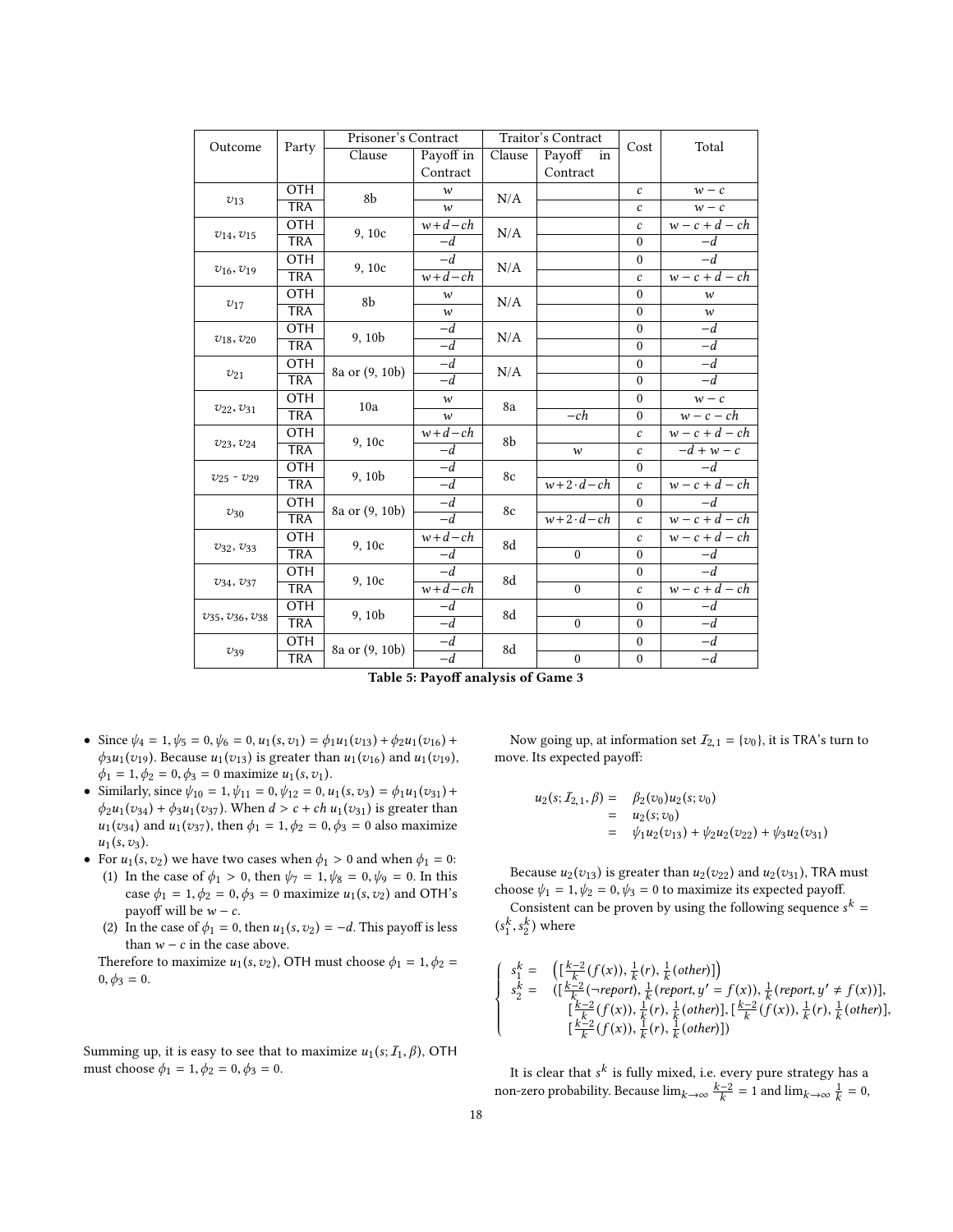| Outcome | Party | Prisoner's Contract | | Traitor's Contract | | Cost | Total |
|---|---|---|---|---|---|---|---|
| | | Clause | Payoff in Contract | Clause | Payoff in Contract | | |
| $v_{13}$ | OTH | 8b | $w$ | N/A | | $c$ | $w-c$ |
| | TRA | | $w$ | | | $c$ | $w-c$ |
| $v_{14}, v_{15}$ | OTH | 9, 10c | $w+d-ch$ | N/A | | $c$ | $w-c+d-ch$ |
| | TRA | | $-d$ | | | 0 | $-d$ |
| $v_{16}, v_{19}$ | OTH | 9, 10c | $-d$ | N/A | | 0 | $-d$ |
| | TRA | | $w+d-ch$ | | | $c$ | $w-c+d-ch$ |
| $v_{17}$ | OTH | 8b | $w$ | N/A | | 0 | $w$ |
| | TRA | | $w$ | | | 0 | $w$ |
| $v_{18}, v_{20}$ | OTH | 9, 10b | $-d$ | N/A | | 0 | $-d$ |
| | TRA | | $-d$ | | | 0 | $-d$ |
| $v_{21}$ | OTH | 8a or (9, 10b) | $-d$ | N/A | | 0 | $-d$ |
| | TRA | | $-d$ | | | 0 | $-d$ |
| $v_{22}, v_{31}$ | OTH | 10a | $w$ | 8a | | 0 | $w-c$ |
| | TRA | | $w$ | | $-ch$ | 0 | $w-c-ch$ |
| $v_{23}, v_{24}$ | OTH | 9, 10c | $w+d-ch$ | 8b | | $c$ | $w-c+d-ch$ |
| | TRA | | $-d$ | | $w$ | $c$ | $-d+w-c$ |
| $v_{25}$ - $v_{29}$ | OTH | 9, 10b | $-d$ | 8c | | 0 | $-d$ |
| | TRA | | $-d$ | | $w+2\cdot d-ch$ | $c$ | $w-c+d-ch$ |
| $v_{30}$ | OTH | 8a or (9, 10b) | $-d$ | 8c | | 0 | $-d$ |
| | TRA | | $-d$ | | $w+2\cdot d-ch$ | $c$ | $w-c+d-ch$ |
| $v_{32}, v_{33}$ | OTH | 9, 10c | $w+d-ch$ | 8d | | $c$ | $w-c+d-ch$ |
| | TRA | | $-d$ | | 0 | 0 | $-d$ |
| $v_{34}, v_{37}$ | OTH | 9, 10c | $-d$ | 8d | | 0 | $-d$ |
| | TRA | | $w+d-ch$ | | 0 | $c$ | $w-c+d-ch$ |
| $v_{35}, v_{36}, v_{38}$ | OTH | 9, 10b | $-d$ | 8d | | 0 | $-d$ |
| | TRA | | $-d$ | | 0 | 0 | $-d$ |
| $v_{39}$ | OTH | 8a or (9, 10b) | $-d$ | 8d | | 0 | $-d$ |
| | TRA | | $-d$ | | 0 | 0 | $-d$ |

**Table 5: Payoff analysis of Game 3**

- Since $\psi_4 = 1, \psi_5 = 0, \psi_6 = 0$, $u_1(s, v_1) = \phi_1 u_1(v_{13}) + \phi_2 u_1(v_{16}) + \phi_3 u_1(v_{19})$. Because $u_1(v_{13})$ is greater than $u_1(v_{16})$ and $u_1(v_{19})$, $\phi_1 = 1, \phi_2 = 0, \phi_3 = 0$ maximize $u_1(s, v_1)$.
- Similarly, since $\psi_{10} = 1, \psi_{11} = 0, \psi_{12} = 0$, $u_1(s, v_3) = \phi_1 u_1(v_{31}) + \phi_2 u_1(v_{34}) + \phi_3 u_1(v_{37})$. When $d > c + ch$ $u_1(v_{31})$ is greater than $u_1(v_{34})$ and $u_1(v_{37})$, then $\phi_1 = 1, \phi_2 = 0, \phi_3 = 0$ also maximize $u_1(s, v_3)$.
- For $u_1(s, v_2)$ we have two cases when $\phi_1 > 0$ and when $\phi_1 = 0$:
  1. In the case of $\phi_1 > 0$, then $\psi_7 = 1, \psi_8 = 0, \psi_9 = 0$. In this case $\phi_1 = 1, \phi_2 = 0, \phi_3 = 0$ maximize $u_1(s, v_2)$ and OTH's payoff will be $w - c$.
  2. In the case of $\phi_1 = 0$, then $u_1(s, v_2) = -d$. This payoff is less than $w - c$ in the case above.

  Therefore to maximize $u_1(s, v_2)$, OTH must choose $\phi_1 = 1, \phi_2 = 0, \phi_3 = 0$.

Summing up, it is easy to see that to maximize $u_1(s; \mathcal{I}_1, \beta)$, OTH must choose $\phi_1 = 1, \phi_2 = 0, \phi_3 = 0$.

Now going up, at information set $\mathcal{I}_{2,1} = \{v_0\}$, it is TRA's turn to move. Its expected payoff:

$$
\begin{aligned}
u_2(s; \mathcal{I}_{2,1}, \beta) &= \beta_2(v_0) u_2(s; v_0) \\
&= u_2(s; v_0) \\
&= \psi_1 u_2(v_{13}) + \psi_2 u_2(v_{22}) + \psi_3 u_2(v_{31})
\end{aligned}
$$

Because $u_2(v_{13})$ is greater than $u_2(v_{22})$ and $u_2(v_{31})$, TRA must choose $\psi_1 = 1, \psi_2 = 0, \psi_3 = 0$ to maximize its expected payoff.

Consistent can be proven by using the following sequence $s^k = (s_1^k, s_2^k)$ where

$$
\begin{cases}
s_1^k = & \left([\frac{k-2}{k}(f(x)), \frac{1}{k}(r), \frac{1}{k}(other)]\right) \\
s_2^k = & ([\frac{k-2}{k}(\neg report), \frac{1}{k}(report, y' = f(x)), \frac{1}{k}(report, y' \neq f(x))], \\
& [\frac{k-2}{k}(f(x)), \frac{1}{k}(r), \frac{1}{k}(other)], [\frac{k-2}{k}(f(x)), \frac{1}{k}(r), \frac{1}{k}(other)], \\
& [\frac{k-2}{k}(f(x)), \frac{1}{k}(r), \frac{1}{k}(other)])
\end{cases}
$$

It is clear that $s^k$ is fully mixed, i.e. every pure strategy has a non-zero probability. Because $\lim_{k\to\infty} \frac{k-2}{k} = 1$ and $\lim_{k\to\infty} \frac{1}{k} = 0$,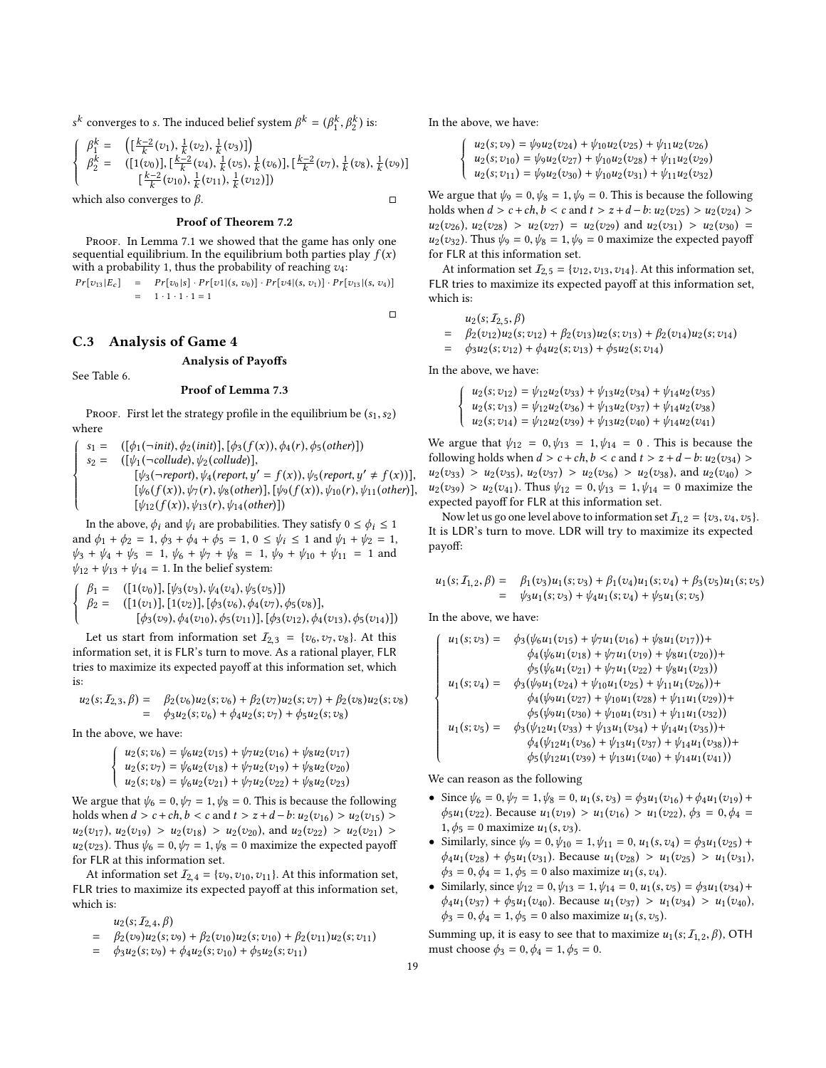$s^k$ converges to $s$. The induced belief system $\beta^k = (\beta_1^k, \beta_2^k)$ is:

$$\begin{cases} \beta_1^k = & \left([\frac{k-2}{k}(v_1), \frac{1}{k}(v_2), \frac{1}{k}(v_3)]\right) \\ \beta_2^k = & ([1(v_0)], [\frac{k-2}{k}(v_4), \frac{1}{k}(v_5), \frac{1}{k}(v_6)], [\frac{k-2}{k}(v_7), \frac{1}{k}(v_8), \frac{1}{k}(v_9)] \\ & [\frac{k-2}{k}(v_{10}), \frac{1}{k}(v_{11}), \frac{1}{k}(v_{12})]) \end{cases}$$

which also converges to $\beta$. □

**Proof of Theorem 7.2**

Proof. In Lemma 7.1 we showed that the game has only one sequential equilibrium. In the equilibrium both parties play $f(x)$ with a probability 1, thus the probability of reaching $v_4$:

$$\begin{aligned} Pr[v_{13}|E_c] &= Pr[v_0|s] \cdot Pr[v1|(s, v_0)] \cdot Pr[v4|(s, v_1)] \cdot Pr[v_{13}|(s, v_4)] \\ &= 1 \cdot 1 \cdot 1 \cdot 1 = 1 \end{aligned}$$

□

## C.3 Analysis of Game 4

**Analysis of Payoffs**

See Table 6.

**Proof of Lemma 7.3**

Proof. First let the strategy profile in the equilibrium be $(s_1, s_2)$ where

$$\begin{cases} s_1 = & ([\phi_1(\neg init), \phi_2(init)], [\phi_3(f(x)), \phi_4(r), \phi_5(other)]) \\ s_2 = & ([\psi_1(\neg collude), \psi_2(collude)], \\ & [\psi_3(\neg report), \psi_4(report, y' = f(x)), \psi_5(report, y' \neq f(x))], \\ & [\psi_6(f(x)), \psi_7(r), \psi_8(other)], [\psi_9(f(x)), \psi_{10}(r), \psi_{11}(other)], \\ & [\psi_{12}(f(x)), \psi_{13}(r), \psi_{14}(other)]) \end{cases}$$

In the above, $\phi_i$ and $\psi_i$ are probabilities. They satisfy $0 \le \phi_i \le 1$ and $\phi_1 + \phi_2 = 1$, $\phi_3 + \phi_4 + \phi_5 = 1$, $0 \le \psi_i \le 1$ and $\psi_1 + \psi_2 = 1$, $\psi_3 + \psi_4 + \psi_5 = 1$, $\psi_6 + \psi_7 + \psi_8 = 1$, $\psi_9 + \psi_{10} + \psi_{11} = 1$ and $\psi_{12} + \psi_{13} + \psi_{14} = 1$. In the belief system:

$$\begin{cases} \beta_1 = & ([1(v_0)], [\psi_3(v_3), \psi_4(v_4), \psi_5(v_5)]) \\ \beta_2 = & ([1(v_1)], [1(v_2)], [\phi_3(v_6), \phi_4(v_7), \phi_5(v_8)], \\ & [\phi_3(v_9), \phi_4(v_{10}), \phi_5(v_{11})], [\phi_3(v_{12}), \phi_4(v_{13}), \phi_5(v_{14})]) \end{cases}$$

Let us start from information set $\mathcal{I}_{2,3} = \{v_6, v_7, v_8\}$. At this information set, it is FLR's turn to move. As a rational player, FLR tries to maximize its expected payoff at this information set, which is:

$$\begin{aligned} u_2(s; \mathcal{I}_{2,3}, \beta) = & \beta_2(v_6)u_2(s; v_6) + \beta_2(v_7)u_2(s; v_7) + \beta_2(v_8)u_2(s; v_8) \\ = & \phi_3 u_2(s; v_6) + \phi_4 u_2(s; v_7) + \phi_5 u_2(s; v_8) \end{aligned}$$

In the above, we have:

$$\begin{cases} u_2(s; v_6) = \psi_6 u_2(v_{15}) + \psi_7 u_2(v_{16}) + \psi_8 u_2(v_{17}) \\ u_2(s; v_7) = \psi_6 u_2(v_{18}) + \psi_7 u_2(v_{19}) + \psi_8 u_2(v_{20}) \\ u_2(s; v_8) = \psi_6 u_2(v_{21}) + \psi_7 u_2(v_{22}) + \psi_8 u_2(v_{23}) \end{cases}$$

We argue that $\psi_6 = 0, \psi_7 = 1, \psi_8 = 0$. This is because the following holds when $d > c + ch$, $b < c$ and $t > z + d - b$: $u_2(v_{16}) > u_2(v_{15}) > u_2(v_{17})$, $u_2(v_{19}) > u_2(v_{18}) > u_2(v_{20})$, and $u_2(v_{22}) > u_2(v_{21}) > u_2(v_{23})$. Thus $\psi_6 = 0, \psi_7 = 1, \psi_8 = 0$ maximize the expected payoff for FLR at this information set.

At information set $\mathcal{I}_{2,4} = \{v_9, v_{10}, v_{11}\}$. At this information set, FLR tries to maximize its expected payoff at this information set, which is:

$$\begin{aligned} & u_2(s; \mathcal{I}_{2,4}, \beta) \\ = & \beta_2(v_9)u_2(s; v_9) + \beta_2(v_{10})u_2(s; v_{10}) + \beta_2(v_{11})u_2(s; v_{11}) \\ = & \phi_3 u_2(s; v_9) + \phi_4 u_2(s; v_{10}) + \phi_5 u_2(s; v_{11}) \end{aligned}$$

In the above, we have:

$$\begin{cases} u_2(s; v_9) = \psi_9 u_2(v_{24}) + \psi_{10} u_2(v_{25}) + \psi_{11} u_2(v_{26}) \\ u_2(s; v_{10}) = \psi_9 u_2(v_{27}) + \psi_{10} u_2(v_{28}) + \psi_{11} u_2(v_{29}) \\ u_2(s; v_{11}) = \psi_9 u_2(v_{30}) + \psi_{10} u_2(v_{31}) + \psi_{11} u_2(v_{32}) \end{cases}$$

We argue that $\psi_9 = 0, \psi_8 = 1, \psi_9 = 0$. This is because the following holds when $d > c + ch$, $b < c$ and $t > z + d - b$: $u_2(v_{25}) > u_2(v_{24}) > u_2(v_{26})$, $u_2(v_{28}) > u_2(v_{27}) = u_2(v_{29})$ and $u_2(v_{31}) > u_2(v_{30}) = u_2(v_{32})$. Thus $\psi_9 = 0, \psi_8 = 1, \psi_9 = 0$ maximize the expected payoff for FLR at this information set.

At information set $\mathcal{I}_{2,5} = \{v_{12}, v_{13}, v_{14}\}$. At this information set, FLR tries to maximize its expected payoff at this information set, which is:

$$\begin{aligned} & u_2(s; \mathcal{I}_{2,5}, \beta) \\ = & \beta_2(v_{12})u_2(s; v_{12}) + \beta_2(v_{13})u_2(s; v_{13}) + \beta_2(v_{14})u_2(s; v_{14}) \\ = & \phi_3 u_2(s; v_{12}) + \phi_4 u_2(s; v_{13}) + \phi_5 u_2(s; v_{14}) \end{aligned}$$

In the above, we have:

$$\begin{cases} u_2(s; v_{12}) = \psi_{12} u_2(v_{33}) + \psi_{13} u_2(v_{34}) + \psi_{14} u_2(v_{35}) \\ u_2(s; v_{13}) = \psi_{12} u_2(v_{36}) + \psi_{13} u_2(v_{37}) + \psi_{14} u_2(v_{38}) \\ u_2(s; v_{14}) = \psi_{12} u_2(v_{39}) + \psi_{13} u_2(v_{40}) + \psi_{14} u_2(v_{41}) \end{cases}$$

We argue that $\psi_{12} = 0, \psi_{13} = 1, \psi_{14} = 0$. This is because the following holds when $d > c + ch$, $b < c$ and $t > z + d - b$: $u_2(v_{34}) > u_2(v_{33}) > u_2(v_{35})$, $u_2(v_{37}) > u_2(v_{36}) > u_2(v_{38})$, and $u_2(v_{40}) > u_2(v_{39}) > u_2(v_{41})$. Thus $\psi_{12} = 0, \psi_{13} = 1, \psi_{14} = 0$ maximize the expected payoff for FLR at this information set.

Now let us go one level above to information set $\mathcal{I}_{1,2} = \{v_3, v_4, v_5\}$. It is LDR's turn to move. LDR will try to maximize its expected payoff:

$$\begin{aligned} u_1(s; \mathcal{I}_{1,2}, \beta) = & \beta_1(v_3)u_1(s; v_3) + \beta_1(v_4)u_1(s; v_4) + \beta_3(v_5)u_1(s; v_5) \\ = & \psi_3 u_1(s; v_3) + \psi_4 u_1(s; v_4) + \psi_5 u_1(s; v_5) \end{aligned}$$

In the above, we have:

$$\begin{cases} u_1(s; v_3) = & \phi_3(\psi_6 u_1(v_{15}) + \psi_7 u_1(v_{16}) + \psi_8 u_1(v_{17})) + \\ & \phi_4(\psi_6 u_1(v_{18}) + \psi_7 u_1(v_{19}) + \psi_8 u_1(v_{20})) + \\ & \phi_5(\psi_6 u_1(v_{21}) + \psi_7 u_1(v_{22}) + \psi_8 u_1(v_{23})) \\ u_1(s; v_4) = & \phi_3(\psi_9 u_1(v_{24}) + \psi_{10} u_1(v_{25}) + \psi_{11} u_1(v_{26})) + \\ & \phi_4(\psi_9 u_1(v_{27}) + \psi_{10} u_1(v_{28}) + \psi_{11} u_1(v_{29})) + \\ & \phi_5(\psi_9 u_1(v_{30}) + \psi_{10} u_1(v_{31}) + \psi_{11} u_1(v_{32})) \\ u_1(s; v_5) = & \phi_3(\psi_{12} u_1(v_{33}) + \psi_{13} u_1(v_{34}) + \psi_{14} u_1(v_{35})) + \\ & \phi_4(\psi_{12} u_1(v_{36}) + \psi_{13} u_1(v_{37}) + \psi_{14} u_1(v_{38})) + \\ & \phi_5(\psi_{12} u_1(v_{39}) + \psi_{13} u_1(v_{40}) + \psi_{14} u_1(v_{41})) \end{cases}$$

We can reason as the following

- Since $\psi_6 = 0, \psi_7 = 1, \psi_8 = 0$, $u_1(s, v_3) = \phi_3 u_1(v_{16}) + \phi_4 u_1(v_{19}) + \phi_5 u_1(v_{22})$. Because $u_1(v_{19}) > u_1(v_{16}) > u_1(v_{22})$, $\phi_3 = 0, \phi_4 = 1, \phi_5 = 0$ maximize $u_1(s, v_3)$.
- Similarly, since $\psi_9 = 0, \psi_{10} = 1, \psi_{11} = 0$, $u_1(s, v_4) = \phi_3 u_1(v_{25}) + \phi_4 u_1(v_{28}) + \phi_5 u_1(v_{31})$. Because $u_1(v_{28}) > u_1(v_{25}) > u_1(v_{31})$, $\phi_3 = 0, \phi_4 = 1, \phi_5 = 0$ also maximize $u_1(s, v_4)$.
- Similarly, since $\psi_{12} = 0, \psi_{13} = 1, \psi_{14} = 0$, $u_1(s, v_5) = \phi_3 u_1(v_{34}) + \phi_4 u_1(v_{37}) + \phi_5 u_1(v_{40})$. Because $u_1(v_{37}) > u_1(v_{34}) > u_1(v_{40})$, $\phi_3 = 0, \phi_4 = 1, \phi_5 = 0$ also maximize $u_1(s, v_5)$.

Summing up, it is easy to see that to maximize $u_1(s; \mathcal{I}_{1,2}, \beta)$, OTH must choose $\phi_3 = 0, \phi_4 = 1, \phi_5 = 0$.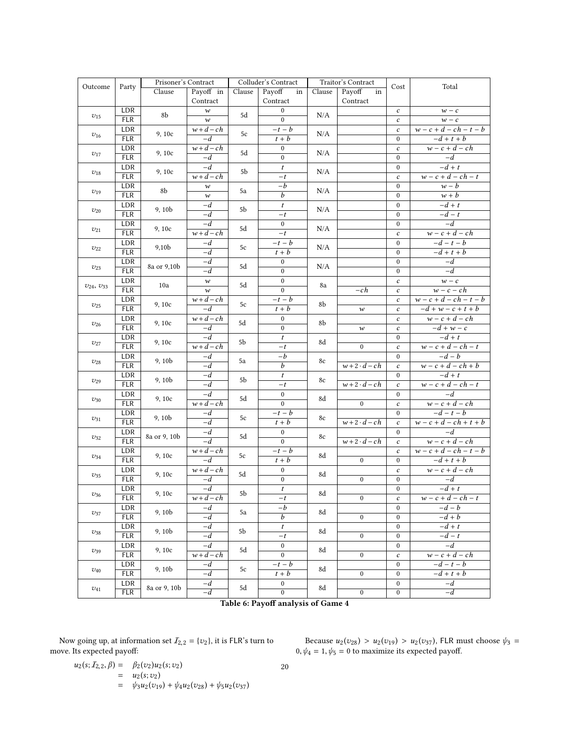| Outcome | Party | Prisoner's Contract | | Colluder's Contract | | Traitor's Contract | | Cost | Total |
|---|---|---|---|---|---|---|---|---|---|
| | | Clause | Payoff in Contract | Clause | Payoff in Contract | Clause | Payoff in Contract | | |
| $v_{15}$ | LDR | 8b | $w$ | 5d | 0 | N/A | | $c$ | $w-c$ |
| | FLR | | $w$ | | 0 | | | $c$ | $w-c$ |
| $v_{16}$ | LDR | 9, 10c | $w+d-ch$ | 5c | $-t-b$ | N/A | | $c$ | $w-c+d-ch-t-b$ |
| | FLR | | $-d$ | | $t+b$ | | | 0 | $-d+t+b$ |
| $v_{17}$ | LDR | 9, 10c | $w+d-ch$ | 5d | 0 | N/A | | $c$ | $w-c+d-ch$ |
| | FLR | | $-d$ | | 0 | | | 0 | $-d$ |
| $v_{18}$ | LDR | 9, 10c | $-d$ | 5b | $t$ | N/A | | 0 | $-d+t$ |
| | FLR | | $w+d-ch$ | | $-t$ | | | $c$ | $w-c+d-ch-t$ |
| $v_{19}$ | LDR | 8b | $w$ | 5a | $-b$ | N/A | | 0 | $w-b$ |
| | FLR | | $w$ | | $b$ | | | 0 | $w+b$ |
| $v_{20}$ | LDR | 9, 10b | $-d$ | 5b | $t$ | N/A | | 0 | $-d+t$ |
| | FLR | | $-d$ | | $-t$ | | | 0 | $-d-t$ |
| $v_{21}$ | LDR | 9, 10c | $-d$ | 5d | 0 | N/A | | 0 | $-d$ |
| | FLR | | $w+d-ch$ | | $-t$ | | | $c$ | $w-c+d-ch$ |
| $v_{22}$ | LDR | 9,10b | $-d$ | 5c | $-t-b$ | N/A | | 0 | $-d-t-b$ |
| | FLR | | $-d$ | | $t+b$ | | | 0 | $-d+t+b$ |
| $v_{23}$ | LDR | 8a or 9,10b | $-d$ | 5d | 0 | N/A | | 0 | $-d$ |
| | FLR | | $-d$ | | 0 | | | 0 | $-d$ |
| $v_{24}$, $v_{33}$ | LDR | 10a | $w$ | 5d | 0 | 8a | | $c$ | $w-c$ |
| | FLR | | $w$ | | 0 | | $-ch$ | $c$ | $w-c-ch$ |
| $v_{25}$ | LDR | 9, 10c | $w+d-ch$ | 5c | $-t-b$ | 8b | | $c$ | $w-c+d-ch-t-b$ |
| | FLR | | $-d$ | | $t+b$ | | $w$ | $c$ | $-d+w-c+t+b$ |
| $v_{26}$ | LDR | 9, 10c | $w+d-ch$ | 5d | 0 | 8b | | $c$ | $w-c+d-ch$ |
| | FLR | | $-d$ | | 0 | | $w$ | $c$ | $-d+w-c$ |
| $v_{27}$ | LDR | 9, 10c | $-d$ | 5b | $t$ | 8d | | 0 | $-d+t$ |
| | FLR | | $w+d-ch$ | | $-t$ | | 0 | $c$ | $w-c+d-ch-t$ |
| $v_{28}$ | LDR | 9, 10b | $-d$ | 5a | $-b$ | 8c | | 0 | $-d-b$ |
| | FLR | | $-d$ | | $b$ | | $w+2\cdot d-ch$ | $c$ | $w-c+d-ch+b$ |
| $v_{29}$ | LDR | 9, 10b | $-d$ | 5b | $t$ | 8c | | 0 | $-d+t$ |
| | FLR | | $-d$ | | $-t$ | | $w+2\cdot d-ch$ | $c$ | $w-c+d-ch-t$ |
| $v_{30}$ | LDR | 9, 10c | $-d$ | 5d | 0 | 8d | | 0 | $-d$ |
| | FLR | | $w+d-ch$ | | 0 | | 0 | $c$ | $w-c+d-ch$ |
| $v_{31}$ | LDR | 9, 10b | $-d$ | 5c | $-t-b$ | 8c | | 0 | $-d-t-b$ |
| | FLR | | $-d$ | | $t+b$ | | $w+2\cdot d-ch$ | $c$ | $w-c+d-ch+t+b$ |
| $v_{32}$ | LDR | 8a or 9, 10b | $-d$ | 5d | 0 | 8c | | 0 | $-d$ |
| | FLR | | $-d$ | | 0 | | $w+2\cdot d-ch$ | $c$ | $w-c+d-ch$ |
| $v_{34}$ | LDR | 9, 10c | $w+d-ch$ | 5c | $-t-b$ | 8d | | $c$ | $w-c+d-ch-t-b$ |
| | FLR | | $-d$ | | $t+b$ | | 0 | 0 | $-d+t+b$ |
| $v_{35}$ | LDR | 9, 10c | $w+d-ch$ | 5d | 0 | 8d | | $c$ | $w-c+d-ch$ |
| | FLR | | $-d$ | | 0 | | 0 | 0 | $-d$ |
| $v_{36}$ | LDR | 9, 10c | $-d$ | 5b | $t$ | 8d | | 0 | $-d+t$ |
| | FLR | | $w+d-ch$ | | $-t$ | | 0 | $c$ | $w-c+d-ch-t$ |
| $v_{37}$ | LDR | 9, 10b | $-d$ | 5a | $-b$ | 8d | | 0 | $-d-b$ |
| | FLR | | $-d$ | | $b$ | | 0 | 0 | $-d+b$ |
| $v_{38}$ | LDR | 9, 10b | $-d$ | 5b | $t$ | 8d | | 0 | $-d+t$ |
| | FLR | | $-d$ | | $-t$ | | 0 | 0 | $-d-t$ |
| $v_{39}$ | LDR | 9, 10c | $-d$ | 5d | 0 | 8d | | 0 | $-d$ |
| | FLR | | $w+d-ch$ | | 0 | | 0 | $c$ | $w-c+d-ch$ |
| $v_{40}$ | LDR | 9, 10b | $-d$ | 5c | $-t-b$ | 8d | | 0 | $-d-t-b$ |
| | FLR | | $-d$ | | $t+b$ | | 0 | 0 | $-d+t+b$ |
| $v_{41}$ | LDR | 8a or 9, 10b | $-d$ | 5d | 0 | 8d | | 0 | $-d$ |
| | FLR | | $-d$ | | 0 | | 0 | 0 | $-d$ |

**Table 6: Payoff analysis of Game 4**

Now going up, at information set $\mathcal{I}_{2,2} = \{v_2\}$, it is FLR's turn to move. Its expected payoff:

$$
\begin{aligned}
u_2(s; \mathcal{I}_{2,2}, \beta) &= \beta_2(v_2) u_2(s; v_2) \\
&= u_2(s; v_2) \\
&= \psi_3 u_2(v_{19}) + \psi_4 u_2(v_{28}) + \psi_5 u_2(v_{37})
\end{aligned}
$$

Because $u_2(v_{28}) > u_2(v_{19}) > u_2(v_{37})$, FLR must choose $\psi_3 = 0, \psi_4 = 1, \psi_5 = 0$ to maximize its expected payoff.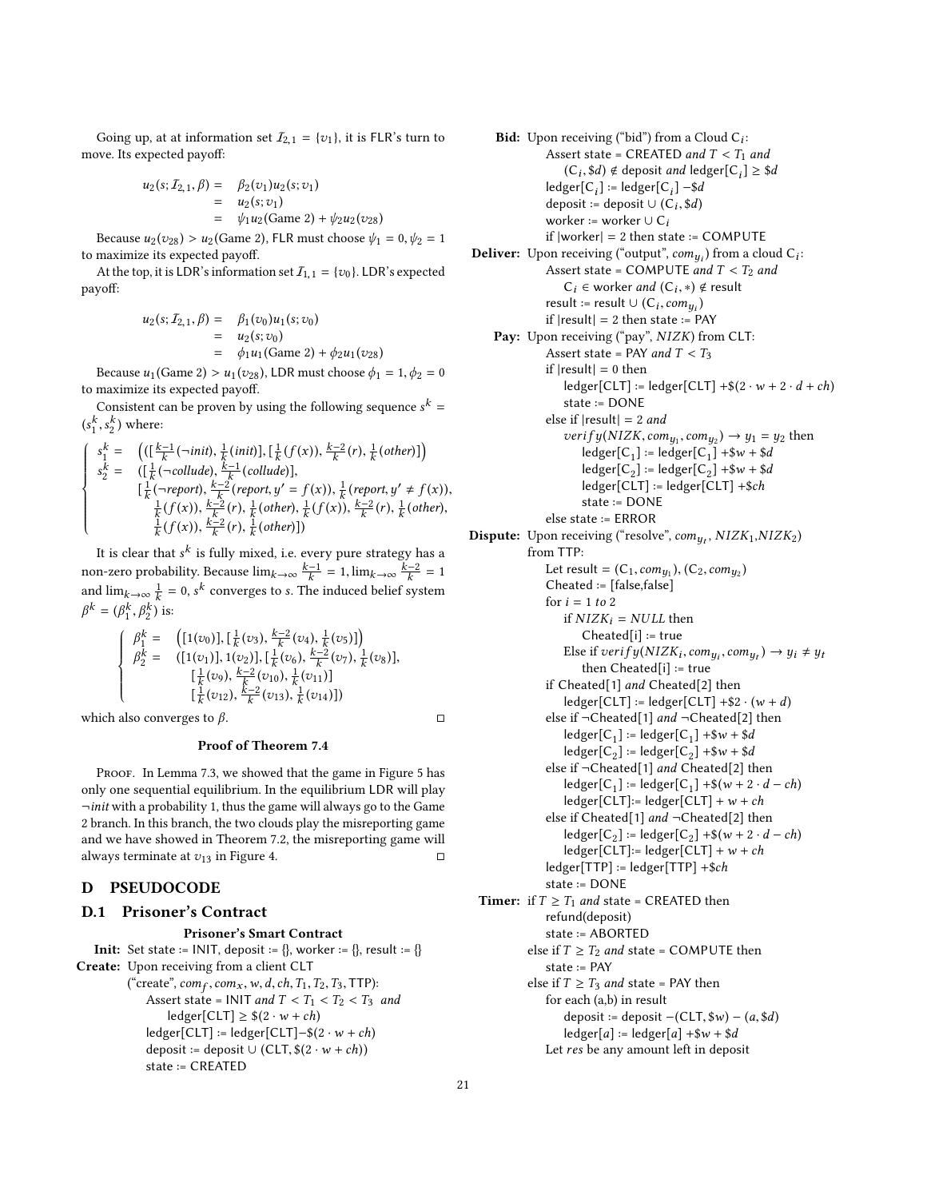Going up, at at information set $\mathcal{I}_{2,1} = \{v_1\}$, it is FLR's turn to move. Its expected payoff:

$$\begin{aligned} u_2(s; \mathcal{I}_{2,1}, \beta) &= \beta_2(v_1) u_2(s; v_1) \\ &= u_2(s; v_1) \\ &= \psi_1 u_2(\text{Game 2}) + \psi_2 u_2(v_{28}) \end{aligned}$$

Because $u_2(v_{28}) > u_2(\text{Game 2})$, FLR must choose $\psi_1 = 0, \psi_2 = 1$ to maximize its expected payoff.

At the top, it is LDR's information set $\mathcal{I}_{1,1} = \{v_0\}$. LDR's expected payoff:

$$\begin{aligned} u_2(s; \mathcal{I}_{2,1}, \beta) &= \beta_1(v_0) u_1(s; v_0) \\ &= u_2(s; v_0) \\ &= \phi_1 u_1(\text{Game 2}) + \phi_2 u_1(v_{28}) \end{aligned}$$

Because $u_1(\text{Game 2}) > u_1(v_{28})$, LDR must choose $\phi_1 = 1, \phi_2 = 0$ to maximize its expected payoff.

Consistent can be proven by using the following sequence $s^k = (s_1^k, s_2^k)$ where:

$$\begin{cases} s_1^k = & \left( ([\tfrac{k-1}{k}(\neg init), \tfrac{1}{k}(init)], [\tfrac{1}{k}(f(x)), \tfrac{k-2}{k}(r), \tfrac{1}{k}(other)] \right) \\ s_2^k = & ([\tfrac{1}{k}(\neg collude), \tfrac{k-1}{k}(collude)], \\ & [\tfrac{1}{k}(\neg report), \tfrac{k-2}{k}(report, y' = f(x)), \tfrac{1}{k}(report, y' \neq f(x)), \\ & \tfrac{1}{k}(f(x)), \tfrac{k-2}{k}(r), \tfrac{1}{k}(other), \tfrac{1}{k}(f(x)), \tfrac{k-2}{k}(r), \tfrac{1}{k}(other), \\ & \tfrac{1}{k}(f(x)), \tfrac{k-2}{k}(r), \tfrac{1}{k}(other)]) \end{cases}$$

It is clear that $s^k$ is fully mixed, i.e. every pure strategy has a non-zero probability. Because $\lim_{k\to\infty} \frac{k-1}{k} = 1, \lim_{k\to\infty} \frac{k-2}{k} = 1$ and $\lim_{k\to\infty} \frac{1}{k} = 0$, $s^k$ converges to $s$. The induced belief system $\beta^k = (\beta_1^k, \beta_2^k)$ is:

$$\begin{cases} \beta_1^k = & \left( [1(v_0)], [\tfrac{1}{k}(v_3), \tfrac{k-2}{k}(v_4), \tfrac{1}{k}(v_5)] \right) \\ \beta_2^k = & ([1(v_1)], 1(v_2)], [\tfrac{1}{k}(v_6), \tfrac{k-2}{k}(v_7), \tfrac{1}{k}(v_8)], \\ & [\tfrac{1}{k}(v_9), \tfrac{k-2}{k}(v_{10}), \tfrac{1}{k}(v_{11})] \\ & [\tfrac{1}{k}(v_{12}), \tfrac{k-2}{k}(v_{13}), \tfrac{1}{k}(v_{14})]) \end{cases}$$

which also converges to $\beta$. □

### Proof of Theorem 7.4

Proof. In Lemma 7.3, we showed that the game in Figure 5 has only one sequential equilibrium. In the equilibrium LDR will play $\neg init$ with a probability 1, thus the game will always go to the Game 2 branch. In this branch, the two clouds play the misreporting game and we have showed in Theorem 7.2, the misreporting game will always terminate at $v_{13}$ in Figure 4. □

## D PSEUDOCODE

### D.1 Prisoner's Contract

**Prisoner's Smart Contract**

```
Init: Set state := INIT, deposit := {}, worker := {}, result := {}
Create: Upon receiving from a client CLT
        ("create", com_f, com_x, w, d, ch, T1, T2, T3, TTP):
            Assert state = INIT and T < T1 < T2 < T3 and
                ledger[CLT] ≥ $(2 · w + ch)
            ledger[CLT] := ledger[CLT]−$(2 · w + ch)
            deposit := deposit ∪ (CLT, $(2 · w + ch))
            state := CREATED
Bid: Upon receiving ("bid") from a Cloud C_i:
        Assert state = CREATED and T < T1 and
            (C_i, $d) ∉ deposit and ledger[C_i] ≥ $d
        ledger[C_i] := ledger[C_i] −$d
        deposit := deposit ∪ (C_i, $d)
        worker := worker ∪ C_i
        if |worker| = 2 then state := COMPUTE
Deliver: Upon receiving ("output", com_{y_i}) from a cloud C_i:
        Assert state = COMPUTE and T < T2 and
            C_i ∈ worker and (C_i, ∗) ∉ result
        result := result ∪ (C_i, com_{y_i})
        if |result| = 2 then state := PAY
Pay: Upon receiving ("pay", NIZK) from CLT:
        Assert state = PAY and T < T3
        if |result| = 0 then
            ledger[CLT] := ledger[CLT] +$(2 · w + 2 · d + ch)
            state := DONE
        else if |result| = 2 and
            verify(NIZK, com_{y_1}, com_{y_2}) → y1 = y2 then
                ledger[C1] := ledger[C1] +$w + $d
                ledger[C2] := ledger[C2] +$w + $d
                ledger[CLT] := ledger[CLT] +$ch
                state := DONE
        else state := ERROR
Dispute: Upon receiving ("resolve", com_{y_t}, NIZK1, NIZK2)
        from TTP:
            Let result = (C1, com_{y_1}), (C2, com_{y_2})
            Cheated := [false,false]
            for i = 1 to 2
                if NIZK_i = NULL then
                    Cheated[i] := true
                Else if verify(NIZK_i, com_{y_i}, com_{y_t}) → y_i ≠ y_t
                    then Cheated[i] := true
            if Cheated[1] and Cheated[2] then
                ledger[CLT] := ledger[CLT] +$2 · (w + d)
            else if ¬Cheated[1] and ¬Cheated[2] then
                ledger[C1] := ledger[C1] +$w + $d
                ledger[C2] := ledger[C2] +$w + $d
            else if ¬Cheated[1] and Cheated[2] then
                ledger[C1] := ledger[C1] +$(w + 2 · d − ch)
                ledger[CLT]:= ledger[CLT] + w + ch
            else if Cheated[1] and ¬Cheated[2] then
                ledger[C2] := ledger[C2] +$(w + 2 · d − ch)
                ledger[CLT]:= ledger[CLT] + w + ch
            ledger[TTP] := ledger[TTP] +$ch
            state := DONE
Timer: if T ≥ T1 and state = CREATED then
            refund(deposit)
            state := ABORTED
        else if T ≥ T2 and state = COMPUTE then
            state := PAY
        else if T ≥ T3 and state = PAY then
            for each (a,b) in result
                deposit := deposit −(CLT, $w) − (a, $d)
                ledger[a] := ledger[a] +$w + $d
            Let res be any amount left in deposit
```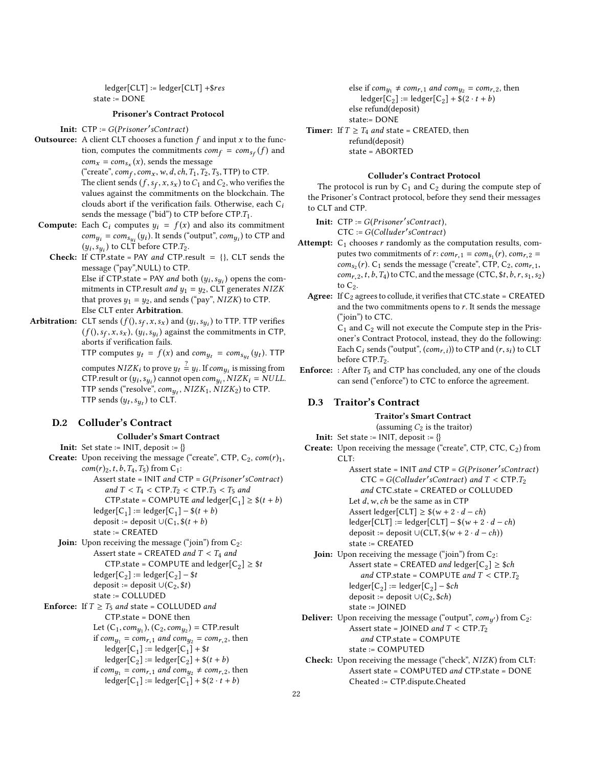ledger[CLT] := ledger[CLT] +\$*res*
state := DONE

**Prisoner's Contract Protocol**

**Init:** CTP := $G(Prisoner'sContract)$

**Outsource:** A client CLT chooses a function $f$ and input $x$ to the function, computes the commitments $com_f = com_{s_f}(f)$ and $com_x = com_{s_x}(x)$, sends the message ("create", $com_f, com_x, w, d, ch, T_1, T_2, T_3$, TTP) to CTP. The client sends $(f, s_f, x, s_x)$ to $C_1$ and $C_2$, who verifies the values against the commitments on the blockchain. The clouds abort if the verification fails. Otherwise, each $C_i$ sends the message ("bid") to CTP before CTP.$T_1$.

**Compute:** Each $C_i$ computes $y_i = f(x)$ and also its commitment $com_{y_i} = com_{s_{y_i}}(y_i)$. It sends ("output", $com_{y_i}$) to CTP and $(y_i, s_{y_i})$ to CLT before CTP.$T_2$.

**Check:** If CTP.state = PAY *and* CTP.result = {}, CLT sends the message ("pay",NULL) to CTP.
Else if CTP.state = PAY *and* both $(y_i, s_{y_i})$ opens the commitments in CTP.result *and* $y_1 = y_2$, CLT generates *NIZK* that proves $y_1 = y_2$, and sends ("pay", *NIZK*) to CTP.
Else CLT enter **Arbitration**.

**Arbitration:** CLT sends $(f(), s_f, x, s_x)$ and $(y_i, s_{y_i})$ to TTP. TTP verifies $(f(), s_f, x, s_x)$, $(y_i, s_{y_i})$ against the commitments in CTP, aborts if verification fails.
TTP computes $y_t = f(x)$ and $com_{y_t} = com_{s_{y_t}}(y_t)$. TTP computes $NIZK_i$ to prove $y_t \stackrel{?}{=} y_i$. If $com_{y_i}$ is missing from CTP.result or $(y_i, s_{y_i})$ cannot open $com_{y_i}$, $NIZK_i = NULL$.
TTP sends ("resolve", $com_{y_t}$, $NIZK_1$, $NIZK_2$) to CTP.
TTP sends $(y_t, s_{y_t})$ to CLT.

## D.2 Colluder's Contract

**Colluder's Smart Contract**

**Init:** Set state := INIT, deposit := {}

**Create:** Upon receiving the message ("create", CTP, $C_2$, $com(r)_1$, $com(r)_2, t, b, T_4, T_5$) from $C_1$:
Assert state = INIT *and* CTP = $G(Prisoner'sContract)$ *and* $T < T_4 <$ CTP.$T_2 <$ CTP.$T_3 < T_5$ *and* CTP.state = COMPUTE *and* ledger[$C_1$] $\geq \$(t + b)$
ledger[$C_1$] := ledger[$C_1$] $- \$(t + b)$
deposit := deposit $\cup(C_1, \$(t + b)$
state := CREATED

**Join:** Upon receiving the message ("join") from $C_2$:
Assert state = CREATED *and* $T < T_4$ *and* CTP.state = COMPUTE and ledger[$C_2$] $\geq \$t$
ledger[$C_2$] := ledger[$C_2$] $- \$t$
deposit := deposit $\cup(C_2, \$t)$
state := COLLUDED

**Enforce:** If $T \geq T_5$ and state = COLLUDED *and* CTP.state = DONE then
Let $(C_1, com_{y_1}), (C_2, com_{y_2})$ = CTP.result
if $com_{y_1} = com_{r,1}$ *and* $com_{y_2} = com_{r,2}$, then
ledger[$C_1$] := ledger[$C_1$] + \$$t$
ledger[$C_2$] := ledger[$C_2$] + \$$(t + b)$
if $com_{y_1} = com_{r,1}$ *and* $com_{y_2} \neq com_{r,2}$, then
ledger[$C_1$] := ledger[$C_1$] + \$$(2 \cdot t + b)$
else if $com_{y_1} \neq com_{r,1}$ *and* $com_{y_2} = com_{r,2}$, then
ledger[$C_2$] := ledger[$C_2$] + \$$(2 \cdot t + b)$
else refund(deposit)
state:= DONE

**Timer:** If $T \geq T_4$ *and* state = CREATED, then
refund(deposit)
state = ABORTED

**Colluder's Contract Protocol**

The protocol is run by $C_1$ and $C_2$ during the compute step of the Prisoner's Contract protocol, before they send their messages to CLT and CTP.

**Init:** CTP := $G(Prisoner'sContract)$,
CTC := $G(Colluder'sContract)$

**Attempt:** $C_1$ chooses $r$ randomly as the computation results, computes two commitments of $r$: $com_{r,1} = com_{s_1}(r)$, $com_{r,2} = com_{s_2}(r)$. $C_1$ sends the message ("create", CTP, $C_2$, $com_{r,1}$, $com_{r,2}, t, b, T_4$) to CTC, and the message (CTC, \$$t, b, r, s_1, s_2$) to $C_2$.

**Agree:** If $C_2$ agrees to collude, it verifies that CTC.state = CREATED and the two commitments opens to $r$. It sends the message ("join") to CTC.
$C_1$ and $C_2$ will not execute the Compute step in the Prisoner's Contract Protocol, instead, they do the following: Each $C_i$ sends ("output", $(com_{r,i})$) to CTP and $(r, s_i)$ to CLT before CTP.$T_2$.

**Enforce:** : After $T_5$ and CTP has concluded, any one of the clouds can send ("enforce") to CTC to enforce the agreement.

## D.3 Traitor's Contract

**Traitor's Smart Contract**
(assuming $C_2$ is the traitor)

**Init:** Set state := INIT, deposit := {}

**Create:** Upon receiving the message ("create", CTP, CTC, $C_2$) from CLT:
Assert state = INIT *and* CTP = $G(Prisoner'sContract)$ CTC = $G(Colluder'sContract)$ *and* $T <$ CTP.$T_2$ *and* CTC.state = CREATED or COLLUDED
Let $d, w, ch$ be the same as in CTP
Assert ledger[CLT] $\geq \$(w + 2 \cdot d - ch)$
ledger[CLT] := ledger[CLT] $- \$(w + 2 \cdot d - ch)$
deposit := deposit $\cup$(CLT, $\$(w + 2 \cdot d - ch)$)
state := CREATED

**Join:** Upon receiving the message ("join") from $C_2$:
Assert state = CREATED *and* ledger[$C_2$] $\geq \$ch$ *and* CTP.state = COMPUTE *and* $T <$ CTP.$T_2$
ledger[$C_2$] := ledger[$C_2$] $- \$ch$
deposit := deposit $\cup(C_2, \$ch)$
state := JOINED

**Deliver:** Upon receiving the message ("output", $com_{y'}$) from $C_2$:
Assert state = JOINED *and* $T <$ CTP.$T_2$ *and* CTP.state = COMPUTE
state := COMPUTED

**Check:** Upon receiving the message ("check", *NIZK*) from CLT:
Assert state = COMPUTED *and* CTP.state = DONE
Cheated := CTP.dispute.Cheated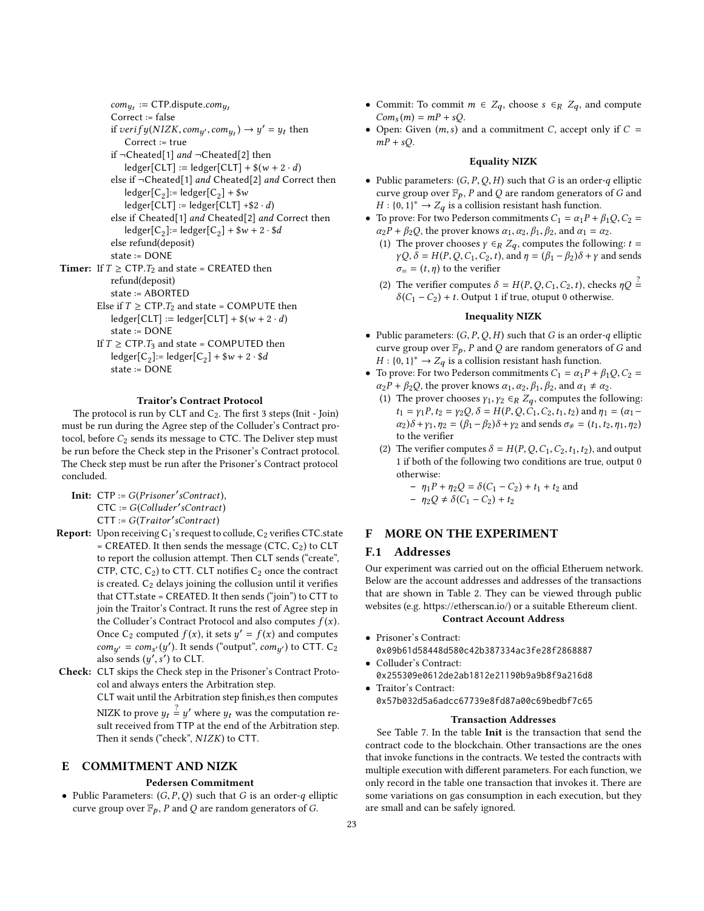$com_{y_t}$ := CTP.dispute.$com_{y_t}$
Correct := false
if $verify(NIZK, com_{y'}, com_{y_t}) \rightarrow y' = y_t$ then
  Correct := true
if ¬Cheated[1] *and* ¬Cheated[2] then
  ledger[CLT] := ledger[CLT] + \$$(w + 2 \cdot d)$
else if ¬Cheated[1] *and* Cheated[2] *and* Correct then
  ledger[$C_2$]:= ledger[$C_2$] + \$$w$
  ledger[CLT] := ledger[CLT] +\$$2 \cdot d$)
else if Cheated[1] *and* Cheated[2] *and* Correct then
  ledger[$C_2$]:= ledger[$C_2$] + \$$w$ + $2 \cdot$ \$$d$
else refund(deposit)
state := DONE

**Timer:** If $T \geq$ CTP.$T_2$ and state = CREATED then
  refund(deposit)
  state := ABORTED
Else if $T \geq$ CTP.$T_2$ and state = COMPUTE then
  ledger[CLT] := ledger[CLT] + \$$(w + 2 \cdot d)$
  state := DONE
If $T \geq$ CTP.$T_3$ and state = COMPUTED then
  ledger[$C_2$]:= ledger[$C_2$] + \$$w$ + $2 \cdot$ \$$d$
  state := DONE

**Traitor's Contract Protocol**

The protocol is run by CLT and $C_2$. The first 3 steps (Init - Join) must be run during the Agree step of the Colluder's Contract protocol, before $C_2$ sends its message to CTC. The Deliver step must be run before the Check step in the Prisoner's Contract protocol. The Check step must be run after the Prisoner's Contract protocol concluded.

**Init:** CTP := $G(Prisoner'sContract)$,
CTC := $G(Colluder'sContract)$
CTT := $G(Traitor'sContract)$

**Report:** Upon receiving $C_1$'s request to collude, $C_2$ verifies CTC.state = CREATED. It then sends the message (CTC, $C_2$) to CLT to report the collusion attempt. Then CLT sends ("create", CTP, CTC, $C_2$) to CTT. CLT notifies $C_2$ once the contract is created. $C_2$ delays joining the collusion until it verifies that CTT.state = CREATED. It then sends ("join") to CTT to join the Traitor's Contract. It runs the rest of Agree step in the Colluder's Contract Protocol and also computes $f(x)$. Once $C_2$ computed $f(x)$, it sets $y' = f(x)$ and computes $com_{y'} = com_{s'}(y')$. It sends ("output", $com_{y'}$) to CTT. $C_2$ also sends $(y', s')$ to CLT.

**Check:** CLT skips the Check step in the Prisoner's Contract Protocol and always enters the Arbitration step.
CLT wait until the Arbitration step finish,es then computes NIZK to prove $y_t \stackrel{?}{=} y'$ where $y_t$ was the computation result received from TTP at the end of the Arbitration step. Then it sends ("check", $NIZK$) to CTT.

# E COMMITMENT AND NIZK

**Pedersen Commitment**

- Public Parameters: $(G, P, Q)$ such that $G$ is an order-$q$ elliptic curve group over $\mathbb{F}_p$, $P$ and $Q$ are random generators of $G$.
- Commit: To commit $m \in Z_q$, choose $s \in_R Z_q$, and compute $Com_s(m) = mP + sQ$.
- Open: Given $(m, s)$ and a commitment $C$, accept only if $C = mP + sQ$.

**Equality NIZK**

- Public parameters: $(G, P, Q, H)$ such that $G$ is an order-$q$ elliptic curve group over $\mathbb{F}_p$, $P$ and $Q$ are random generators of $G$ and $H : \{0, 1\}^* \rightarrow Z_q$ is a collision resistant hash function.
- To prove: For two Pederson commitments $C_1 = \alpha_1 P + \beta_1 Q, C_2 = \alpha_2 P + \beta_2 Q$, the prover knows $\alpha_1, \alpha_2, \beta_1, \beta_2$, and $\alpha_1 = \alpha_2$.
  (1) The prover chooses $\gamma \in_R Z_q$, computes the following: $t = \gamma Q, \delta = H(P, Q, C_1, C_2, t)$, and $\eta = (\beta_1 - \beta_2)\delta + \gamma$ and sends $\sigma_= = (t, \eta)$ to the verifier
  (2) The verifier computes $\delta = H(P, Q, C_1, C_2, t)$, checks $\eta Q \stackrel{?}{=} \delta(C_1 - C_2) + t$. Output 1 if true, otuput 0 otherwise.

**Inequality NIZK**

- Public parameters: $(G, P, Q, H)$ such that $G$ is an order-$q$ elliptic curve group over $\mathbb{F}_p$, $P$ and $Q$ are random generators of $G$ and $H : \{0, 1\}^* \rightarrow Z_q$ is a collision resistant hash function.
- To prove: For two Pederson commitments $C_1 = \alpha_1 P + \beta_1 Q, C_2 = \alpha_2 P + \beta_2 Q$, the prover knows $\alpha_1, \alpha_2, \beta_1, \beta_2$, and $\alpha_1 \neq \alpha_2$.
  (1) The prover chooses $\gamma_1, \gamma_2 \in_R Z_q$, computes the following: $t_1 = \gamma_1 P, t_2 = \gamma_2 Q, \delta = H(P, Q, C_1, C_2, t_1, t_2)$ and $\eta_1 = (\alpha_1 - \alpha_2)\delta + \gamma_1, \eta_2 = (\beta_1 - \beta_2)\delta + \gamma_2$ and sends $\sigma_{\neq} = (t_1, t_2, \eta_1, \eta_2)$ to the verifier
  (2) The verifier computes $\delta = H(P, Q, C_1, C_2, t_1, t_2)$, and output 1 if both of the following two conditions are true, output 0 otherwise:
    - $\eta_1 P + \eta_2 Q = \delta(C_1 - C_2) + t_1 + t_2$ and
    - $\eta_2 Q \neq \delta(C_1 - C_2) + t_2$

# F MORE ON THE EXPERIMENT

## F.1 Addresses

Our experiment was carried out on the official Etheruem network. Below are the account addresses and addresses of the transactions that are shown in Table 2. They can be viewed through public websites (e.g. https://etherscan.io/) or a suitable Ethereum client.

**Contract Account Address**

- Prisoner's Contract:
`0x09b61d58448d580c42b387334ac3fe28f2868887`
- Colluder's Contract:
`0x255309e0612de2ab1812e21190b9a9b8f9a216d8`
- Traitor's Contract:
`0x57b032d5a6adcc67739e8fd87a00c69bedbf7c65`

**Transaction Addresses**

See Table 7. In the table **Init** is the transaction that send the contract code to the blockchain. Other transactions are the ones that invoke functions in the contracts. We tested the contracts with multiple execution with different parameters. For each function, we only record in the table one transaction that invokes it. There are some variations on gas consumption in each execution, but they are small and can be safely ignored.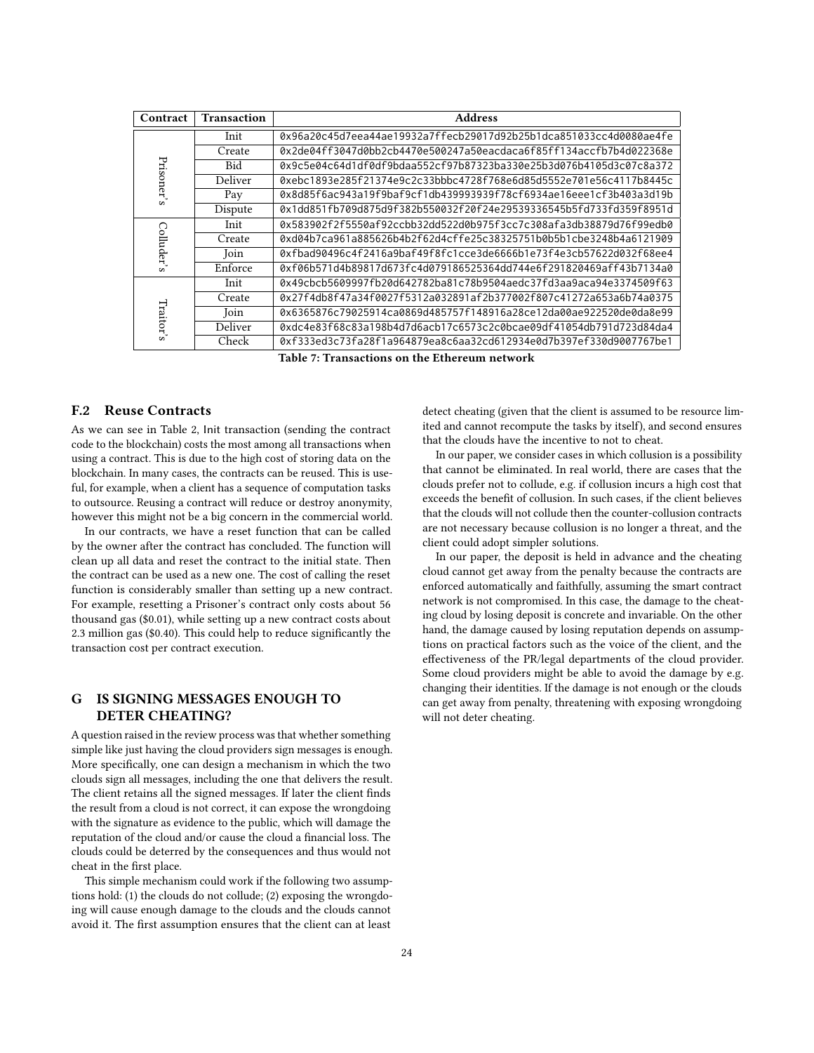| Contract | Transaction | Address |
|---|---|---|
| Prisoner's | Init | 0x96a20c45d7eea44ae19932a7ffecb29017d92b25b1dca851033cc4d0080ae4fe |
| | Create | 0x2de04ff3047d0bb2cb4470e500247a50eacdaca6f85ff134accfb7b4d022368e |
| | Bid | 0x9c5e04c64d1df0df9bdaa552cf97b87323ba330e25b3d076b4105d3c07c8a372 |
| | Deliver | 0xebc1893e285f21374e9c2c33bbbc4728f768e6d85d5552e701e56c4117b8445c |
| | Pay | 0x8d85f6ac943a19f9baf9cf1db439993939f78cf6934ae16eee1cf3b403a3d19b |
| | Dispute | 0x1dd851fb709d875d9f382b550032f20f24e29539336545b5fd733fd359f8951d |
| Colluder's | Init | 0x583902f2f5550af92ccbb32dd522d0b975f3cc7c308afa3db38879d76f99edb0 |
| | Create | 0xd04b7ca961a885626b4b2f62d4cffe25c38325751b0b5b1cbe3248b4a6121909 |
| | Join | 0xfbad90496c4f2416a9baf49f8fc1cce3de6666b1e73f4e3cb57622d032f68ee4 |
| | Enforce | 0xf06b571d4b89817d673fc4d079186525364dd744e6f291820469aff43b7134a0 |
| Traitor's | Init | 0x49cbcb5609997fb20d642782ba81c78b9504aedc37fd3aa9aca94e3374509f63 |
| | Create | 0x27f4db8f47a34f0027f5312a032891af2b377002f807c41272a653a6b74a0375 |
| | Join | 0x6365876c79025914ca0869d485757f148916a28ce12da00ae922520de0da8e99 |
| | Deliver | 0xdc4e83f68c83a198b4d7d6acb17c6573c2c0bcae09df41054db791d723d84da4 |
| | Check | 0xf333ed3c73fa28f1a964879ea8c6aa32cd612934e0d7b397ef330d9007767be1 |

**Table 7: Transactions on the Ethereum network**

### F.2 Reuse Contracts

As we can see in Table 2, Init transaction (sending the contract code to the blockchain) costs the most among all transactions when using a contract. This is due to the high cost of storing data on the blockchain. In many cases, the contracts can be reused. This is useful, for example, when a client has a sequence of computation tasks to outsource. Reusing a contract will reduce or destroy anonymity, however this might not be a big concern in the commercial world.

In our contracts, we have a reset function that can be called by the owner after the contract has concluded. The function will clean up all data and reset the contract to the initial state. Then the contract can be used as a new one. The cost of calling the reset function is considerably smaller than setting up a new contract. For example, resetting a Prisoner's contract only costs about 56 thousand gas ($0.01), while setting up a new contract costs about 2.3 million gas ($0.40). This could help to reduce significantly the transaction cost per contract execution.

## G IS SIGNING MESSAGES ENOUGH TO DETER CHEATING?

A question raised in the review process was that whether something simple like just having the cloud providers sign messages is enough. More specifically, one can design a mechanism in which the two clouds sign all messages, including the one that delivers the result. The client retains all the signed messages. If later the client finds the result from a cloud is not correct, it can expose the wrongdoing with the signature as evidence to the public, which will damage the reputation of the cloud and/or cause the cloud a financial loss. The clouds could be deterred by the consequences and thus would not cheat in the first place.

This simple mechanism could work if the following two assumptions hold: (1) the clouds do not collude; (2) exposing the wrongdoing will cause enough damage to the clouds and the clouds cannot avoid it. The first assumption ensures that the client can at least detect cheating (given that the client is assumed to be resource limited and cannot recompute the tasks by itself), and second ensures that the clouds have the incentive to not to cheat.

In our paper, we consider cases in which collusion is a possibility that cannot be eliminated. In real world, there are cases that the clouds prefer not to collude, e.g. if collusion incurs a high cost that exceeds the benefit of collusion. In such cases, if the client believes that the clouds will not collude then the counter-collusion contracts are not necessary because collusion is no longer a threat, and the client could adopt simpler solutions.

In our paper, the deposit is held in advance and the cheating cloud cannot get away from the penalty because the contracts are enforced automatically and faithfully, assuming the smart contract network is not compromised. In this case, the damage to the cheating cloud by losing deposit is concrete and invariable. On the other hand, the damage caused by losing reputation depends on assumptions on practical factors such as the voice of the client, and the effectiveness of the PR/legal departments of the cloud provider. Some cloud providers might be able to avoid the damage by e.g. changing their identities. If the damage is not enough or the clouds can get away from penalty, threatening with exposing wrongdoing will not deter cheating.